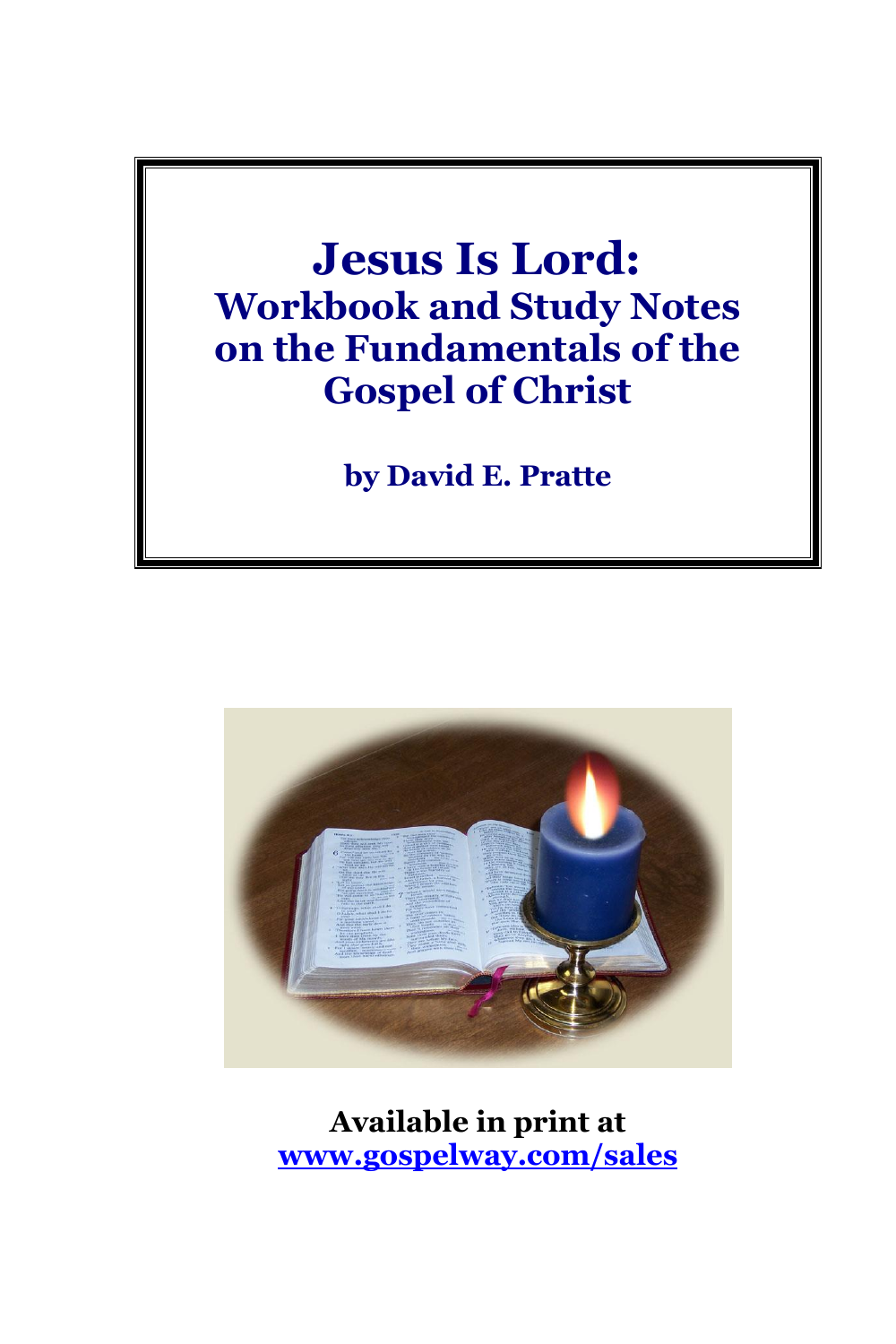# Jesus Is Lord:

## Workbook and Study Notes on the Fundamentals of the Gospel of Christ

**by David E. Pratte**

**Available in print at [www.gospelway.com/sales](www.gospelway.com/sales)**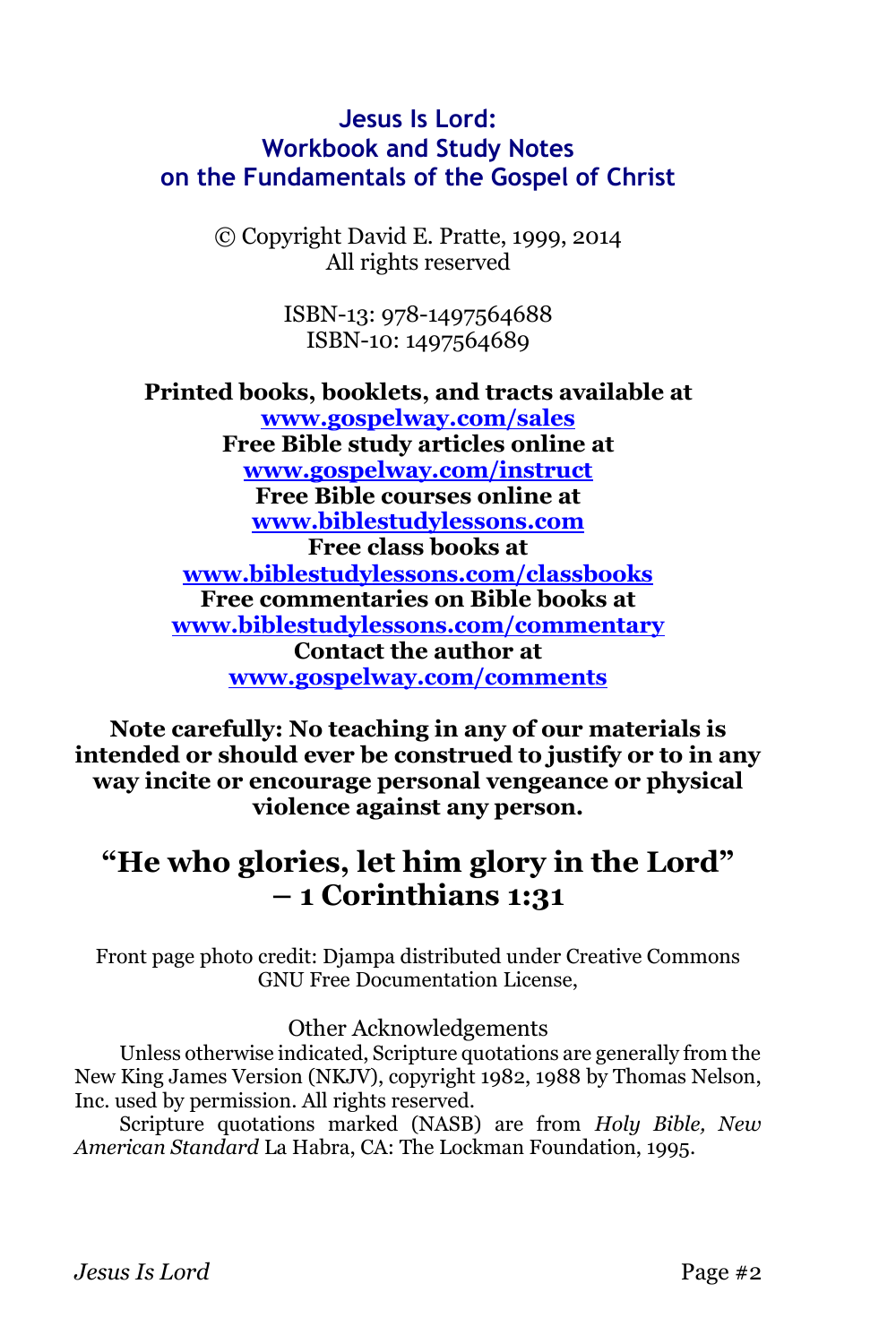# Jesus Is Lord: Workbook and Study Notes on the Fundamentals of the Gospel of Christ

© Copyright David E. Pratte, 1999, 2014
All rights reserved

ISBN-13: 978-1497564688
ISBN-10: 1497564689

**Printed books, booklets, and tracts available at**
**www.gospelway.com/sales**
**Free Bible study articles online at**
**www.gospelway.com/instruct**
**Free Bible courses online at**
**www.biblestudylessons.com**
**Free class books at**
**www.biblestudylessons.com/classbooks**
**Free commentaries on Bible books at**
**www.biblestudylessons.com/commentary**
**Contact the author at**
**www.gospelway.com/comments**

**Note carefully: No teaching in any of our materials is intended or should ever be construed to justify or to in any way incite or encourage personal vengeance or physical violence against any person.**

## "He who glories, let him glory in the Lord" – 1 Corinthians 1:31

Front page photo credit: Djampa distributed under Creative Commons GNU Free Documentation License,

Other Acknowledgements

Unless otherwise indicated, Scripture quotations are generally from the New King James Version (NKJV), copyright 1982, 1988 by Thomas Nelson, Inc. used by permission. All rights reserved.

Scripture quotations marked (NASB) are from *Holy Bible, New American Standard* La Habra, CA: The Lockman Foundation, 1995.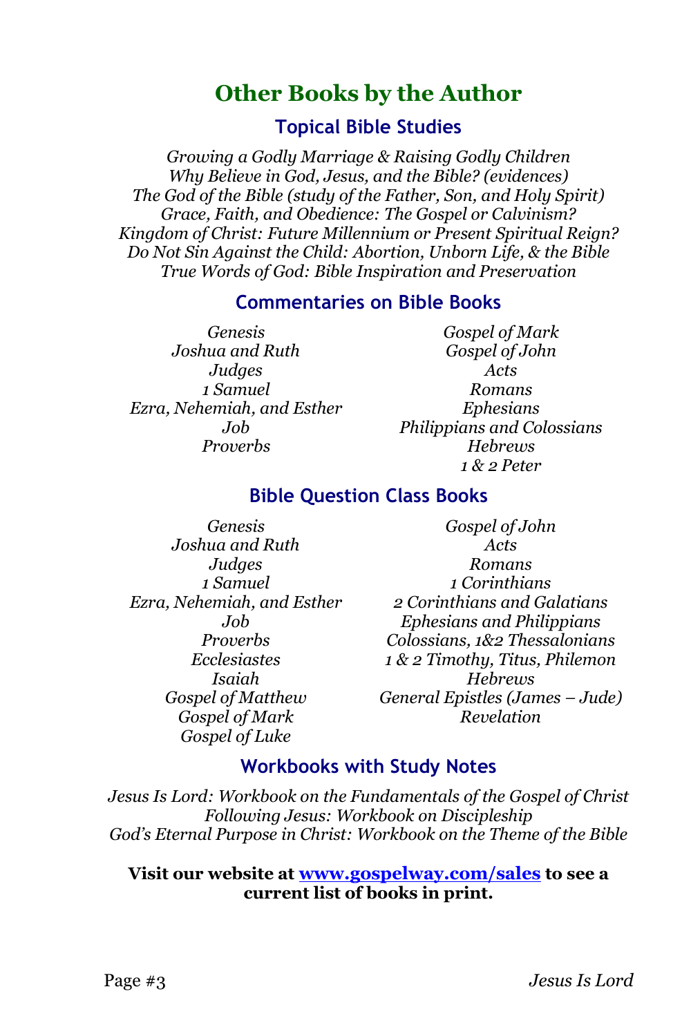# Other Books by the Author

## Topical Bible Studies

*Growing a Godly Marriage & Raising Godly Children*
*Why Believe in God, Jesus, and the Bible? (evidences)*
*The God of the Bible (study of the Father, Son, and Holy Spirit)*
*Grace, Faith, and Obedience: The Gospel or Calvinism?*
*Kingdom of Christ: Future Millennium or Present Spiritual Reign?*
*Do Not Sin Against the Child: Abortion, Unborn Life, & the Bible*
*True Words of God: Bible Inspiration and Preservation*

## Commentaries on Bible Books

*Genesis*
*Joshua and Ruth*
*Judges*
*1 Samuel*
*Ezra, Nehemiah, and Esther*
*Job*
*Proverbs*
*Gospel of Mark*
*Gospel of John*
*Acts*
*Romans*
*Ephesians*
*Philippians and Colossians*
*Hebrews*
*1 & 2 Peter*

## Bible Question Class Books

*Genesis*
*Joshua and Ruth*
*Judges*
*1 Samuel*
*Ezra, Nehemiah, and Esther*
*Job*
*Proverbs*
*Ecclesiastes*
*Isaiah*
*Gospel of Matthew*
*Gospel of Mark*
*Gospel of Luke*
*Gospel of John*
*Acts*
*Romans*
*1 Corinthians*
*2 Corinthians and Galatians*
*Ephesians and Philippians*
*Colossians, 1&2 Thessalonians*
*1 & 2 Timothy, Titus, Philemon*
*Hebrews*
*General Epistles (James – Jude)*
*Revelation*

## Workbooks with Study Notes

*Jesus Is Lord: Workbook on the Fundamentals of the Gospel of Christ*
*Following Jesus: Workbook on Discipleship*
*God's Eternal Purpose in Christ: Workbook on the Theme of the Bible*

**Visit our website at [www.gospelway.com/sales](http://www.gospelway.com/sales) to see a current list of books in print.**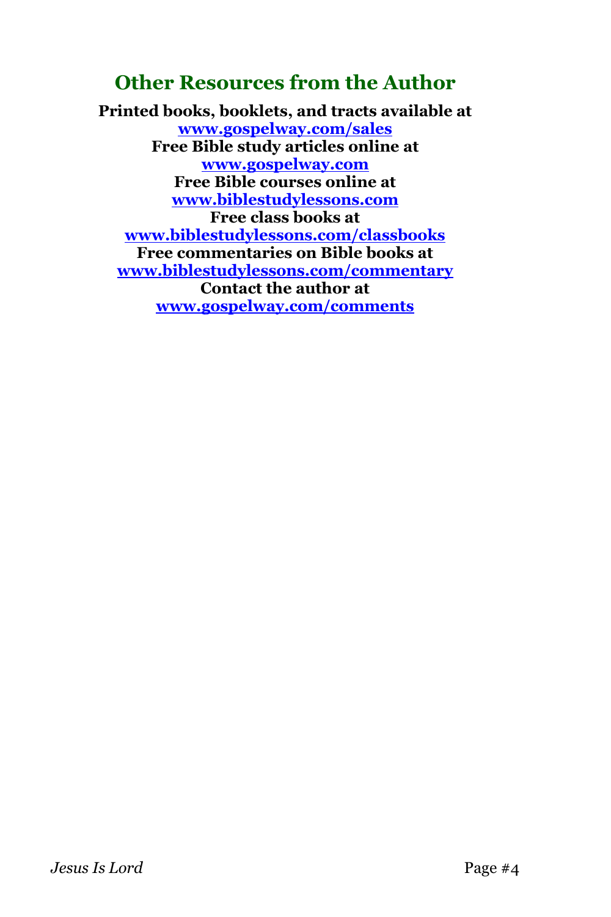## Other Resources from the Author

**Printed books, booklets, and tracts available at**
**[www.gospelway.com/sales](www.gospelway.com/sales)**
**Free Bible study articles online at**
**[www.gospelway.com](www.gospelway.com)**
**Free Bible courses online at**
**[www.biblestudylessons.com](www.biblestudylessons.com)**
**Free class books at**
**[www.biblestudylessons.com/classbooks](www.biblestudylessons.com/classbooks)**
**Free commentaries on Bible books at**
**[www.biblestudylessons.com/commentary](www.biblestudylessons.com/commentary)**
**Contact the author at**
**[www.gospelway.com/comments](www.gospelway.com/comments)**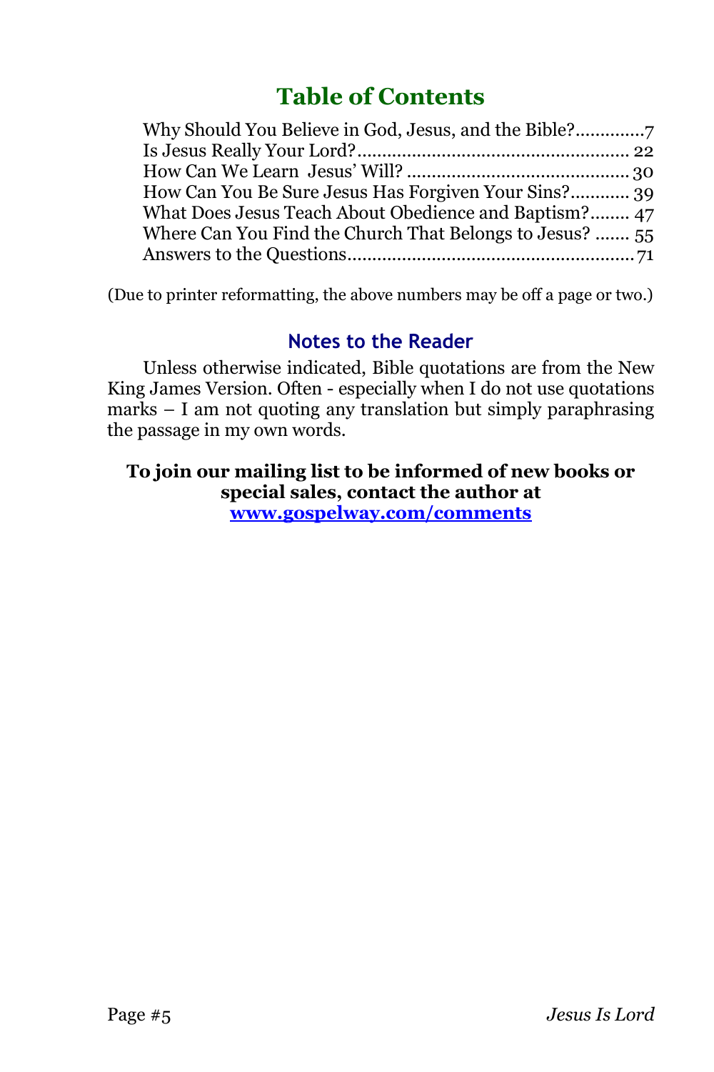# Table of Contents

Why Should You Believe in God, Jesus, and the Bible?.............7
Is Jesus Really Your Lord?...................................................... 22
How Can We Learn  Jesus' Will? ............................................ 30
How Can You Be Sure Jesus Has Forgiven Your Sins?............ 39
What Does Jesus Teach About Obedience and Baptism?........ 47
Where Can You Find the Church That Belongs to Jesus? ....... 55
Answers to the Questions......................................................... 71

(Due to printer reformatting, the above numbers may be off a page or two.)

## Notes to the Reader

Unless otherwise indicated, Bible quotations are from the New King James Version. Often - especially when I do not use quotations marks – I am not quoting any translation but simply paraphrasing the passage in my own words.

**To join our mailing list to be informed of new books or special sales, contact the author at [www.gospelway.com/comments](www.gospelway.com/comments)**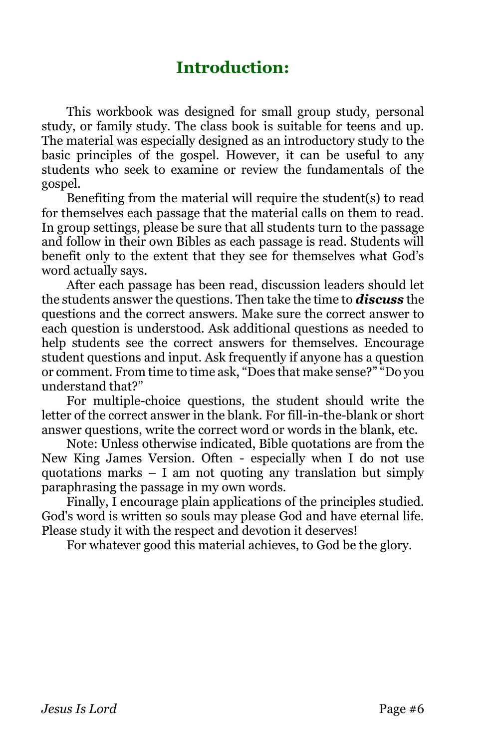# Introduction:

This workbook was designed for small group study, personal study, or family study. The class book is suitable for teens and up. The material was especially designed as an introductory study to the basic principles of the gospel. However, it can be useful to any students who seek to examine or review the fundamentals of the gospel.

Benefiting from the material will require the student(s) to read for themselves each passage that the material calls on them to read. In group settings, please be sure that all students turn to the passage and follow in their own Bibles as each passage is read. Students will benefit only to the extent that they see for themselves what God's word actually says.

After each passage has been read, discussion leaders should let the students answer the questions. Then take the time to ***discuss*** the questions and the correct answers. Make sure the correct answer to each question is understood. Ask additional questions as needed to help students see the correct answers for themselves. Encourage student questions and input. Ask frequently if anyone has a question or comment. From time to time ask, "Does that make sense?" "Do you understand that?"

For multiple-choice questions, the student should write the letter of the correct answer in the blank. For fill-in-the-blank or short answer questions, write the correct word or words in the blank, etc.

Note: Unless otherwise indicated, Bible quotations are from the New King James Version. Often - especially when I do not use quotations marks – I am not quoting any translation but simply paraphrasing the passage in my own words.

Finally, I encourage plain applications of the principles studied. God's word is written so souls may please God and have eternal life. Please study it with the respect and devotion it deserves!

For whatever good this material achieves, to God be the glory.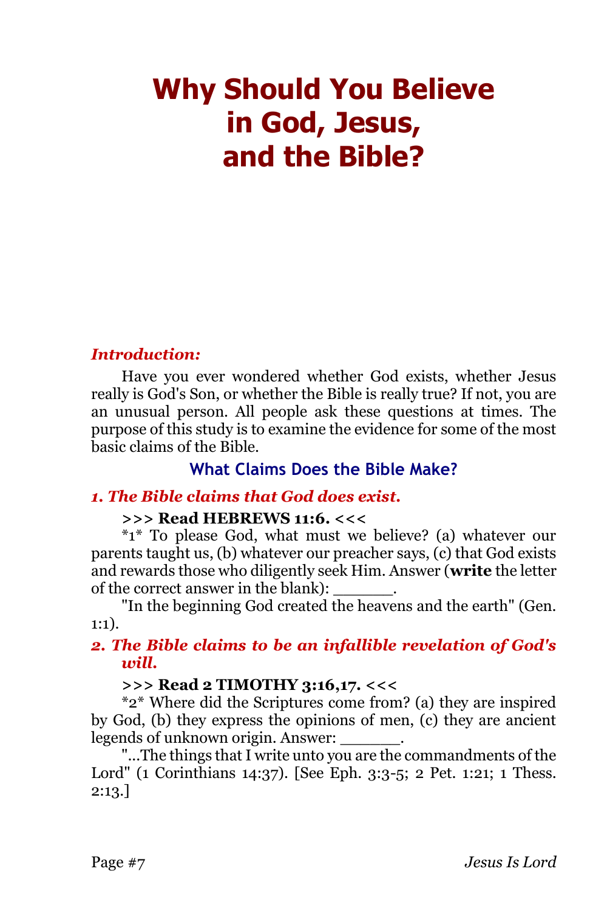# Why Should You Believe in God, Jesus, and the Bible?

***Introduction:***

Have you ever wondered whether God exists, whether Jesus really is God's Son, or whether the Bible is really true? If not, you are an unusual person. All people ask these questions at times. The purpose of this study is to examine the evidence for some of the most basic claims of the Bible.

## What Claims Does the Bible Make?

### *1. The Bible claims that God does exist.*

**>>> Read HEBREWS 11:6. <<<**

*1* To please God, what must we believe? (a) whatever our parents taught us, (b) whatever our preacher says, (c) that God exists and rewards those who diligently seek Him. Answer (**write** the letter of the correct answer in the blank): ______.

"In the beginning God created the heavens and the earth" (Gen. 1:1).

### *2. The Bible claims to be an infallible revelation of God's will.*

**>>> Read 2 TIMOTHY 3:16,17. <<<**

*2* Where did the Scriptures come from? (a) they are inspired by God, (b) they express the opinions of men, (c) they are ancient legends of unknown origin. Answer: ______.

"...The things that I write unto you are the commandments of the Lord" (1 Corinthians 14:37). [See Eph. 3:3-5; 2 Pet. 1:21; 1 Thess. 2:13.]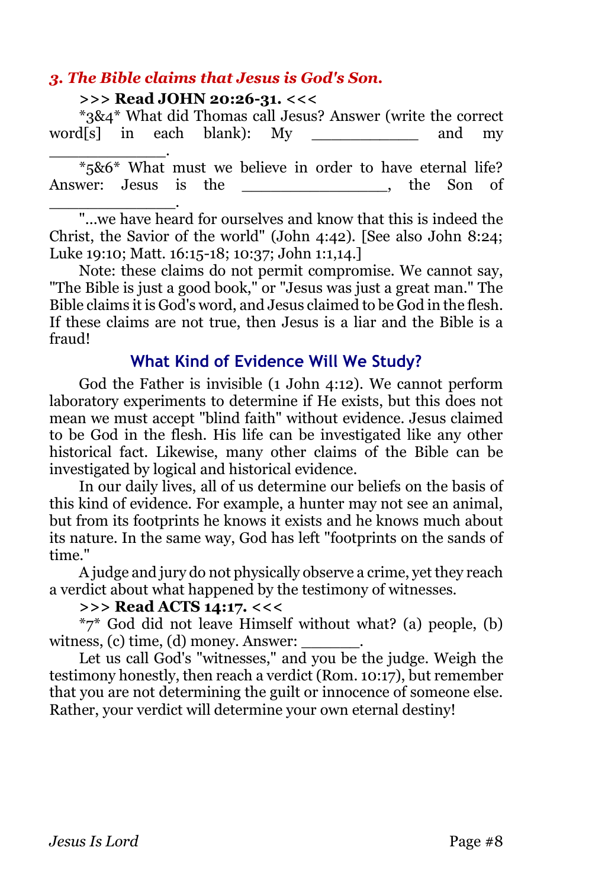### *3. The Bible claims that Jesus is God's Son.*

**>>> Read JOHN 20:26-31. <<<**

*3&4* What did Thomas call Jesus? Answer (write the correct word[s] in each blank): My ___________ and my ____________.

*5&6* What must we believe in order to have eternal life? Answer: Jesus is the ______________, the Son of _____________.

"...we have heard for ourselves and know that this is indeed the Christ, the Savior of the world" (John 4:42). [See also John 8:24; Luke 19:10; Matt. 16:15-18; 10:37; John 1:1,14.]

Note: these claims do not permit compromise. We cannot say, "The Bible is just a good book," or "Jesus was just a great man." The Bible claims it is God's word, and Jesus claimed to be God in the flesh. If these claims are not true, then Jesus is a liar and the Bible is a fraud!

## What Kind of Evidence Will We Study?

God the Father is invisible (1 John 4:12). We cannot perform laboratory experiments to determine if He exists, but this does not mean we must accept "blind faith" without evidence. Jesus claimed to be God in the flesh. His life can be investigated like any other historical fact. Likewise, many other claims of the Bible can be investigated by logical and historical evidence.

In our daily lives, all of us determine our beliefs on the basis of this kind of evidence. For example, a hunter may not see an animal, but from its footprints he knows it exists and he knows much about its nature. In the same way, God has left "footprints on the sands of time."

A judge and jury do not physically observe a crime, yet they reach a verdict about what happened by the testimony of witnesses.

**>>> Read ACTS 14:17. <<<**

*7* God did not leave Himself without what? (a) people, (b) witness, (c) time, (d) money. Answer: ______.

Let us call God's "witnesses," and you be the judge. Weigh the testimony honestly, then reach a verdict (Rom. 10:17), but remember that you are not determining the guilt or innocence of someone else. Rather, your verdict will determine your own eternal destiny!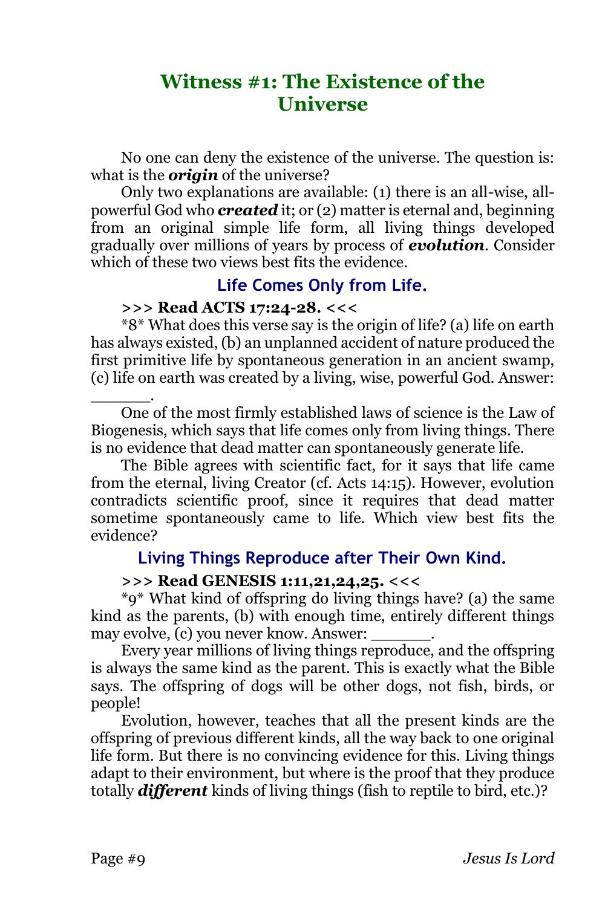# Witness #1: The Existence of the Universe

No one can deny the existence of the universe. The question is: what is the ***origin*** of the universe?

Only two explanations are available: (1) there is an all-wise, all-powerful God who ***created*** it; or (2) matter is eternal and, beginning from an original simple life form, all living things developed gradually over millions of years by process of ***evolution***. Consider which of these two views best fits the evidence.

### Life Comes Only from Life.

**>>> Read ACTS 17:24-28. <<<**

*8* What does this verse say is the origin of life? (a) life on earth has always existed, (b) an unplanned accident of nature produced the first primitive life by spontaneous generation in an ancient swamp, (c) life on earth was created by a living, wise, powerful God. Answer: ______.

One of the most firmly established laws of science is the Law of Biogenesis, which says that life comes only from living things. There is no evidence that dead matter can spontaneously generate life.

The Bible agrees with scientific fact, for it says that life came from the eternal, living Creator (cf. Acts 14:15). However, evolution contradicts scientific proof, since it requires that dead matter sometime spontaneously came to life. Which view best fits the evidence?

### Living Things Reproduce after Their Own Kind.

**>>> Read GENESIS 1:11,21,24,25. <<<**

*9* What kind of offspring do living things have? (a) the same kind as the parents, (b) with enough time, entirely different things may evolve, (c) you never know. Answer: ______.

Every year millions of living things reproduce, and the offspring is always the same kind as the parent. This is exactly what the Bible says. The offspring of dogs will be other dogs, not fish, birds, or people!

Evolution, however, teaches that all the present kinds are the offspring of previous different kinds, all the way back to one original life form. But there is no convincing evidence for this. Living things adapt to their environment, but where is the proof that they produce totally ***different*** kinds of living things (fish to reptile to bird, etc.)?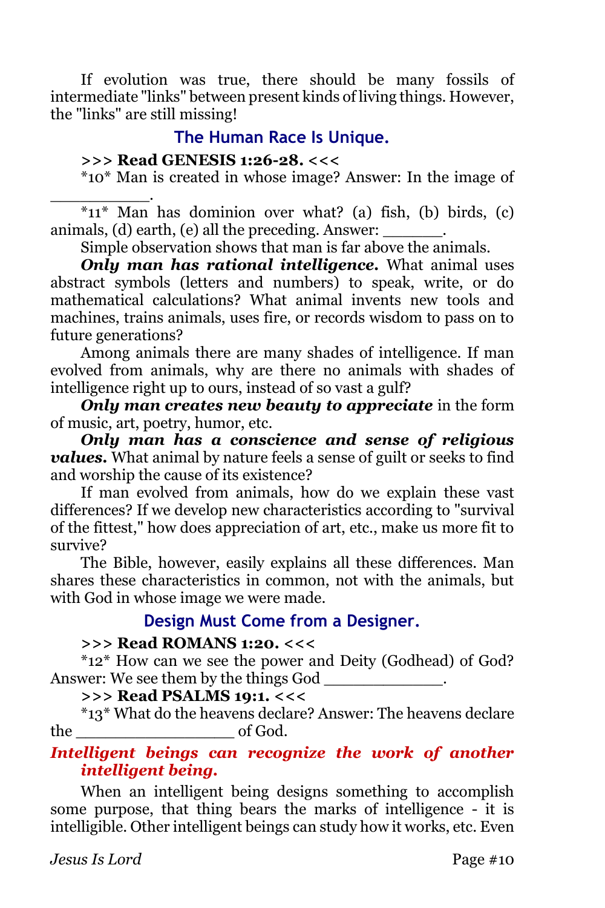If evolution was true, there should be many fossils of intermediate "links" between present kinds of living things. However, the "links" are still missing!

### The Human Race Is Unique.

**>>> Read GENESIS 1:26-28. <<<**

*10* Man is created in whose image? Answer: In the image of __________.

*11* Man has dominion over what? (a) fish, (b) birds, (c) animals, (d) earth, (e) all the preceding. Answer: ______.

Simple observation shows that man is far above the animals.

***Only man has rational intelligence.*** What animal uses abstract symbols (letters and numbers) to speak, write, or do mathematical calculations? What animal invents new tools and machines, trains animals, uses fire, or records wisdom to pass on to future generations?

Among animals there are many shades of intelligence. If man evolved from animals, why are there no animals with shades of intelligence right up to ours, instead of so vast a gulf?

***Only man creates new beauty to appreciate*** in the form of music, art, poetry, humor, etc.

***Only man has a conscience and sense of religious values.*** What animal by nature feels a sense of guilt or seeks to find and worship the cause of its existence?

If man evolved from animals, how do we explain these vast differences? If we develop new characteristics according to "survival of the fittest," how does appreciation of art, etc., make us more fit to survive?

The Bible, however, easily explains all these differences. Man shares these characteristics in common, not with the animals, but with God in whose image we were made.

### Design Must Come from a Designer.

**>>> Read ROMANS 1:20. <<<**

*12* How can we see the power and Deity (Godhead) of God? Answer: We see them by the things God ____________.

**>>> Read PSALMS 19:1. <<<**

*13* What do the heavens declare? Answer: The heavens declare the ________________ of God.

***Intelligent beings can recognize the work of another intelligent being.***

When an intelligent being designs something to accomplish some purpose, that thing bears the marks of intelligence - it is intelligible. Other intelligent beings can study how it works, etc. Even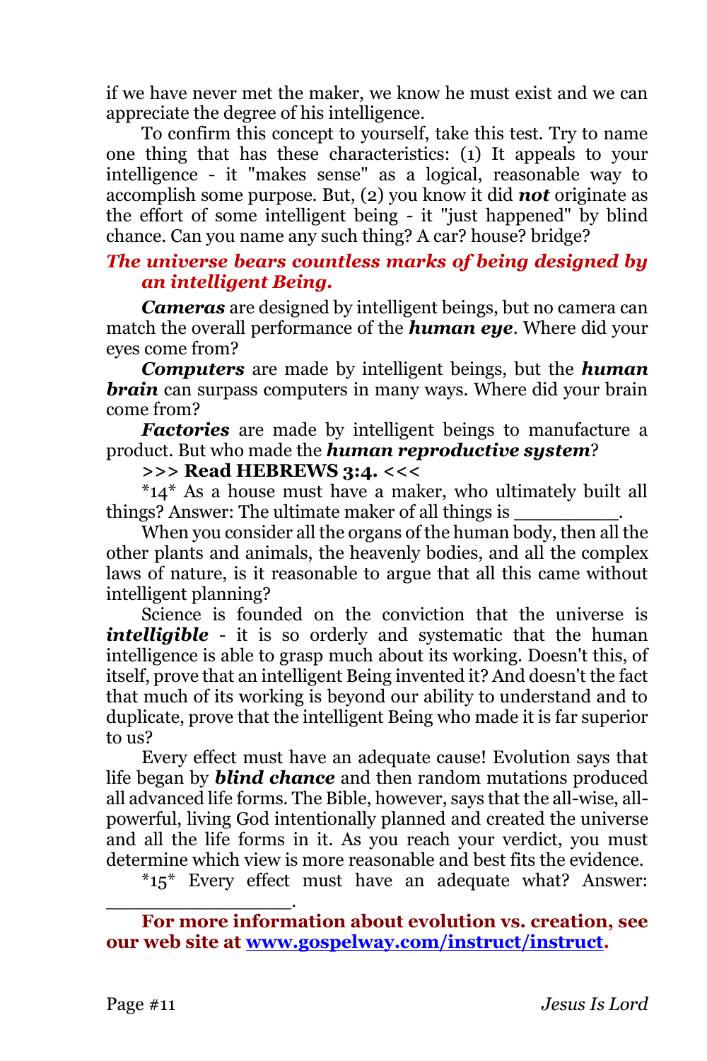if we have never met the maker, we know he must exist and we can appreciate the degree of his intelligence.

To confirm this concept to yourself, take this test. Try to name one thing that has these characteristics: (1) It appeals to your intelligence - it "makes sense" as a logical, reasonable way to accomplish some purpose. But, (2) you know it did ***not*** originate as the effort of some intelligent being - it "just happened" by blind chance. Can you name any such thing? A car? house? bridge?

***The universe bears countless marks of being designed by an intelligent Being.***

***Cameras*** are designed by intelligent beings, but no camera can match the overall performance of the ***human eye***. Where did your eyes come from?

***Computers*** are made by intelligent beings, but the ***human brain*** can surpass computers in many ways. Where did your brain come from?

***Factories*** are made by intelligent beings to manufacture a product. But who made the ***human reproductive system***?

**>>> Read HEBREWS 3:4. <<<**

*14* As a house must have a maker, who ultimately built all things? Answer: The ultimate maker of all things is _________.

When you consider all the organs of the human body, then all the other plants and animals, the heavenly bodies, and all the complex laws of nature, is it reasonable to argue that all this came without intelligent planning?

Science is founded on the conviction that the universe is ***intelligible*** - it is so orderly and systematic that the human intelligence is able to grasp much about its working. Doesn't this, of itself, prove that an intelligent Being invented it? And doesn't the fact that much of its working is beyond our ability to understand and to duplicate, prove that the intelligent Being who made it is far superior to us?

Every effect must have an adequate cause! Evolution says that life began by ***blind chance*** and then random mutations produced all advanced life forms. The Bible, however, says that the all-wise, all-powerful, living God intentionally planned and created the universe and all the life forms in it. As you reach your verdict, you must determine which view is more reasonable and best fits the evidence.

*15* Every effect must have an adequate what? Answer: _______________.

**For more information about evolution vs. creation, see our web site at [www.gospelway.com/instruct/instruct](http://www.gospelway.com/instruct/instruct).**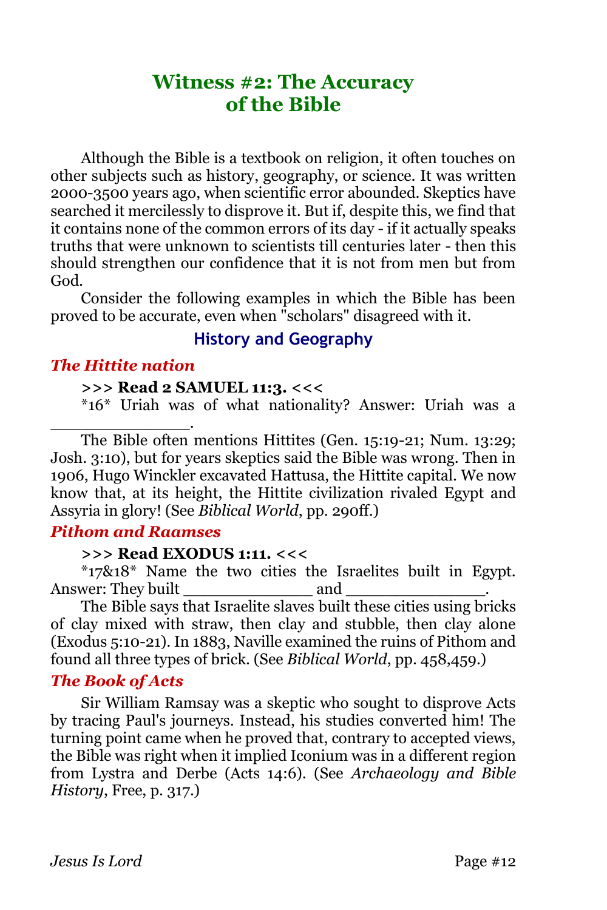# Witness #2: The Accuracy of the Bible

Although the Bible is a textbook on religion, it often touches on other subjects such as history, geography, or science. It was written 2000-3500 years ago, when scientific error abounded. Skeptics have searched it mercilessly to disprove it. But if, despite this, we find that it contains none of the common errors of its day - if it actually speaks truths that were unknown to scientists till centuries later - then this should strengthen our confidence that it is not from men but from God.

Consider the following examples in which the Bible has been proved to be accurate, even when "scholars" disagreed with it.

## History and Geography

### *The Hittite nation*

**>>> Read 2 SAMUEL 11:3. <<<**

*16* Uriah was of what nationality? Answer: Uriah was a _______________.

The Bible often mentions Hittites (Gen. 15:19-21; Num. 13:29; Josh. 3:10), but for years skeptics said the Bible was wrong. Then in 1906, Hugo Winckler excavated Hattusa, the Hittite capital. We now know that, at its height, the Hittite civilization rivaled Egypt and Assyria in glory! (See *Biblical World*, pp. 290ff.)

### *Pithom and Raamses*

**>>> Read EXODUS 1:11. <<<**

*17&18* Name the two cities the Israelites built in Egypt. Answer: They built ______________ and _______________.

The Bible says that Israelite slaves built these cities using bricks of clay mixed with straw, then clay and stubble, then clay alone (Exodus 5:10-21). In 1883, Naville examined the ruins of Pithom and found all three types of brick. (See *Biblical World*, pp. 458,459.)

### *The Book of Acts*

Sir William Ramsay was a skeptic who sought to disprove Acts by tracing Paul's journeys. Instead, his studies converted him! The turning point came when he proved that, contrary to accepted views, the Bible was right when it implied Iconium was in a different region from Lystra and Derbe (Acts 14:6). (See *Archaeology and Bible History*, Free, p. 317.)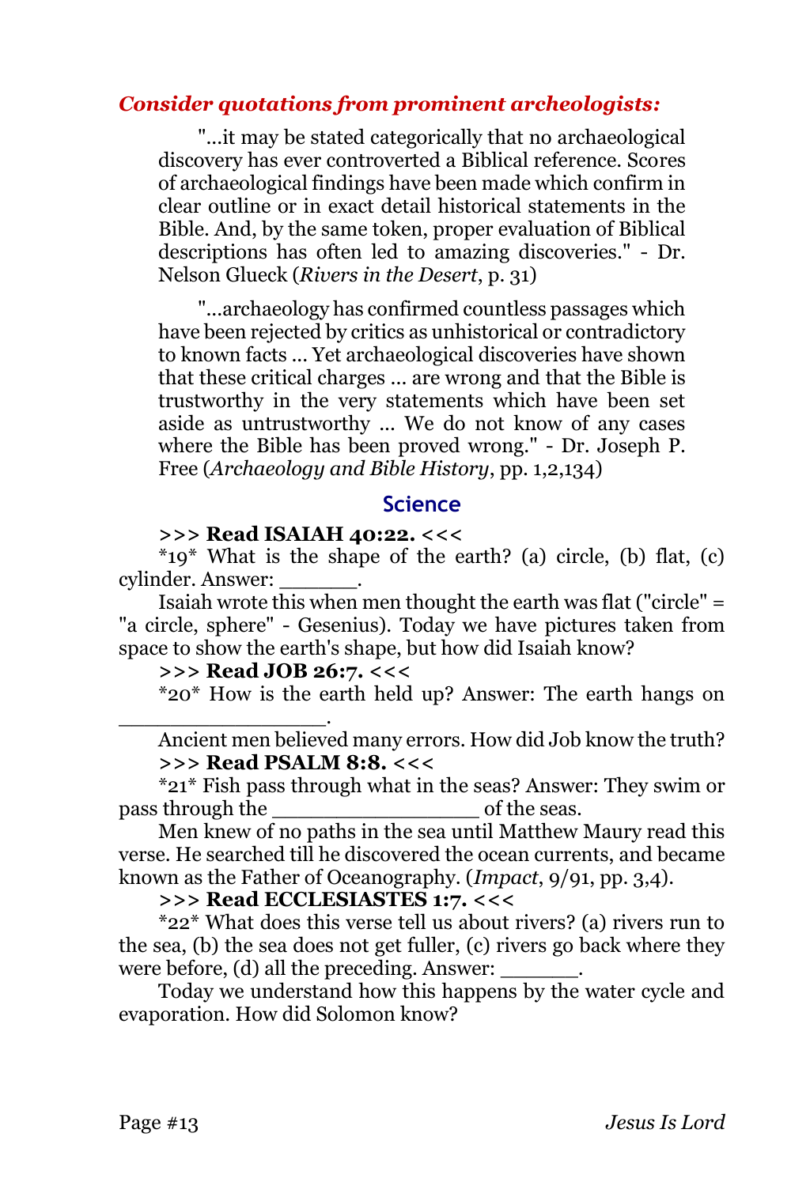***Consider quotations from prominent archeologists:***

> "...it may be stated categorically that no archaeological discovery has ever controverted a Biblical reference. Scores of archaeological findings have been made which confirm in clear outline or in exact detail historical statements in the Bible. And, by the same token, proper evaluation of Biblical descriptions has often led to amazing discoveries." - Dr. Nelson Glueck (*Rivers in the Desert*, p. 31)

> "...archaeology has confirmed countless passages which have been rejected by critics as unhistorical or contradictory to known facts ... Yet archaeological discoveries have shown that these critical charges ... are wrong and that the Bible is trustworthy in the very statements which have been set aside as untrustworthy ... We do not know of any cases where the Bible has been proved wrong." - Dr. Joseph P. Free (*Archaeology and Bible History*, pp. 1,2,134)

## Science

**>>> Read ISAIAH 40:22. <<<**

*19* What is the shape of the earth? (a) circle, (b) flat, (c) cylinder. Answer: ______.

Isaiah wrote this when men thought the earth was flat ("circle" = "a circle, sphere" - Gesenius). Today we have pictures taken from space to show the earth's shape, but how did Isaiah know?

**>>> Read JOB 26:7. <<<**

*20* How is the earth held up? Answer: The earth hangs on ________________.

Ancient men believed many errors. How did Job know the truth?

**>>> Read PSALM 8:8. <<<**

*21* Fish pass through what in the seas? Answer: They swim or pass through the ________________ of the seas.

Men knew of no paths in the sea until Matthew Maury read this verse. He searched till he discovered the ocean currents, and became known as the Father of Oceanography. (*Impact*, 9/91, pp. 3,4).

**>>> Read ECCLESIASTES 1:7. <<<**

*22* What does this verse tell us about rivers? (a) rivers run to the sea, (b) the sea does not get fuller, (c) rivers go back where they were before, (d) all the preceding. Answer: ______.

Today we understand how this happens by the water cycle and evaporation. How did Solomon know?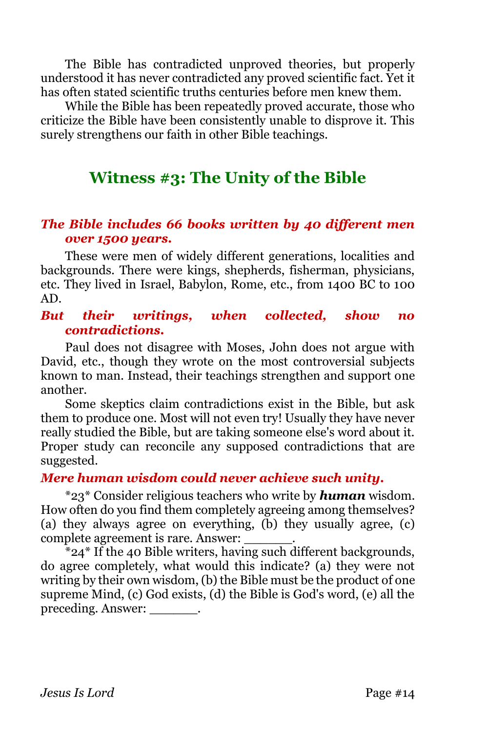The Bible has contradicted unproved theories, but properly understood it has never contradicted any proved scientific fact. Yet it has often stated scientific truths centuries before men knew them.

While the Bible has been repeatedly proved accurate, those who criticize the Bible have been consistently unable to disprove it. This surely strengthens our faith in other Bible teachings.

## Witness #3: The Unity of the Bible

***The Bible includes 66 books written by 40 different men over 1500 years.***

These were men of widely different generations, localities and backgrounds. There were kings, shepherds, fisherman, physicians, etc. They lived in Israel, Babylon, Rome, etc., from 1400 BC to 100 AD.

***But their writings, when collected, show no contradictions.***

Paul does not disagree with Moses, John does not argue with David, etc., though they wrote on the most controversial subjects known to man. Instead, their teachings strengthen and support one another.

Some skeptics claim contradictions exist in the Bible, but ask them to produce one. Most will not even try! Usually they have never really studied the Bible, but are taking someone else's word about it. Proper study can reconcile any supposed contradictions that are suggested.

***Mere human wisdom could never achieve such unity.***

*23* Consider religious teachers who write by ***human*** wisdom. How often do you find them completely agreeing among themselves? (a) they always agree on everything, (b) they usually agree, (c) complete agreement is rare. Answer: ______.

*24* If the 40 Bible writers, having such different backgrounds, do agree completely, what would this indicate? (a) they were not writing by their own wisdom, (b) the Bible must be the product of one supreme Mind, (c) God exists, (d) the Bible is God's word, (e) all the preceding. Answer: ______.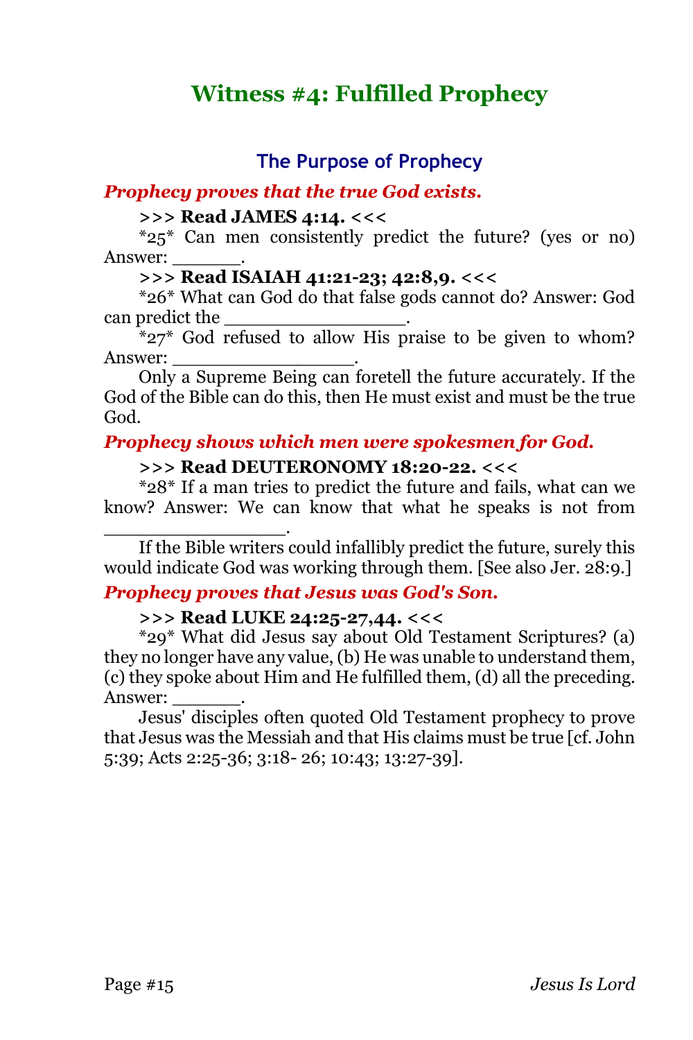# Witness #4: Fulfilled Prophecy

## The Purpose of Prophecy

***Prophecy proves that the true God exists.***

>>> **Read JAMES 4:14.** <<<

*25* Can men consistently predict the future? (yes or no) Answer: ______.

>>> **Read ISAIAH 41:21-23; 42:8,9.** <<<

*26* What can God do that false gods cannot do? Answer: God can predict the ________________.

*27* God refused to allow His praise to be given to whom? Answer: ________________.

Only a Supreme Being can foretell the future accurately. If the God of the Bible can do this, then He must exist and must be the true God.

***Prophecy shows which men were spokesmen for God.***

>>> **Read DEUTERONOMY 18:20-22.** <<<

*28* If a man tries to predict the future and fails, what can we know? Answer: We can know that what he speaks is not from ________________.

If the Bible writers could infallibly predict the future, surely this would indicate God was working through them. [See also Jer. 28:9.]

***Prophecy proves that Jesus was God's Son.***

>>> **Read LUKE 24:25-27,44.** <<<

*29* What did Jesus say about Old Testament Scriptures? (a) they no longer have any value, (b) He was unable to understand them, (c) they spoke about Him and He fulfilled them, (d) all the preceding. Answer: ______.

Jesus' disciples often quoted Old Testament prophecy to prove that Jesus was the Messiah and that His claims must be true [cf. John 5:39; Acts 2:25-36; 3:18- 26; 10:43; 13:27-39].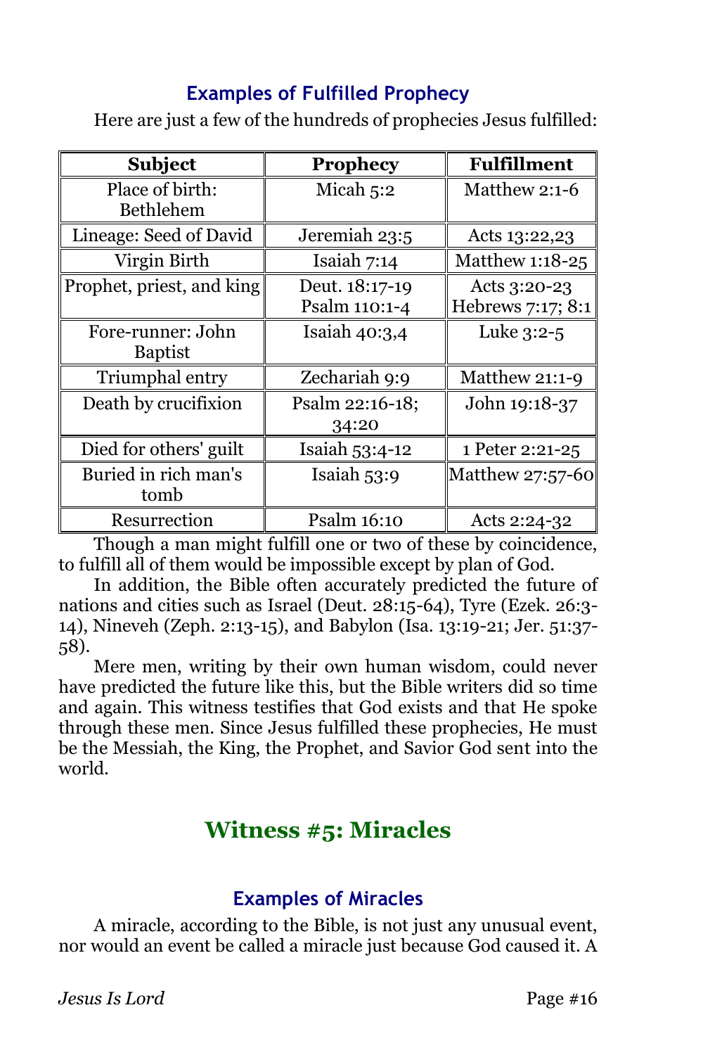### Examples of Fulfilled Prophecy

Here are just a few of the hundreds of prophecies Jesus fulfilled:

| Subject | Prophecy | Fulfillment |
|---|---|---|
| Place of birth: Bethlehem | Micah 5:2 | Matthew 2:1-6 |
| Lineage: Seed of David | Jeremiah 23:5 | Acts 13:22,23 |
| Virgin Birth | Isaiah 7:14 | Matthew 1:18-25 |
| Prophet, priest, and king | Deut. 18:17-19 Psalm 110:1-4 | Acts 3:20-23 Hebrews 7:17; 8:1 |
| Fore-runner: John Baptist | Isaiah 40:3,4 | Luke 3:2-5 |
| Triumphal entry | Zechariah 9:9 | Matthew 21:1-9 |
| Death by crucifixion | Psalm 22:16-18; 34:20 | John 19:18-37 |
| Died for others' guilt | Isaiah 53:4-12 | 1 Peter 2:21-25 |
| Buried in rich man's tomb | Isaiah 53:9 | Matthew 27:57-60 |
| Resurrection | Psalm 16:10 | Acts 2:24-32 |

Though a man might fulfill one or two of these by coincidence, to fulfill all of them would be impossible except by plan of God.

In addition, the Bible often accurately predicted the future of nations and cities such as Israel (Deut. 28:15-64), Tyre (Ezek. 26:3-14), Nineveh (Zeph. 2:13-15), and Babylon (Isa. 13:19-21; Jer. 51:37-58).

Mere men, writing by their own human wisdom, could never have predicted the future like this, but the Bible writers did so time and again. This witness testifies that God exists and that He spoke through these men. Since Jesus fulfilled these prophecies, He must be the Messiah, the King, the Prophet, and Savior God sent into the world.

## Witness #5: Miracles

### Examples of Miracles

A miracle, according to the Bible, is not just any unusual event, nor would an event be called a miracle just because God caused it. A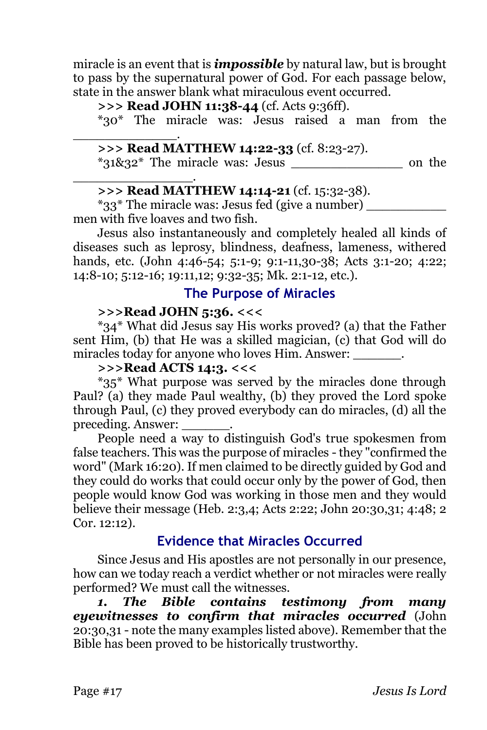miracle is an event that is ***impossible*** by natural law, but is brought to pass by the supernatural power of God. For each passage below, state in the answer blank what miraculous event occurred.

>>> **Read JOHN 11:38-44** (cf. Acts 9:36ff).

*30* The miracle was: Jesus raised a man from the _____________.

>>> **Read MATTHEW 14:22-33** (cf. 8:23-27).

*31&32* The miracle was: Jesus ______________ on the _______________.

>>> **Read MATTHEW 14:14-21** (cf. 15:32-38).

*33* The miracle was: Jesus fed (give a number) __________ men with five loaves and two fish.

Jesus also instantaneously and completely healed all kinds of diseases such as leprosy, blindness, deafness, lameness, withered hands, etc. (John 4:46-54; 5:1-9; 9:1-11,30-38; Acts 3:1-20; 4:22; 14:8-10; 5:12-16; 19:11,12; 9:32-35; Mk. 2:1-12, etc.).

## The Purpose of Miracles

>>>**Read JOHN 5:36.** <<<

*34* What did Jesus say His works proved? (a) that the Father sent Him, (b) that He was a skilled magician, (c) that God will do miracles today for anyone who loves Him. Answer: ______.

>>>**Read ACTS 14:3.** <<<

*35* What purpose was served by the miracles done through Paul? (a) they made Paul wealthy, (b) they proved the Lord spoke through Paul, (c) they proved everybody can do miracles, (d) all the preceding. Answer: ______.

People need a way to distinguish God's true spokesmen from false teachers. This was the purpose of miracles - they "confirmed the word" (Mark 16:20). If men claimed to be directly guided by God and they could do works that could occur only by the power of God, then people would know God was working in those men and they would believe their message (Heb. 2:3,4; Acts 2:22; John 20:30,31; 4:48; 2 Cor. 12:12).

## Evidence that Miracles Occurred

Since Jesus and His apostles are not personally in our presence, how can we today reach a verdict whether or not miracles were really performed? We must call the witnesses.

***1. The Bible contains testimony from many eyewitnesses to confirm that miracles occurred*** (John 20:30,31 - note the many examples listed above). Remember that the Bible has been proved to be historically trustworthy.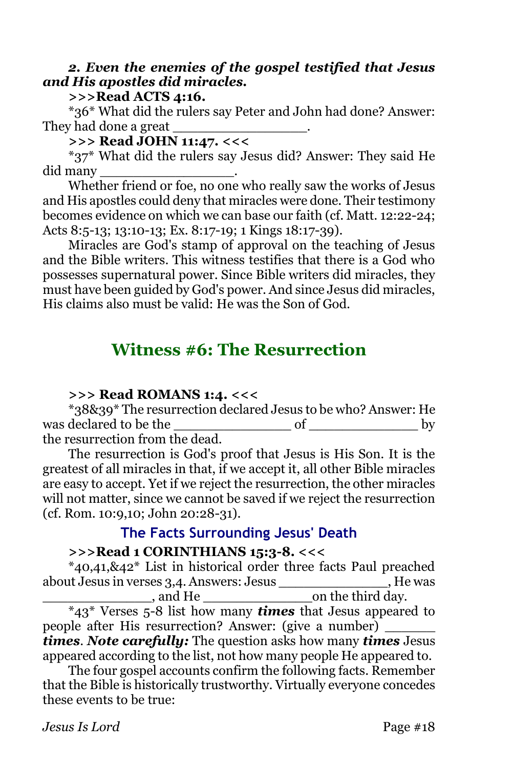***2. Even the enemies of the gospel testified that Jesus and His apostles did miracles.***

**>>>Read ACTS 4:16.**

*36* What did the rulers say Peter and John had done? Answer: They had done a great ________________.

**>>> Read JOHN 11:47. <<<**

*37* What did the rulers say Jesus did? Answer: They said He did many ________________.

Whether friend or foe, no one who really saw the works of Jesus and His apostles could deny that miracles were done. Their testimony becomes evidence on which we can base our faith (cf. Matt. 12:22-24; Acts 8:5-13; 13:10-13; Ex. 8:17-19; 1 Kings 18:17-39).

Miracles are God's stamp of approval on the teaching of Jesus and the Bible writers. This witness testifies that there is a God who possesses supernatural power. Since Bible writers did miracles, they must have been guided by God's power. And since Jesus did miracles, His claims also must be valid: He was the Son of God.

## Witness #6: The Resurrection

**>>> Read ROMANS 1:4. <<<**

*38&39* The resurrection declared Jesus to be who? Answer: He was declared to be the ______________ of ______________ by the resurrection from the dead.

The resurrection is God's proof that Jesus is His Son. It is the greatest of all miracles in that, if we accept it, all other Bible miracles are easy to accept. Yet if we reject the resurrection, the other miracles will not matter, since we cannot be saved if we reject the resurrection (cf. Rom. 10:9,10; John 20:28-31).

### The Facts Surrounding Jesus' Death

**>>>Read 1 CORINTHIANS 15:3-8. <<<**

*40,41,&42* List in historical order three facts Paul preached about Jesus in verses 3,4. Answers: Jesus ______________, He was ______________, and He ______________on the third day.

*43* Verses 5-8 list how many ***times*** that Jesus appeared to people after His resurrection? Answer: (give a number) ______ ***times***. ***Note carefully:*** The question asks how many ***times*** Jesus appeared according to the list, not how many people He appeared to.

The four gospel accounts confirm the following facts. Remember that the Bible is historically trustworthy. Virtually everyone concedes these events to be true: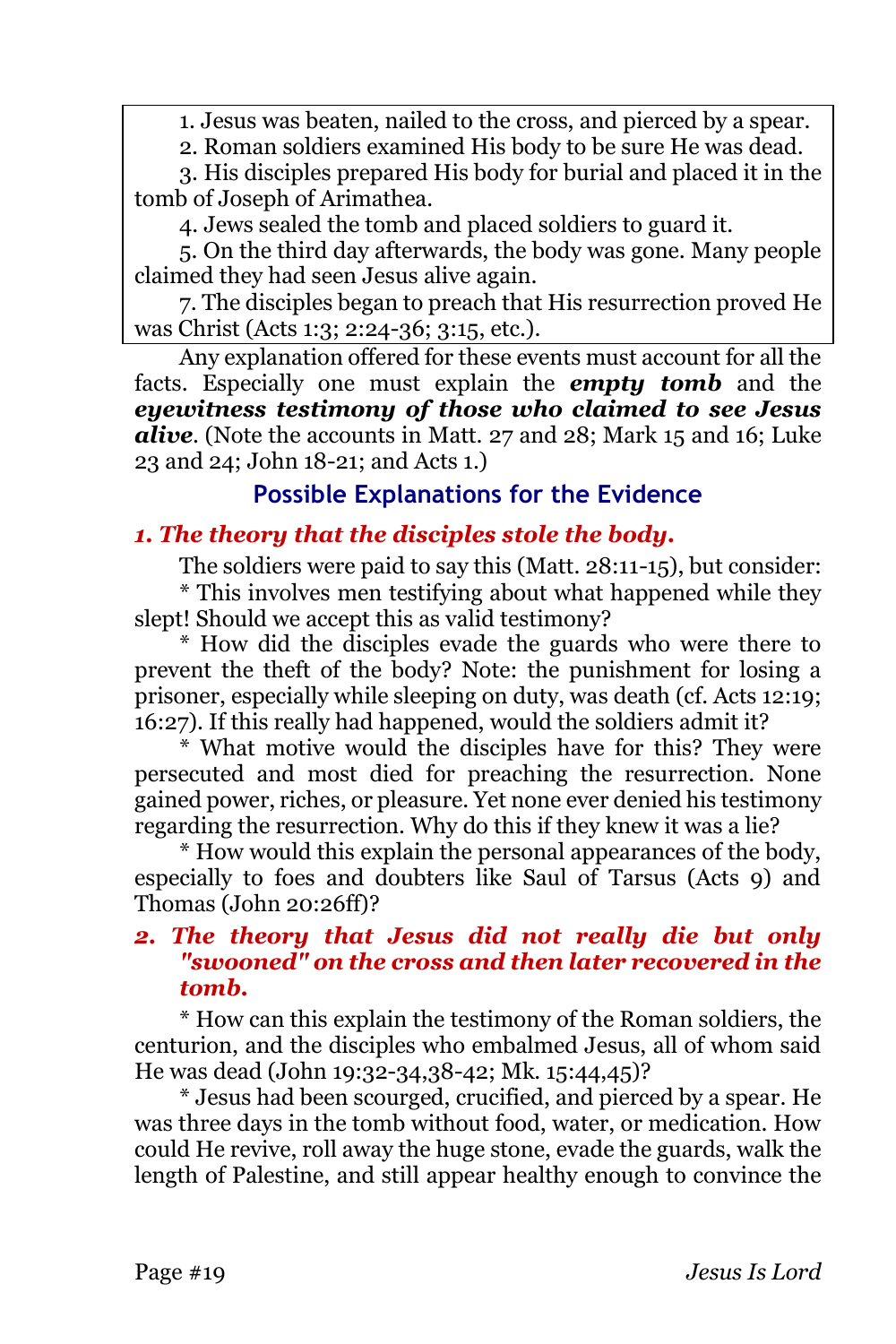1. Jesus was beaten, nailed to the cross, and pierced by a spear.

2. Roman soldiers examined His body to be sure He was dead.

3. His disciples prepared His body for burial and placed it in the tomb of Joseph of Arimathea.

4. Jews sealed the tomb and placed soldiers to guard it.

5. On the third day afterwards, the body was gone. Many people claimed they had seen Jesus alive again.

7. The disciples began to preach that His resurrection proved He was Christ (Acts 1:3; 2:24-36; 3:15, etc.).

Any explanation offered for these events must account for all the facts. Especially one must explain the ***empty tomb*** and the ***eyewitness testimony of those who claimed to see Jesus alive***. (Note the accounts in Matt. 27 and 28; Mark 15 and 16; Luke 23 and 24; John 18-21; and Acts 1.)

## Possible Explanations for the Evidence

### *1. The theory that the disciples stole the body.*

The soldiers were paid to say this (Matt. 28:11-15), but consider:

* This involves men testifying about what happened while they slept! Should we accept this as valid testimony?

* How did the disciples evade the guards who were there to prevent the theft of the body? Note: the punishment for losing a prisoner, especially while sleeping on duty, was death (cf. Acts 12:19; 16:27). If this really had happened, would the soldiers admit it?

* What motive would the disciples have for this? They were persecuted and most died for preaching the resurrection. None gained power, riches, or pleasure. Yet none ever denied his testimony regarding the resurrection. Why do this if they knew it was a lie?

* How would this explain the personal appearances of the body, especially to foes and doubters like Saul of Tarsus (Acts 9) and Thomas (John 20:26ff)?

### *2. The theory that Jesus did not really die but only "swooned" on the cross and then later recovered in the tomb.*

* How can this explain the testimony of the Roman soldiers, the centurion, and the disciples who embalmed Jesus, all of whom said He was dead (John 19:32-34,38-42; Mk. 15:44,45)?

* Jesus had been scourged, crucified, and pierced by a spear. He was three days in the tomb without food, water, or medication. How could He revive, roll away the huge stone, evade the guards, walk the length of Palestine, and still appear healthy enough to convince the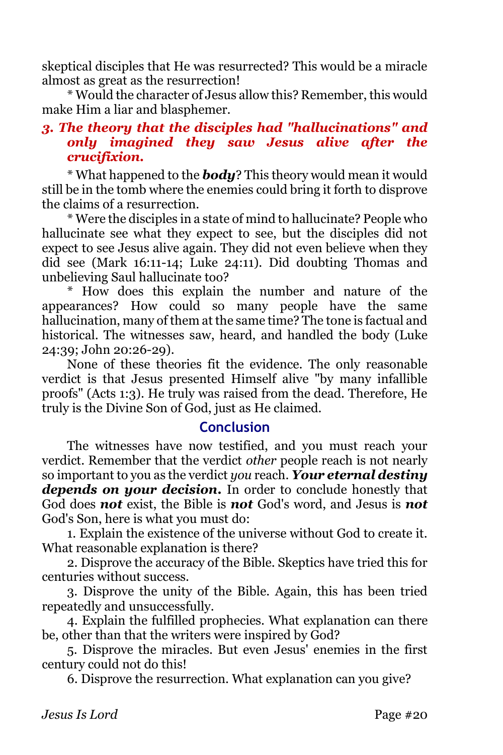skeptical disciples that He was resurrected? This would be a miracle almost as great as the resurrection!

* Would the character of Jesus allow this? Remember, this would make Him a liar and blasphemer.

### *3. The theory that the disciples had "hallucinations" and only imagined they saw Jesus alive after the crucifixion.*

* What happened to the ***body***? This theory would mean it would still be in the tomb where the enemies could bring it forth to disprove the claims of a resurrection.

* Were the disciples in a state of mind to hallucinate? People who hallucinate see what they expect to see, but the disciples did not expect to see Jesus alive again. They did not even believe when they did see (Mark 16:11-14; Luke 24:11). Did doubting Thomas and unbelieving Saul hallucinate too?

* How does this explain the number and nature of the appearances? How could so many people have the same hallucination, many of them at the same time? The tone is factual and historical. The witnesses saw, heard, and handled the body (Luke 24:39; John 20:26-29).

None of these theories fit the evidence. The only reasonable verdict is that Jesus presented Himself alive "by many infallible proofs" (Acts 1:3). He truly was raised from the dead. Therefore, He truly is the Divine Son of God, just as He claimed.

## Conclusion

The witnesses have now testified, and you must reach your verdict. Remember that the verdict *other* people reach is not nearly so important to you as the verdict *you* reach. ***Your eternal destiny depends on your decision.*** In order to conclude honestly that God does ***not*** exist, the Bible is ***not*** God's word, and Jesus is ***not*** God's Son, here is what you must do:

1. Explain the existence of the universe without God to create it. What reasonable explanation is there?

2. Disprove the accuracy of the Bible. Skeptics have tried this for centuries without success.

3. Disprove the unity of the Bible. Again, this has been tried repeatedly and unsuccessfully.

4. Explain the fulfilled prophecies. What explanation can there be, other than that the writers were inspired by God?

5. Disprove the miracles. But even Jesus' enemies in the first century could not do this!

6. Disprove the resurrection. What explanation can you give?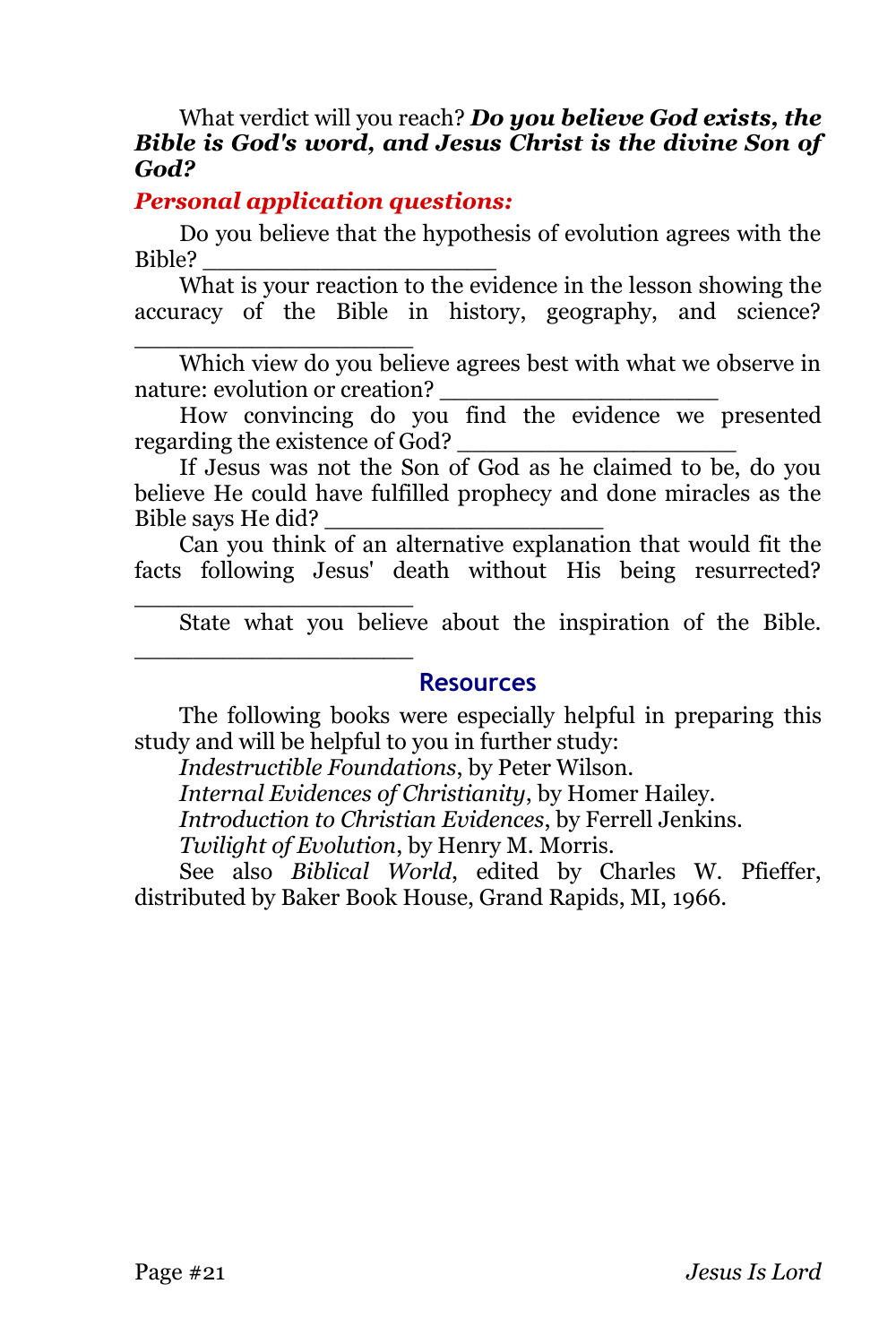What verdict will you reach? ***Do you believe God exists, the Bible is God's word, and Jesus Christ is the divine Son of God?***

***Personal application questions:***

Do you believe that the hypothesis of evolution agrees with the Bible? ____________________

What is your reaction to the evidence in the lesson showing the accuracy of the Bible in history, geography, and science? ____________________

Which view do you believe agrees best with what we observe in nature: evolution or creation? ____________________

How convincing do you find the evidence we presented regarding the existence of God? ____________________

If Jesus was not the Son of God as he claimed to be, do you believe He could have fulfilled prophecy and done miracles as the Bible says He did? ____________________

Can you think of an alternative explanation that would fit the facts following Jesus' death without His being resurrected? ____________________

State what you believe about the inspiration of the Bible. ____________________

## Resources

The following books were especially helpful in preparing this study and will be helpful to you in further study:

*Indestructible Foundations*, by Peter Wilson.

*Internal Evidences of Christianity*, by Homer Hailey.

*Introduction to Christian Evidences*, by Ferrell Jenkins.

*Twilight of Evolution*, by Henry M. Morris.

See also *Biblical World*, edited by Charles W. Pfieffer, distributed by Baker Book House, Grand Rapids, MI, 1966.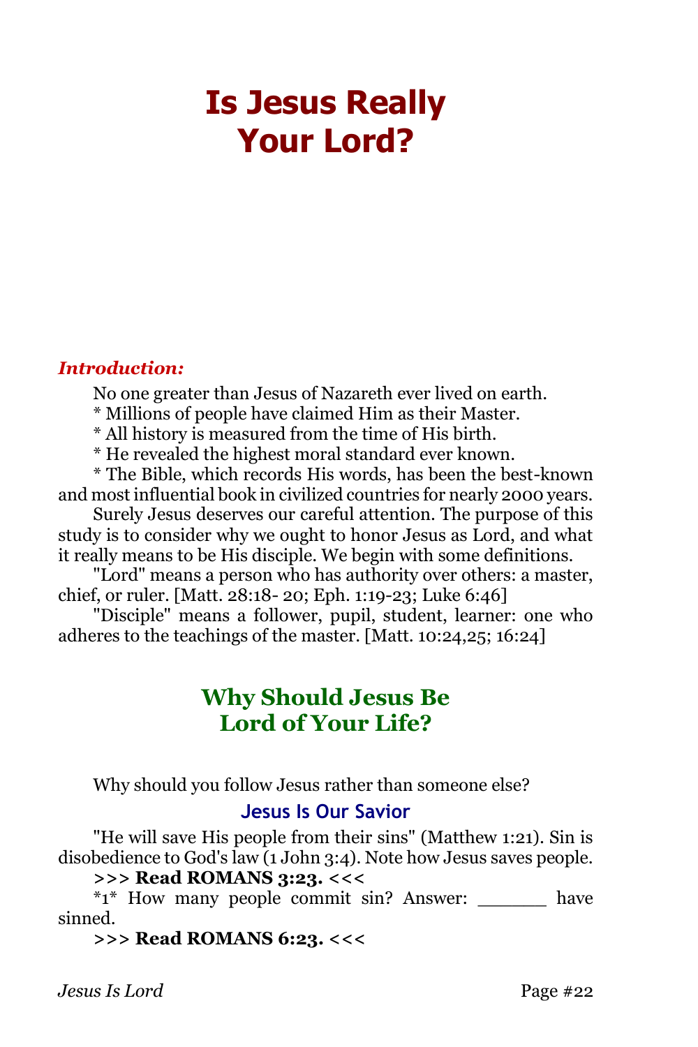# Is Jesus Really Your Lord?

***Introduction:***

No one greater than Jesus of Nazareth ever lived on earth.

* Millions of people have claimed Him as their Master.

* All history is measured from the time of His birth.

* He revealed the highest moral standard ever known.

* The Bible, which records His words, has been the best-known and most influential book in civilized countries for nearly 2000 years.

Surely Jesus deserves our careful attention. The purpose of this study is to consider why we ought to honor Jesus as Lord, and what it really means to be His disciple. We begin with some definitions.

"Lord" means a person who has authority over others: a master, chief, or ruler. [Matt. 28:18- 20; Eph. 1:19-23; Luke 6:46]

"Disciple" means a follower, pupil, student, learner: one who adheres to the teachings of the master. [Matt. 10:24,25; 16:24]

## Why Should Jesus Be Lord of Your Life?

Why should you follow Jesus rather than someone else?

### Jesus Is Our Savior

"He will save His people from their sins" (Matthew 1:21). Sin is disobedience to God's law (1 John 3:4). Note how Jesus saves people.

**>>> Read ROMANS 3:23. <<<**

*1* How many people commit sin? Answer: _______ have sinned.

**>>> Read ROMANS 6:23. <<<**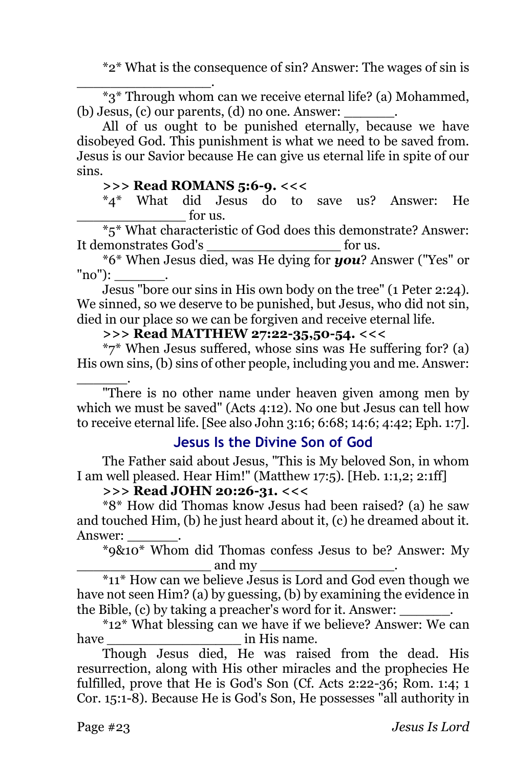*2* What is the consequence of sin? Answer: The wages of sin is _______________.

*3* Through whom can we receive eternal life? (a) Mohammed, (b) Jesus, (c) our parents, (d) no one. Answer: ______.

All of us ought to be punished eternally, because we have disobeyed God. This punishment is what we need to be saved from. Jesus is our Savior because He can give us eternal life in spite of our sins.

**>>> Read ROMANS 5:6-9. <<<**

*4* What did Jesus do to save us? Answer: He _____________ for us.

*5* What characteristic of God does this demonstrate? Answer: It demonstrates God's ________________ for us.

*6* When Jesus died, was He dying for ***you***? Answer ("Yes" or "no"): ______.

Jesus "bore our sins in His own body on the tree" (1 Peter 2:24). We sinned, so we deserve to be punished, but Jesus, who did not sin, died in our place so we can be forgiven and receive eternal life.

**>>> Read MATTHEW 27:22-35,50-54. <<<**

*7* When Jesus suffered, whose sins was He suffering for? (a) His own sins, (b) sins of other people, including you and me. Answer: ______.

"There is no other name under heaven given among men by which we must be saved" (Acts 4:12). No one but Jesus can tell how to receive eternal life. [See also John 3:16; 6:68; 14:6; 4:42; Eph. 1:7].

## Jesus Is the Divine Son of God

The Father said about Jesus, "This is My beloved Son, in whom I am well pleased. Hear Him!" (Matthew 17:5). [Heb. 1:1,2; 2:1ff]

**>>> Read JOHN 20:26-31. <<<**

*8* How did Thomas know Jesus had been raised? (a) he saw and touched Him, (b) he just heard about it, (c) he dreamed about it. Answer: ______.

*9&10* Whom did Thomas confess Jesus to be? Answer: My ________________ and my ________________.

*11* How can we believe Jesus is Lord and God even though we have not seen Him? (a) by guessing, (b) by examining the evidence in the Bible, (c) by taking a preacher's word for it. Answer: ______.

*12* What blessing can we have if we believe? Answer: We can have ________________ in His name.

Though Jesus died, He was raised from the dead. His resurrection, along with His other miracles and the prophecies He fulfilled, prove that He is God's Son (Cf. Acts 2:22-36; Rom. 1:4; 1 Cor. 15:1-8). Because He is God's Son, He possesses "all authority in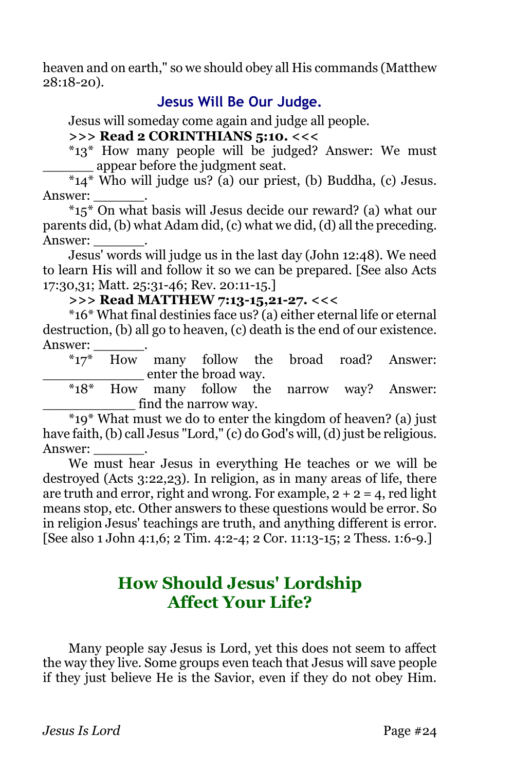heaven and on earth," so we should obey all His commands (Matthew 28:18-20).

### Jesus Will Be Our Judge.

Jesus will someday come again and judge all people.

**>>> Read 2 CORINTHIANS 5:10. <<<**

*13* How many people will be judged? Answer: We must ______ appear before the judgment seat.

*14* Who will judge us? (a) our priest, (b) Buddha, (c) Jesus. Answer: ______.

*15* On what basis will Jesus decide our reward? (a) what our parents did, (b) what Adam did, (c) what we did, (d) all the preceding. Answer: ______.

Jesus' words will judge us in the last day (John 12:48). We need to learn His will and follow it so we can be prepared. [See also Acts 17:30,31; Matt. 25:31-46; Rev. 20:11-15.]

**>>> Read MATTHEW 7:13-15,21-27. <<<**

*16* What final destinies face us? (a) either eternal life or eternal destruction, (b) all go to heaven, (c) death is the end of our existence. Answer: ______.

*17* How many follow the broad road? Answer: ____________ enter the broad way.

*18* How many follow the narrow way? Answer: ___________ find the narrow way.

*19* What must we do to enter the kingdom of heaven? (a) just have faith, (b) call Jesus "Lord," (c) do God's will, (d) just be religious. Answer: ______.

We must hear Jesus in everything He teaches or we will be destroyed (Acts 3:22,23). In religion, as in many areas of life, there are truth and error, right and wrong. For example, 2 + 2 = 4, red light means stop, etc. Other answers to these questions would be error. So in religion Jesus' teachings are truth, and anything different is error. [See also 1 John 4:1,6; 2 Tim. 4:2-4; 2 Cor. 11:13-15; 2 Thess. 1:6-9.]

## How Should Jesus' Lordship Affect Your Life?

Many people say Jesus is Lord, yet this does not seem to affect the way they live. Some groups even teach that Jesus will save people if they just believe He is the Savior, even if they do not obey Him.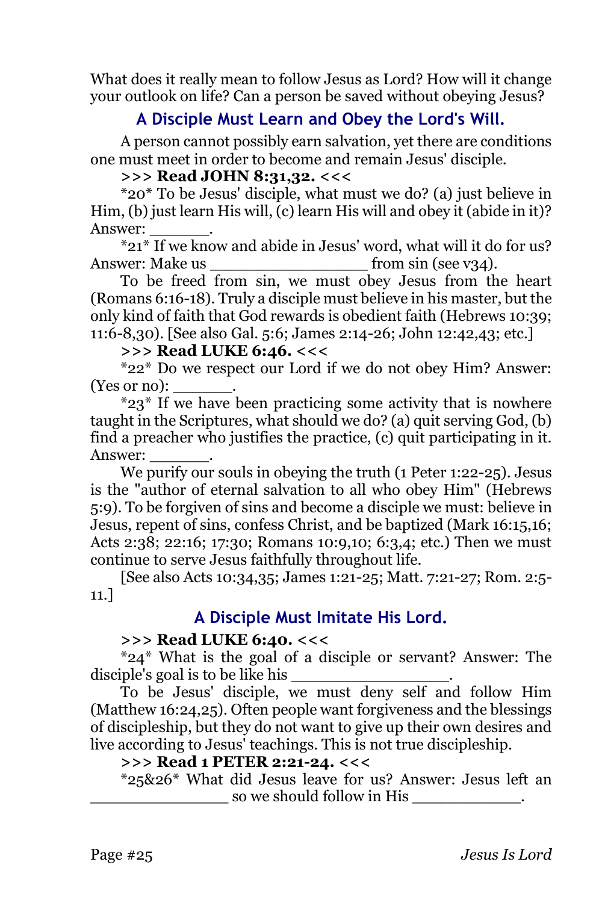What does it really mean to follow Jesus as Lord? How will it change your outlook on life? Can a person be saved without obeying Jesus?

## A Disciple Must Learn and Obey the Lord's Will.

A person cannot possibly earn salvation, yet there are conditions one must meet in order to become and remain Jesus' disciple.

**>>> Read JOHN 8:31,32. <<<**

*20* To be Jesus' disciple, what must we do? (a) just believe in Him, (b) just learn His will, (c) learn His will and obey it (abide in it)? Answer: ______.

*21* If we know and abide in Jesus' word, what will it do for us? Answer: Make us ________________ from sin (see v34).

To be freed from sin, we must obey Jesus from the heart (Romans 6:16-18). Truly a disciple must believe in his master, but the only kind of faith that God rewards is obedient faith (Hebrews 10:39; 11:6-8,30). [See also Gal. 5:6; James 2:14-26; John 12:42,43; etc.]

**>>> Read LUKE 6:46. <<<**

*22* Do we respect our Lord if we do not obey Him? Answer: (Yes or no): ______.

*23* If we have been practicing some activity that is nowhere taught in the Scriptures, what should we do? (a) quit serving God, (b) find a preacher who justifies the practice, (c) quit participating in it. Answer: ______.

We purify our souls in obeying the truth (1 Peter 1:22-25). Jesus is the "author of eternal salvation to all who obey Him" (Hebrews 5:9). To be forgiven of sins and become a disciple we must: believe in Jesus, repent of sins, confess Christ, and be baptized (Mark 16:15,16; Acts 2:38; 22:16; 17:30; Romans 10:9,10; 6:3,4; etc.) Then we must continue to serve Jesus faithfully throughout life.

[See also Acts 10:34,35; James 1:21-25; Matt. 7:21-27; Rom. 2:5-11.]

## A Disciple Must Imitate His Lord.

**>>> Read LUKE 6:40. <<<**

*24* What is the goal of a disciple or servant? Answer: The disciple's goal is to be like his ________________.

To be Jesus' disciple, we must deny self and follow Him (Matthew 16:24,25). Often people want forgiveness and the blessings of discipleship, but they do not want to give up their own desires and live according to Jesus' teachings. This is not true discipleship.

**>>> Read 1 PETER 2:21-24. <<<**

*25&26* What did Jesus leave for us? Answer: Jesus left an _______________ so we should follow in His ____________.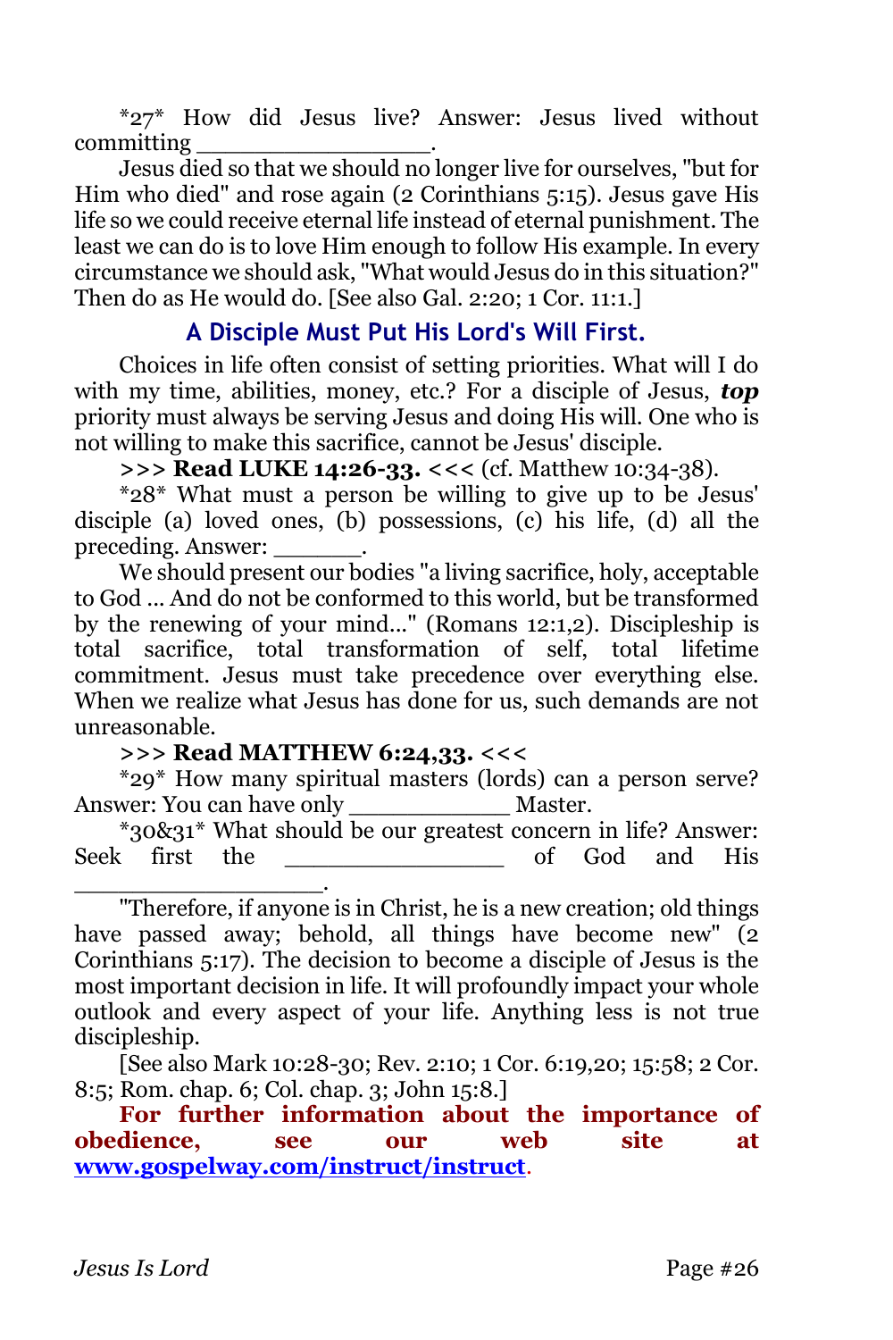*27* How did Jesus live? Answer: Jesus lived without committing _______________.

Jesus died so that we should no longer live for ourselves, "but for Him who died" and rose again (2 Corinthians 5:15). Jesus gave His life so we could receive eternal life instead of eternal punishment. The least we can do is to love Him enough to follow His example. In every circumstance we should ask, "What would Jesus do in this situation?" Then do as He would do. [See also Gal. 2:20; 1 Cor. 11:1.]

## A Disciple Must Put His Lord's Will First.

Choices in life often consist of setting priorities. What will I do with my time, abilities, money, etc.? For a disciple of Jesus, ***top*** priority must always be serving Jesus and doing His will. One who is not willing to make this sacrifice, cannot be Jesus' disciple.

**>>> Read LUKE 14:26-33. <<<** (cf. Matthew 10:34-38).

*28* What must a person be willing to give up to be Jesus' disciple (a) loved ones, (b) possessions, (c) his life, (d) all the preceding. Answer: ______.

We should present our bodies "a living sacrifice, holy, acceptable to God ... And do not be conformed to this world, but be transformed by the renewing of your mind..." (Romans 12:1,2). Discipleship is total sacrifice, total transformation of self, total lifetime commitment. Jesus must take precedence over everything else. When we realize what Jesus has done for us, such demands are not unreasonable.

**>>> Read MATTHEW 6:24,33. <<<**

*29* How many spiritual masters (lords) can a person serve? Answer: You can have only ___________ Master.

*30&31* What should be our greatest concern in life? Answer: Seek first the _______________ of God and His _________________.

"Therefore, if anyone is in Christ, he is a new creation; old things have passed away; behold, all things have become new" (2 Corinthians 5:17). The decision to become a disciple of Jesus is the most important decision in life. It will profoundly impact your whole outlook and every aspect of your life. Anything less is not true discipleship.

[See also Mark 10:28-30; Rev. 2:10; 1 Cor. 6:19,20; 15:58; 2 Cor. 8:5; Rom. chap. 6; Col. chap. 3; John 15:8.]

**For further information about the importance of obedience, see our web site at [www.gospelway.com/instruct/instruct](http://www.gospelway.com/instruct/instruct).**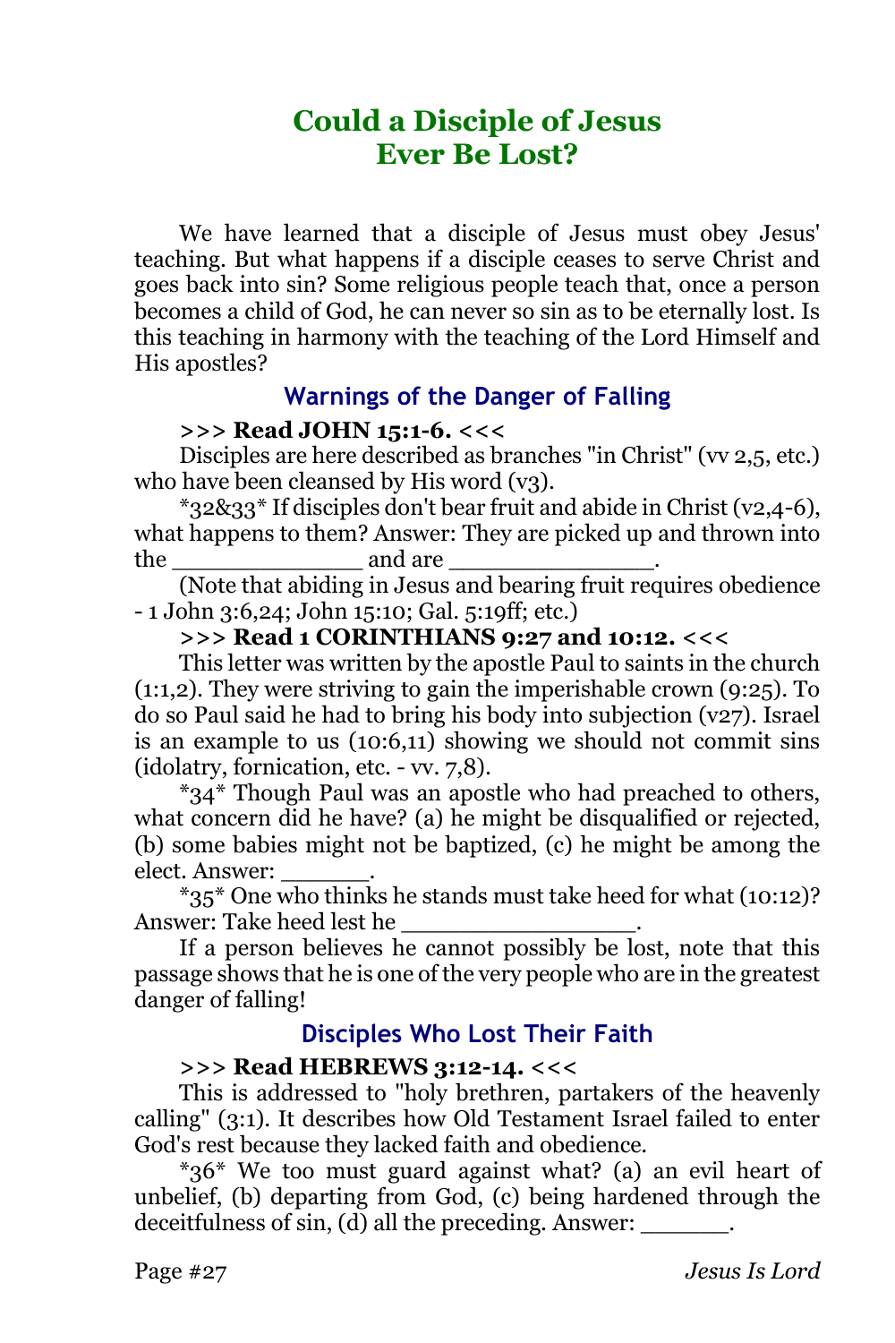# Could a Disciple of Jesus Ever Be Lost?

We have learned that a disciple of Jesus must obey Jesus' teaching. But what happens if a disciple ceases to serve Christ and goes back into sin? Some religious people teach that, once a person becomes a child of God, he can never so sin as to be eternally lost. Is this teaching in harmony with the teaching of the Lord Himself and His apostles?

## Warnings of the Danger of Falling

**>>> Read JOHN 15:1-6. <<<**

Disciples are here described as branches "in Christ" (vv 2,5, etc.) who have been cleansed by His word (v3).

*32&33* If disciples don't bear fruit and abide in Christ (v2,4-6), what happens to them? Answer: They are picked up and thrown into the _____________ and are ______________.

(Note that abiding in Jesus and bearing fruit requires obedience - 1 John 3:6,24; John 15:10; Gal. 5:19ff; etc.)

**>>> Read 1 CORINTHIANS 9:27 and 10:12. <<<**

This letter was written by the apostle Paul to saints in the church (1:1,2). They were striving to gain the imperishable crown (9:25). To do so Paul said he had to bring his body into subjection (v27). Israel is an example to us (10:6,11) showing we should not commit sins (idolatry, fornication, etc. - vv. 7,8).

*34* Though Paul was an apostle who had preached to others, what concern did he have? (a) he might be disqualified or rejected, (b) some babies might not be baptized, (c) he might be among the elect. Answer: ______.

*35* One who thinks he stands must take heed for what (10:12)? Answer: Take heed lest he ________________.

If a person believes he cannot possibly be lost, note that this passage shows that he is one of the very people who are in the greatest danger of falling!

## Disciples Who Lost Their Faith

**>>> Read HEBREWS 3:12-14. <<<**

This is addressed to "holy brethren, partakers of the heavenly calling" (3:1). It describes how Old Testament Israel failed to enter God's rest because they lacked faith and obedience.

*36* We too must guard against what? (a) an evil heart of unbelief, (b) departing from God, (c) being hardened through the deceitfulness of sin, (d) all the preceding. Answer: ______.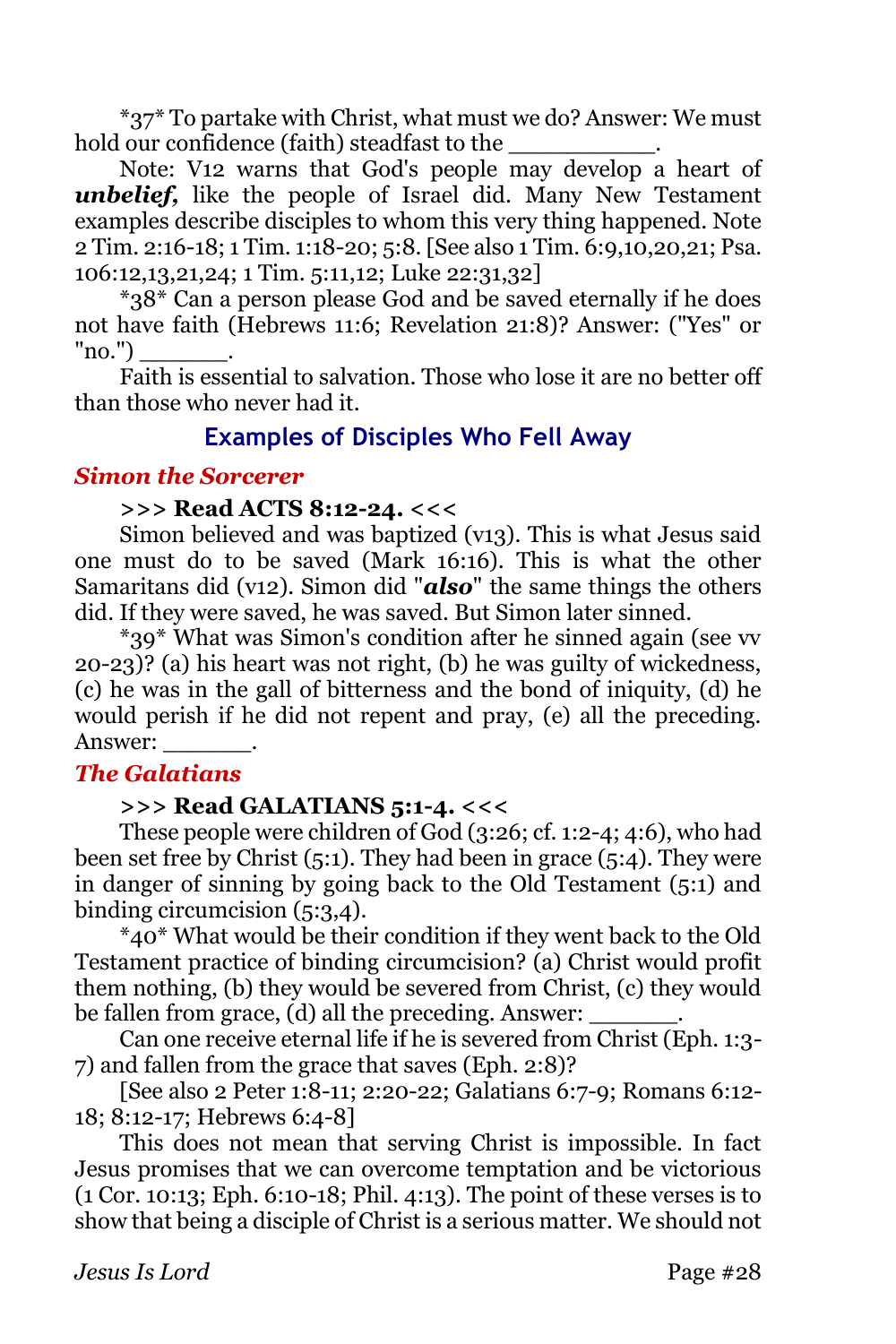*37* To partake with Christ, what must we do? Answer: We must hold our confidence (faith) steadfast to the __________.

Note: V12 warns that God's people may develop a heart of ***unbelief,*** like the people of Israel did. Many New Testament examples describe disciples to whom this very thing happened. Note 2 Tim. 2:16-18; 1 Tim. 1:18-20; 5:8. [See also 1 Tim. 6:9,10,20,21; Psa. 106:12,13,21,24; 1 Tim. 5:11,12; Luke 22:31,32]

*38* Can a person please God and be saved eternally if he does not have faith (Hebrews 11:6; Revelation 21:8)? Answer: ("Yes" or "no.") ______.

Faith is essential to salvation. Those who lose it are no better off than those who never had it.

### Examples of Disciples Who Fell Away

#### *Simon the Sorcerer*

**>>> Read ACTS 8:12-24. <<<**

Simon believed and was baptized (v13). This is what Jesus said one must do to be saved (Mark 16:16). This is what the other Samaritans did (v12). Simon did "***also***" the same things the others did. If they were saved, he was saved. But Simon later sinned.

*39* What was Simon's condition after he sinned again (see vv 20-23)? (a) his heart was not right, (b) he was guilty of wickedness, (c) he was in the gall of bitterness and the bond of iniquity, (d) he would perish if he did not repent and pray, (e) all the preceding. Answer: ______.

#### *The Galatians*

**>>> Read GALATIANS 5:1-4. <<<**

These people were children of God (3:26; cf. 1:2-4; 4:6), who had been set free by Christ (5:1). They had been in grace (5:4). They were in danger of sinning by going back to the Old Testament (5:1) and binding circumcision (5:3,4).

*40* What would be their condition if they went back to the Old Testament practice of binding circumcision? (a) Christ would profit them nothing, (b) they would be severed from Christ, (c) they would be fallen from grace, (d) all the preceding. Answer: ______.

Can one receive eternal life if he is severed from Christ (Eph. 1:3-7) and fallen from the grace that saves (Eph. 2:8)?

[See also 2 Peter 1:8-11; 2:20-22; Galatians 6:7-9; Romans 6:12-18; 8:12-17; Hebrews 6:4-8]

This does not mean that serving Christ is impossible. In fact Jesus promises that we can overcome temptation and be victorious (1 Cor. 10:13; Eph. 6:10-18; Phil. 4:13). The point of these verses is to show that being a disciple of Christ is a serious matter. We should not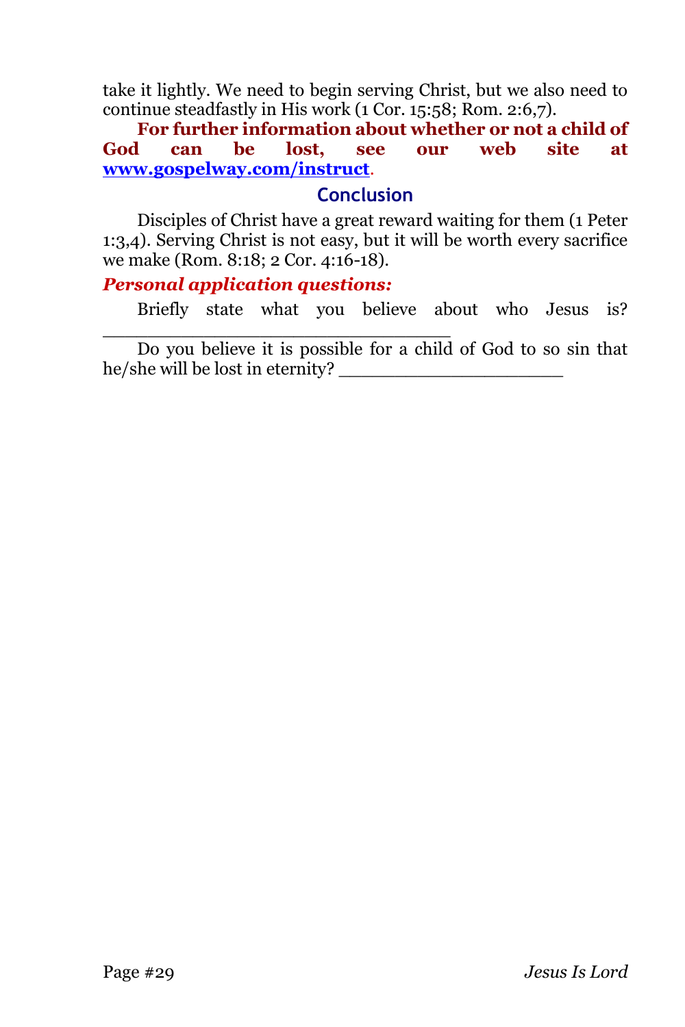take it lightly. We need to begin serving Christ, but we also need to continue steadfastly in His work (1 Cor. 15:58; Rom. 2:6,7).

**For further information about whether or not a child of God can be lost, see our web site at [www.gospelway.com/instruct](http://www.gospelway.com/instruct).**

## Conclusion

Disciples of Christ have a great reward waiting for them (1 Peter 1:3,4). Serving Christ is not easy, but it will be worth every sacrifice we make (Rom. 8:18; 2 Cor. 4:16-18).

***Personal application questions:***

Briefly state what you believe about who Jesus is? ________________________________

Do you believe it is possible for a child of God to so sin that he/she will be lost in eternity? ____________________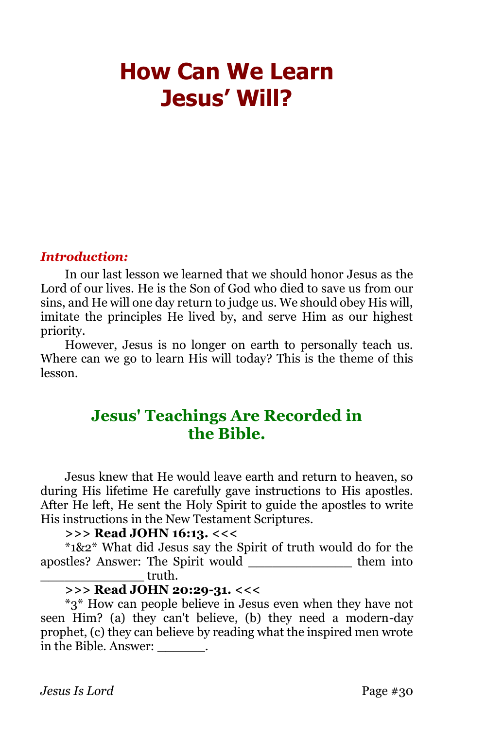# How Can We Learn Jesus' Will?

***Introduction:***

In our last lesson we learned that we should honor Jesus as the Lord of our lives. He is the Son of God who died to save us from our sins, and He will one day return to judge us. We should obey His will, imitate the principles He lived by, and serve Him as our highest priority.

However, Jesus is no longer on earth to personally teach us. Where can we go to learn His will today? This is the theme of this lesson.

## Jesus' Teachings Are Recorded in the Bible.

Jesus knew that He would leave earth and return to heaven, so during His lifetime He carefully gave instructions to His apostles. After He left, He sent the Holy Spirit to guide the apostles to write His instructions in the New Testament Scriptures.

**>>> Read JOHN 16:13. <<<**

*1&2* What did Jesus say the Spirit of truth would do for the apostles? Answer: The Spirit would _____________ them into _____________ truth.

**>>> Read JOHN 20:29-31. <<<**

*3* How can people believe in Jesus even when they have not seen Him? (a) they can't believe, (b) they need a modern-day prophet, (c) they can believe by reading what the inspired men wrote in the Bible. Answer: ______.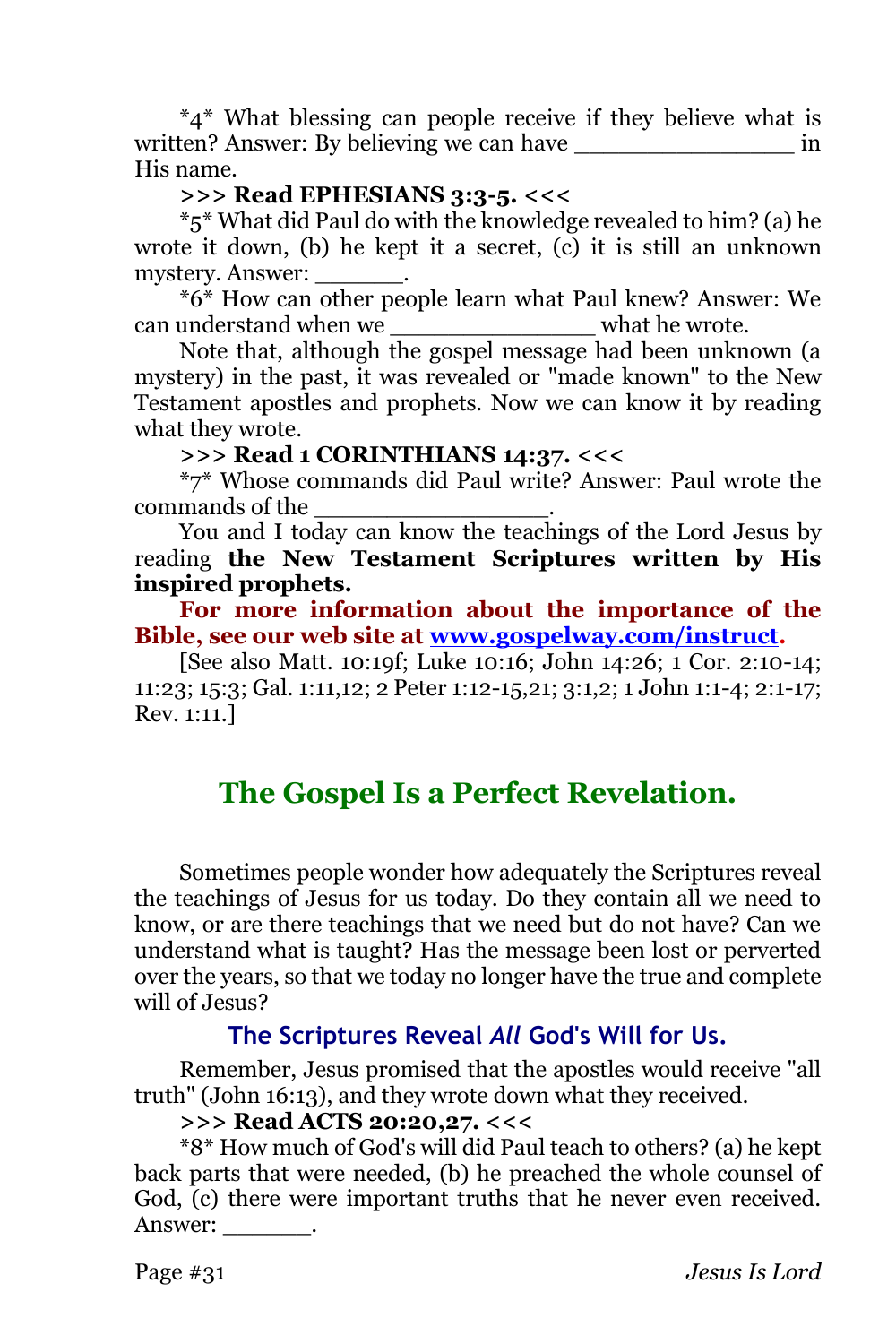*4* What blessing can people receive if they believe what is written? Answer: By believing we can have _______________ in His name.

**>>> Read EPHESIANS 3:3-5. <<<**

*5* What did Paul do with the knowledge revealed to him? (a) he wrote it down, (b) he kept it a secret, (c) it is still an unknown mystery. Answer: ______.

*6* How can other people learn what Paul knew? Answer: We can understand when we ______________ what he wrote.

Note that, although the gospel message had been unknown (a mystery) in the past, it was revealed or "made known" to the New Testament apostles and prophets. Now we can know it by reading what they wrote.

**>>> Read 1 CORINTHIANS 14:37. <<<**

*7* Whose commands did Paul write? Answer: Paul wrote the commands of the ________________.

You and I today can know the teachings of the Lord Jesus by reading **the New Testament Scriptures written by His inspired prophets.**

**For more information about the importance of the Bible, see our web site at [www.gospelway.com/instruct](http://www.gospelway.com/instruct).**

[See also Matt. 10:19f; Luke 10:16; John 14:26; 1 Cor. 2:10-14; 11:23; 15:3; Gal. 1:11,12; 2 Peter 1:12-15,21; 3:1,2; 1 John 1:1-4; 2:1-17; Rev. 1:11.]

## The Gospel Is a Perfect Revelation.

Sometimes people wonder how adequately the Scriptures reveal the teachings of Jesus for us today. Do they contain all we need to know, or are there teachings that we need but do not have? Can we understand what is taught? Has the message been lost or perverted over the years, so that we today no longer have the true and complete will of Jesus?

### The Scriptures Reveal *All* God's Will for Us.

Remember, Jesus promised that the apostles would receive "all truth" (John 16:13), and they wrote down what they received.

**>>> Read ACTS 20:20,27. <<<**

*8* How much of God's will did Paul teach to others? (a) he kept back parts that were needed, (b) he preached the whole counsel of God, (c) there were important truths that he never even received. Answer: ______.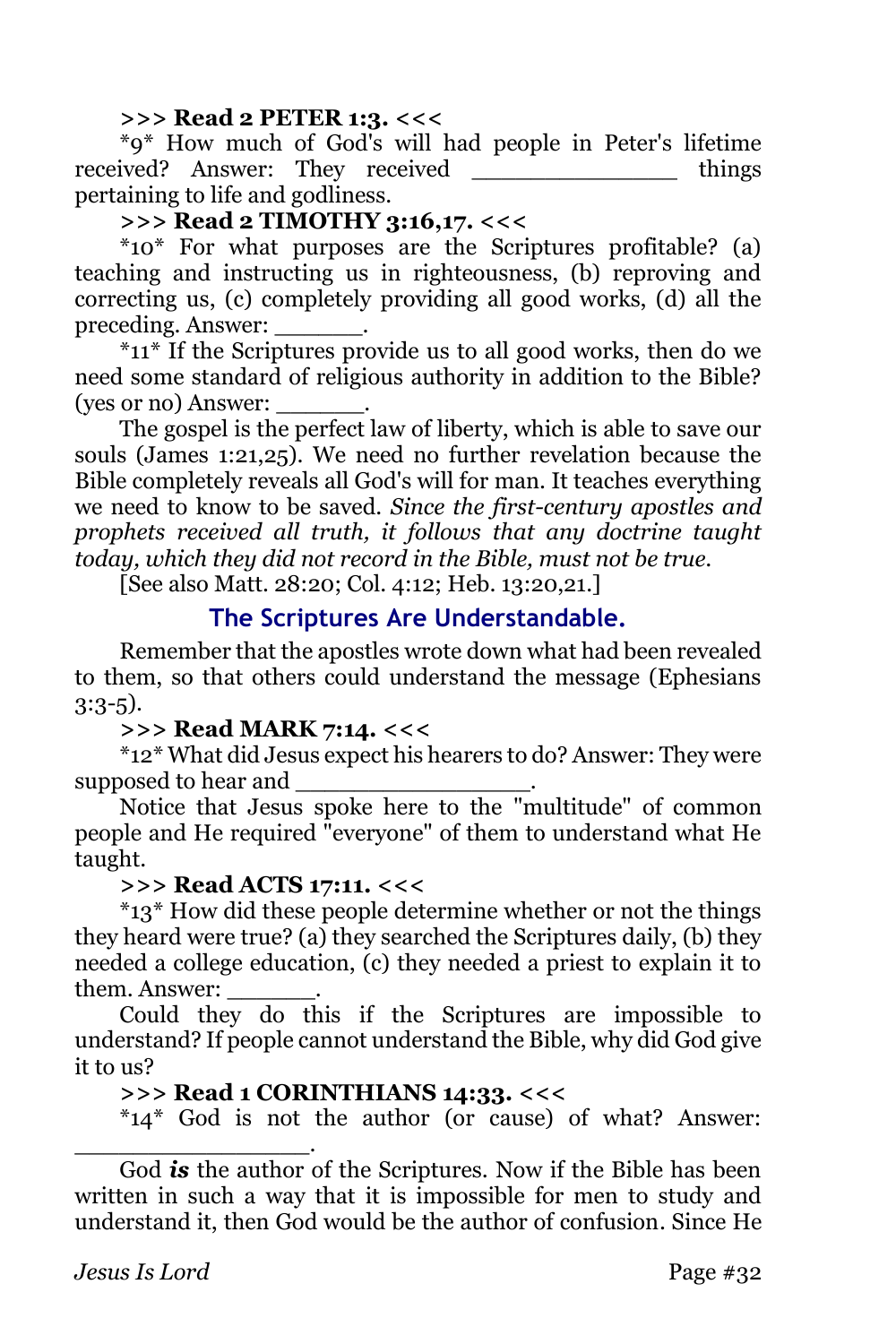**>>> Read 2 PETER 1:3. <<<**

*9* How much of God's will had people in Peter's lifetime received? Answer: They received ______________ things pertaining to life and godliness.

**>>> Read 2 TIMOTHY 3:16,17. <<<**

*10* For what purposes are the Scriptures profitable? (a) teaching and instructing us in righteousness, (b) reproving and correcting us, (c) completely providing all good works, (d) all the preceding. Answer: ______.

*11* If the Scriptures provide us to all good works, then do we need some standard of religious authority in addition to the Bible? (yes or no) Answer: ______.

The gospel is the perfect law of liberty, which is able to save our souls (James 1:21,25). We need no further revelation because the Bible completely reveals all God's will for man. It teaches everything we need to know to be saved. *Since the first-century apostles and prophets received all truth, it follows that any doctrine taught today, which they did not record in the Bible, must not be true.*

[See also Matt. 28:20; Col. 4:12; Heb. 13:20,21.]

## The Scriptures Are Understandable.

Remember that the apostles wrote down what had been revealed to them, so that others could understand the message (Ephesians 3:3-5).

**>>> Read MARK 7:14. <<<**

*12* What did Jesus expect his hearers to do? Answer: They were supposed to hear and ________________.

Notice that Jesus spoke here to the "multitude" of common people and He required "everyone" of them to understand what He taught.

**>>> Read ACTS 17:11. <<<**

*13* How did these people determine whether or not the things they heard were true? (a) they searched the Scriptures daily, (b) they needed a college education, (c) they needed a priest to explain it to them. Answer: ______.

Could they do this if the Scriptures are impossible to understand? If people cannot understand the Bible, why did God give it to us?

**>>> Read 1 CORINTHIANS 14:33. <<<**

*14* God is not the author (or cause) of what? Answer: ________________.

God ***is*** the author of the Scriptures. Now if the Bible has been written in such a way that it is impossible for men to study and understand it, then God would be the author of confusion. Since He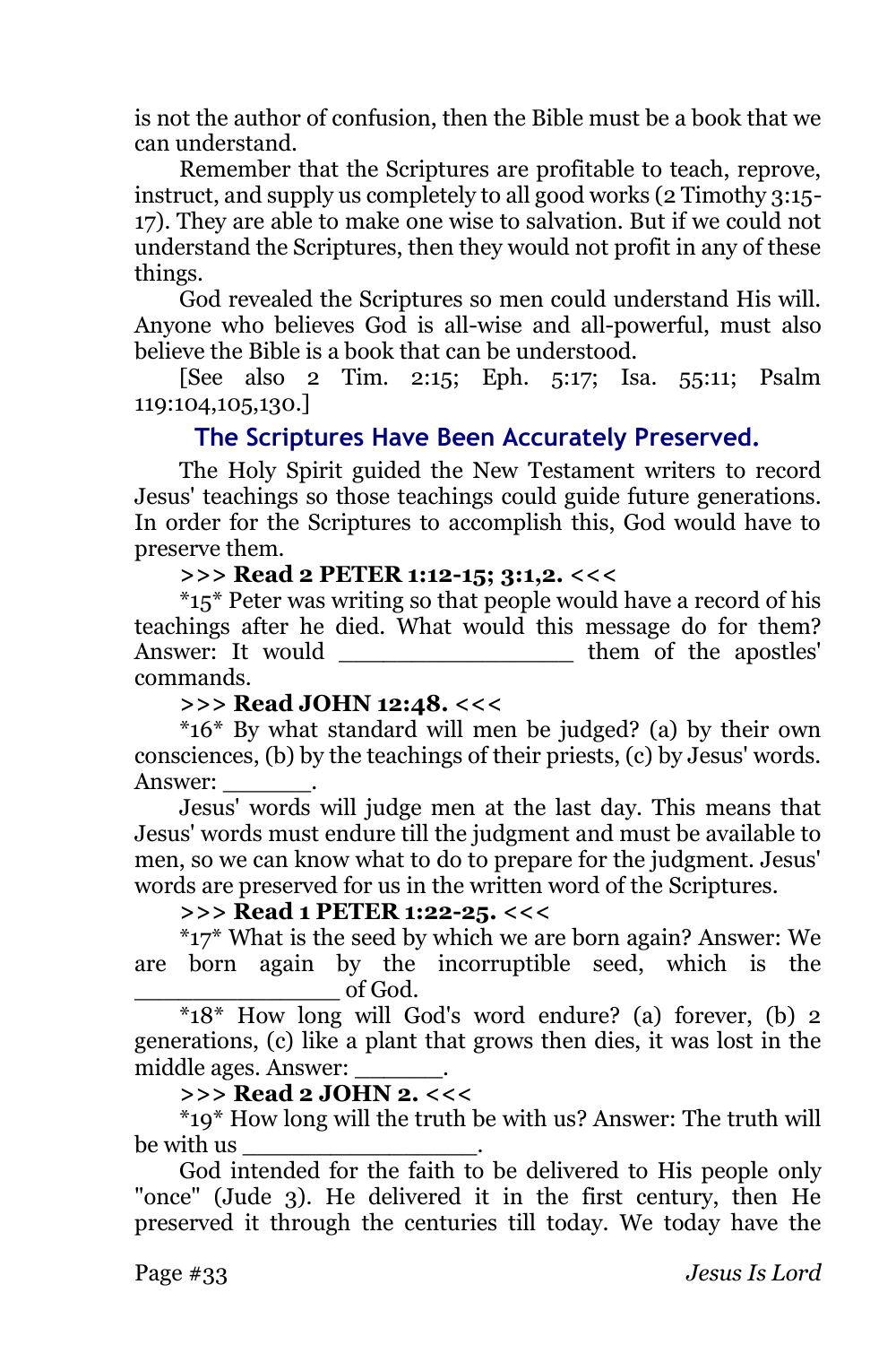is not the author of confusion, then the Bible must be a book that we can understand.

Remember that the Scriptures are profitable to teach, reprove, instruct, and supply us completely to all good works (2 Timothy 3:15-17). They are able to make one wise to salvation. But if we could not understand the Scriptures, then they would not profit in any of these things.

God revealed the Scriptures so men could understand His will. Anyone who believes God is all-wise and all-powerful, must also believe the Bible is a book that can be understood.

[See also 2 Tim. 2:15; Eph. 5:17; Isa. 55:11; Psalm 119:104,105,130.]

## The Scriptures Have Been Accurately Preserved.

The Holy Spirit guided the New Testament writers to record Jesus' teachings so those teachings could guide future generations. In order for the Scriptures to accomplish this, God would have to preserve them.

**>>> Read 2 PETER 1:12-15; 3:1,2. <<<**

*15* Peter was writing so that people would have a record of his teachings after he died. What would this message do for them? Answer: It would ________________ them of the apostles' commands.

**>>> Read JOHN 12:48. <<<**

*16* By what standard will men be judged? (a) by their own consciences, (b) by the teachings of their priests, (c) by Jesus' words. Answer: ______.

Jesus' words will judge men at the last day. This means that Jesus' words must endure till the judgment and must be available to men, so we can know what to do to prepare for the judgment. Jesus' words are preserved for us in the written word of the Scriptures.

**>>> Read 1 PETER 1:22-25. <<<**

*17* What is the seed by which we are born again? Answer: We are born again by the incorruptible seed, which is the ______________ of God.

*18* How long will God's word endure? (a) forever, (b) 2 generations, (c) like a plant that grows then dies, it was lost in the middle ages. Answer: ______.

**>>> Read 2 JOHN 2. <<<**

*19* How long will the truth be with us? Answer: The truth will be with us ________________.

God intended for the faith to be delivered to His people only "once" (Jude 3). He delivered it in the first century, then He preserved it through the centuries till today. We today have the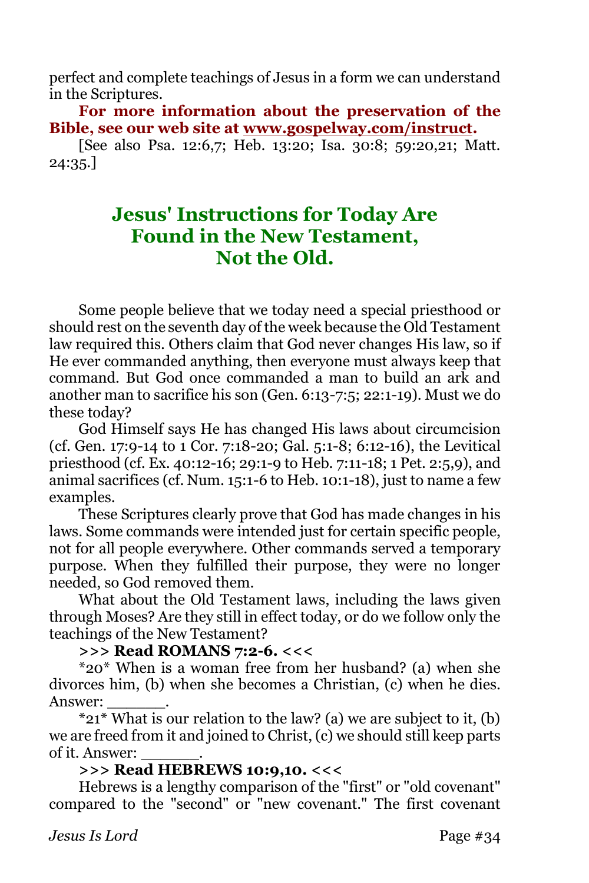perfect and complete teachings of Jesus in a form we can understand in the Scriptures.

**For more information about the preservation of the Bible, see our web site at www.gospelway.com/instruct.**

[See also Psa. 12:6,7; Heb. 13:20; Isa. 30:8; 59:20,21; Matt. 24:35.]

## Jesus' Instructions for Today Are Found in the New Testament, Not the Old.

Some people believe that we today need a special priesthood or should rest on the seventh day of the week because the Old Testament law required this. Others claim that God never changes His law, so if He ever commanded anything, then everyone must always keep that command. But God once commanded a man to build an ark and another man to sacrifice his son (Gen. 6:13-7:5; 22:1-19). Must we do these today?

God Himself says He has changed His laws about circumcision (cf. Gen. 17:9-14 to 1 Cor. 7:18-20; Gal. 5:1-8; 6:12-16), the Levitical priesthood (cf. Ex. 40:12-16; 29:1-9 to Heb. 7:11-18; 1 Pet. 2:5,9), and animal sacrifices (cf. Num. 15:1-6 to Heb. 10:1-18), just to name a few examples.

These Scriptures clearly prove that God has made changes in his laws. Some commands were intended just for certain specific people, not for all people everywhere. Other commands served a temporary purpose. When they fulfilled their purpose, they were no longer needed, so God removed them.

What about the Old Testament laws, including the laws given through Moses? Are they still in effect today, or do we follow only the teachings of the New Testament?

**>>> Read ROMANS 7:2-6. <<<**

*20* When is a woman free from her husband? (a) when she divorces him, (b) when she becomes a Christian, (c) when he dies. Answer: ______.

*21* What is our relation to the law? (a) we are subject to it, (b) we are freed from it and joined to Christ, (c) we should still keep parts of it. Answer: ______.

**>>> Read HEBREWS 10:9,10. <<<**

Hebrews is a lengthy comparison of the "first" or "old covenant" compared to the "second" or "new covenant." The first covenant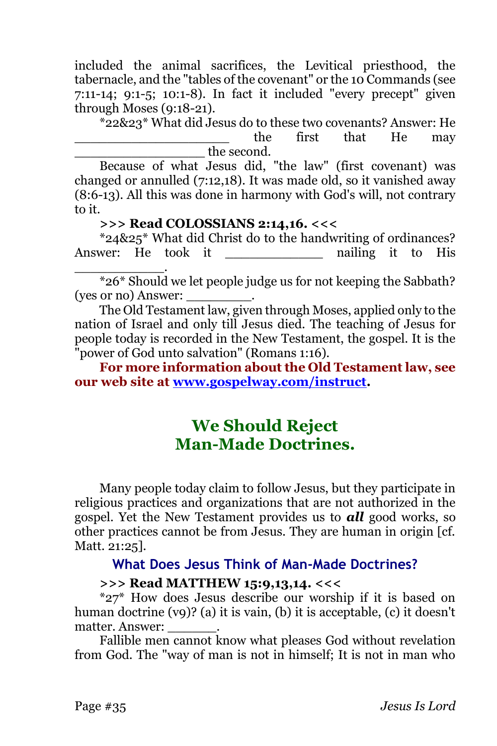included the animal sacrifices, the Levitical priesthood, the tabernacle, and the "tables of the covenant" or the 10 Commands (see 7:11-14; 9:1-5; 10:1-8). In fact it included "every precept" given through Moses (9:18-21).

*22&23* What did Jesus do to these two covenants? Answer: He ___________________ the first that He may _________________ the second.

Because of what Jesus did, "the law" (first covenant) was changed or annulled (7:12,18). It was made old, so it vanished away (8:6-13). All this was done in harmony with God's will, not contrary to it.

**>>> Read COLOSSIANS 2:14,16. <<<**

*24&25* What did Christ do to the handwriting of ordinances? Answer: He took it _____________ nailing it to His ___________.

*26* Should we let people judge us for not keeping the Sabbath? (yes or no) Answer: _________.

The Old Testament law, given through Moses, applied only to the nation of Israel and only till Jesus died. The teaching of Jesus for people today is recorded in the New Testament, the gospel. It is the "power of God unto salvation" (Romans 1:16).

**For more information about the Old Testament law, see our web site at [www.gospelway.com/instruct](http://www.gospelway.com/instruct).**

## We Should Reject Man-Made Doctrines.

Many people today claim to follow Jesus, but they participate in religious practices and organizations that are not authorized in the gospel. Yet the New Testament provides us to ***all*** good works, so other practices cannot be from Jesus. They are human in origin [cf. Matt. 21:25].

### What Does Jesus Think of Man-Made Doctrines?

**>>> Read MATTHEW 15:9,13,14. <<<**

*27* How does Jesus describe our worship if it is based on human doctrine (v9)? (a) it is vain, (b) it is acceptable, (c) it doesn't matter. Answer: ______.

Fallible men cannot know what pleases God without revelation from God. The "way of man is not in himself; It is not in man who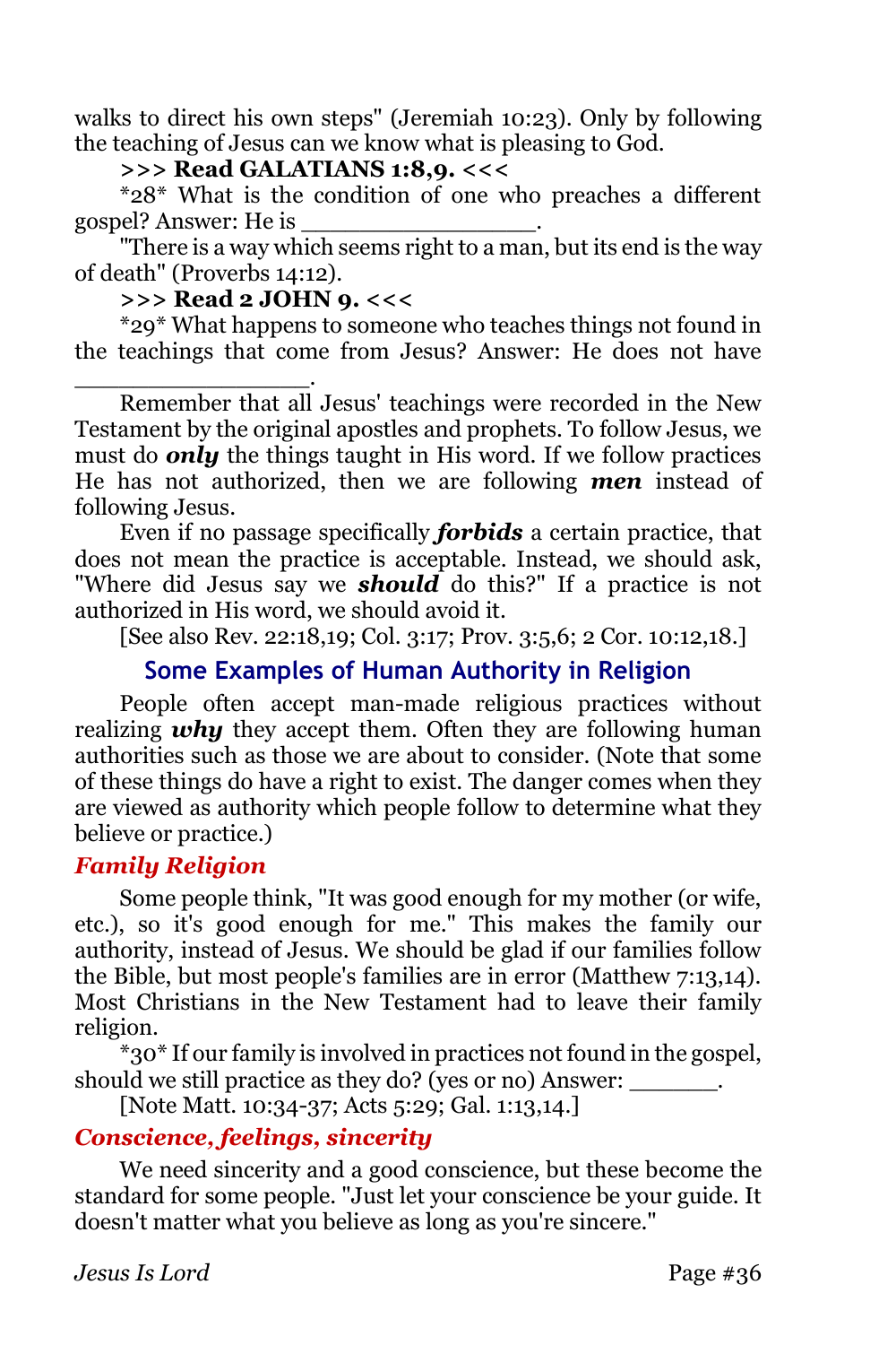walks to direct his own steps" (Jeremiah 10:23). Only by following the teaching of Jesus can we know what is pleasing to God.

**>>> Read GALATIANS 1:8,9. <<<**

*28* What is the condition of one who preaches a different gospel? Answer: He is ________________.

"There is a way which seems right to a man, but its end is the way of death" (Proverbs 14:12).

**>>> Read 2 JOHN 9. <<<**

*29* What happens to someone who teaches things not found in the teachings that come from Jesus? Answer: He does not have ________________.

Remember that all Jesus' teachings were recorded in the New Testament by the original apostles and prophets. To follow Jesus, we must do ***only*** the things taught in His word. If we follow practices He has not authorized, then we are following ***men*** instead of following Jesus.

Even if no passage specifically ***forbids*** a certain practice, that does not mean the practice is acceptable. Instead, we should ask, "Where did Jesus say we ***should*** do this?" If a practice is not authorized in His word, we should avoid it.

[See also Rev. 22:18,19; Col. 3:17; Prov. 3:5,6; 2 Cor. 10:12,18.]

## Some Examples of Human Authority in Religion

People often accept man-made religious practices without realizing ***why*** they accept them. Often they are following human authorities such as those we are about to consider. (Note that some of these things do have a right to exist. The danger comes when they are viewed as authority which people follow to determine what they believe or practice.)

### *Family Religion*

Some people think, "It was good enough for my mother (or wife, etc.), so it's good enough for me." This makes the family our authority, instead of Jesus. We should be glad if our families follow the Bible, but most people's families are in error (Matthew 7:13,14). Most Christians in the New Testament had to leave their family religion.

*30* If our family is involved in practices not found in the gospel, should we still practice as they do? (yes or no) Answer: ______.

[Note Matt. 10:34-37; Acts 5:29; Gal. 1:13,14.]

### *Conscience, feelings, sincerity*

We need sincerity and a good conscience, but these become the standard for some people. "Just let your conscience be your guide. It doesn't matter what you believe as long as you're sincere."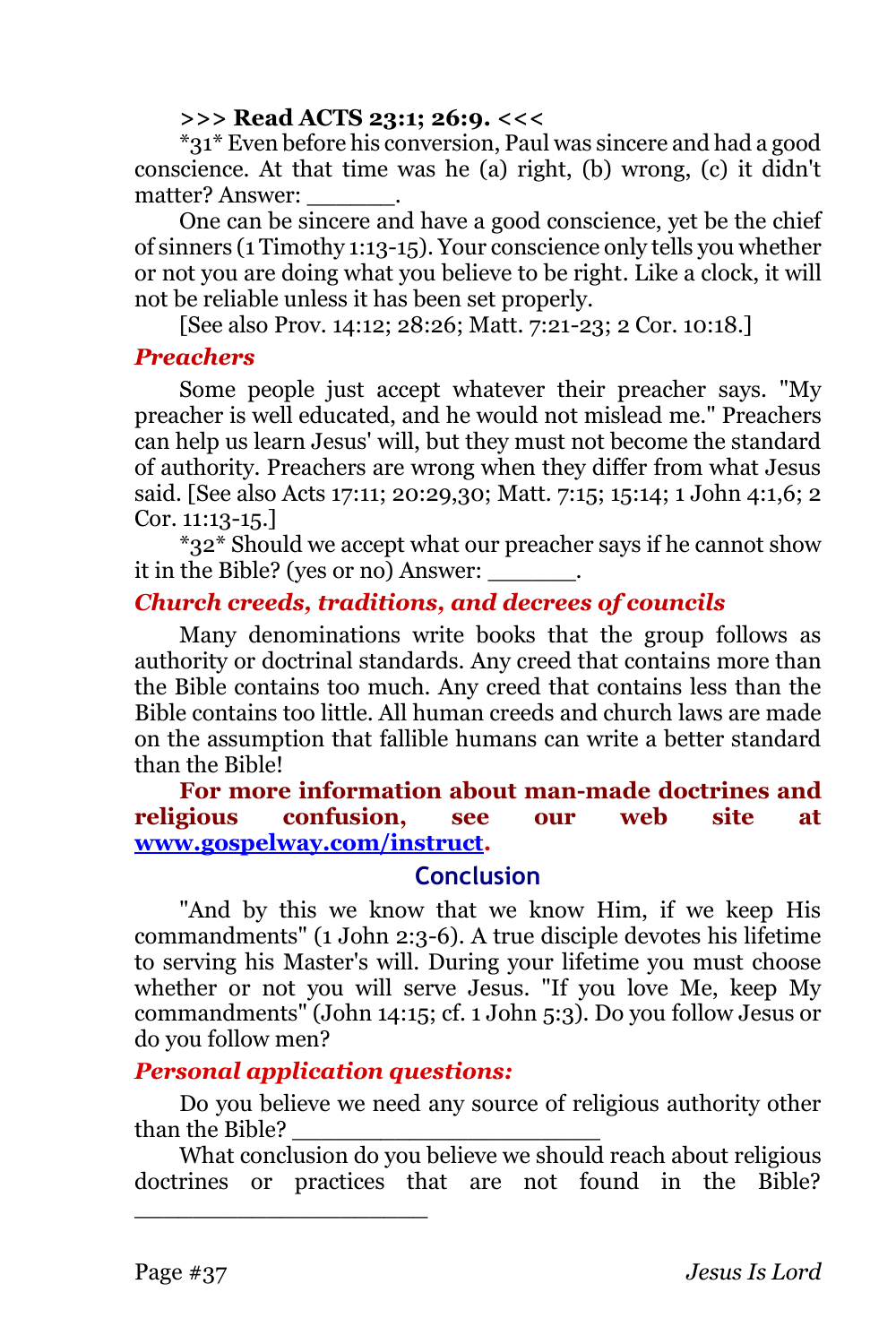**>>> Read ACTS 23:1; 26:9. <<<**

*31* Even before his conversion, Paul was sincere and had a good conscience. At that time was he (a) right, (b) wrong, (c) it didn't matter? Answer: ______.

One can be sincere and have a good conscience, yet be the chief of sinners (1 Timothy 1:13-15). Your conscience only tells you whether or not you are doing what you believe to be right. Like a clock, it will not be reliable unless it has been set properly.

[See also Prov. 14:12; 28:26; Matt. 7:21-23; 2 Cor. 10:18.]

### *Preachers*

Some people just accept whatever their preacher says. "My preacher is well educated, and he would not mislead me." Preachers can help us learn Jesus' will, but they must not become the standard of authority. Preachers are wrong when they differ from what Jesus said. [See also Acts 17:11; 20:29,30; Matt. 7:15; 15:14; 1 John 4:1,6; 2 Cor. 11:13-15.]

*32* Should we accept what our preacher says if he cannot show it in the Bible? (yes or no) Answer: ______.

### *Church creeds, traditions, and decrees of councils*

Many denominations write books that the group follows as authority or doctrinal standards. Any creed that contains more than the Bible contains too much. Any creed that contains less than the Bible contains too little. All human creeds and church laws are made on the assumption that fallible humans can write a better standard than the Bible!

**For more information about man-made doctrines and religious confusion, see our web site at [www.gospelway.com/instruct](http://www.gospelway.com/instruct).**

## Conclusion

"And by this we know that we know Him, if we keep His commandments" (1 John 2:3-6). A true disciple devotes his lifetime to serving his Master's will. During your lifetime you must choose whether or not you will serve Jesus. "If you love Me, keep My commandments" (John 14:15; cf. 1 John 5:3). Do you follow Jesus or do you follow men?

### *Personal application questions:*

Do you believe we need any source of religious authority other than the Bible? ____________________

What conclusion do you believe we should reach about religious doctrines or practices that are not found in the Bible? ____________________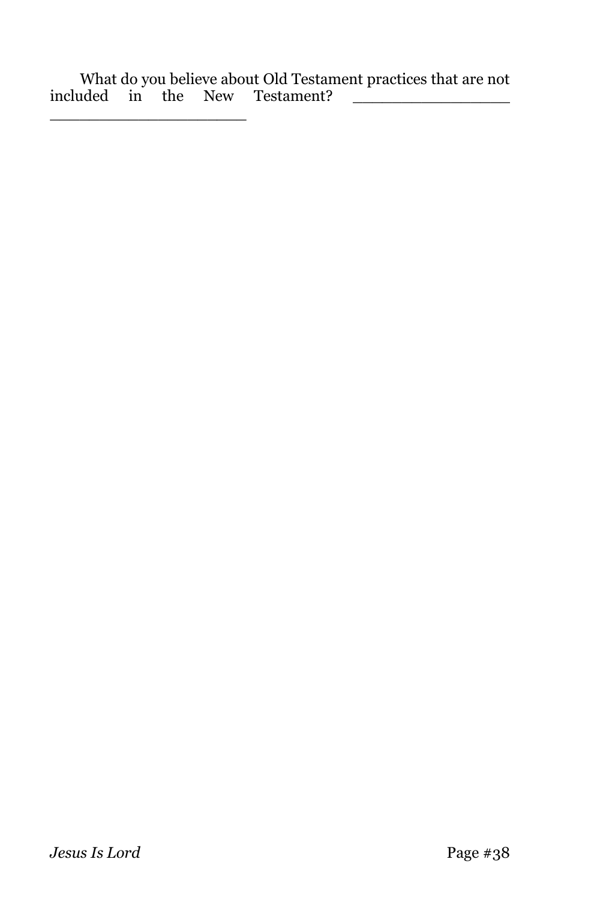What do you believe about Old Testament practices that are not included in the New Testament? ________________ ____________________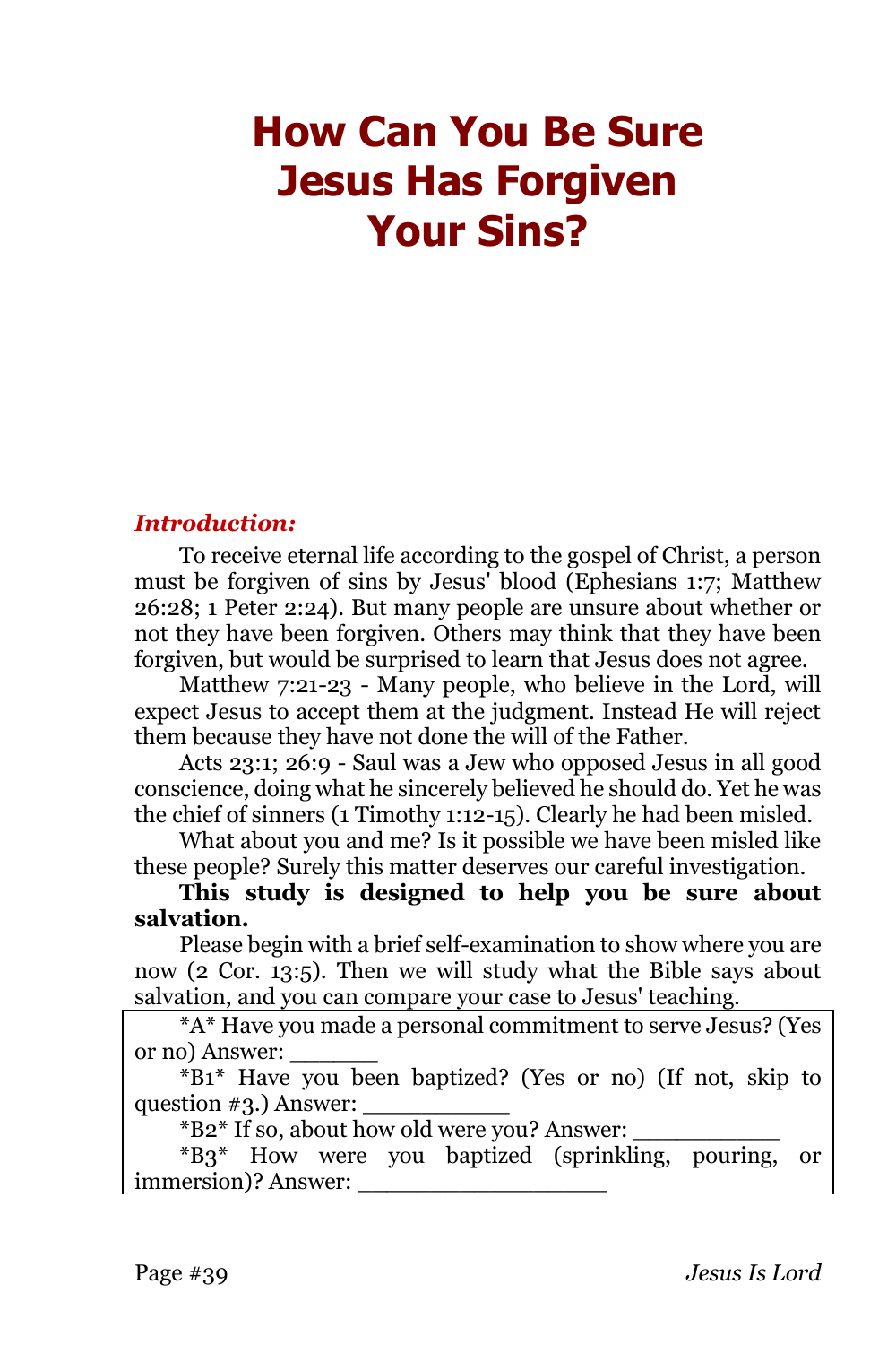# How Can You Be Sure Jesus Has Forgiven Your Sins?

***Introduction:***

To receive eternal life according to the gospel of Christ, a person must be forgiven of sins by Jesus' blood (Ephesians 1:7; Matthew 26:28; 1 Peter 2:24). But many people are unsure about whether or not they have been forgiven. Others may think that they have been forgiven, but would be surprised to learn that Jesus does not agree.

Matthew 7:21-23 - Many people, who believe in the Lord, will expect Jesus to accept them at the judgment. Instead He will reject them because they have not done the will of the Father.

Acts 23:1; 26:9 - Saul was a Jew who opposed Jesus in all good conscience, doing what he sincerely believed he should do. Yet he was the chief of sinners (1 Timothy 1:12-15). Clearly he had been misled.

What about you and me? Is it possible we have been misled like these people? Surely this matter deserves our careful investigation.

**This study is designed to help you be sure about salvation.**

Please begin with a brief self-examination to show where you are now (2 Cor. 13:5). Then we will study what the Bible says about salvation, and you can compare your case to Jesus' teaching.

*A* Have you made a personal commitment to serve Jesus? (Yes or no) Answer: ______

*B1* Have you been baptized? (Yes or no) (If not, skip to question #3.) Answer: __________

*B2* If so, about how old were you? Answer: __________

*B3* How were you baptized (sprinkling, pouring, or immersion)? Answer: ________________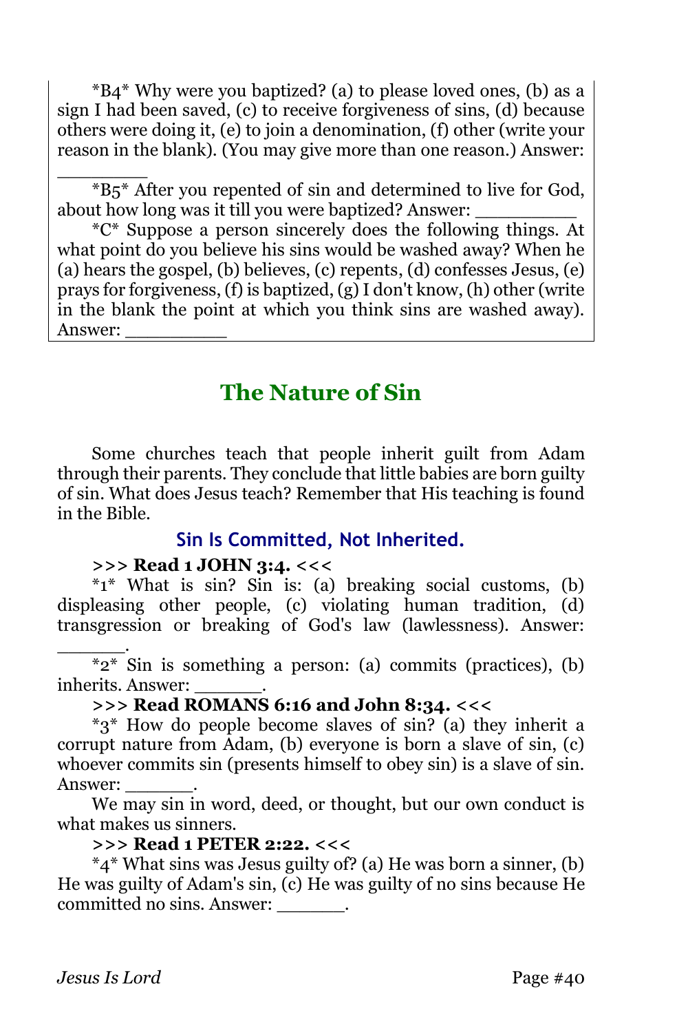*B4* Why were you baptized? (a) to please loved ones, (b) as a sign I had been saved, (c) to receive forgiveness of sins, (d) because others were doing it, (e) to join a denomination, (f) other (write your reason in the blank). (You may give more than one reason.) Answer: ________

*B5* After you repented of sin and determined to live for God, about how long was it till you were baptized? Answer: _________

*C* Suppose a person sincerely does the following things. At what point do you believe his sins would be washed away? When he (a) hears the gospel, (b) believes, (c) repents, (d) confesses Jesus, (e) prays for forgiveness, (f) is baptized, (g) I don't know, (h) other (write in the blank the point at which you think sins are washed away). Answer: _________

## The Nature of Sin

Some churches teach that people inherit guilt from Adam through their parents. They conclude that little babies are born guilty of sin. What does Jesus teach? Remember that His teaching is found in the Bible.

### Sin Is Committed, Not Inherited.

**>>> Read 1 JOHN 3:4. <<<**

*1* What is sin? Sin is: (a) breaking social customs, (b) displeasing other people, (c) violating human tradition, (d) transgression or breaking of God's law (lawlessness). Answer: ______.

*2* Sin is something a person: (a) commits (practices), (b) inherits. Answer: ______.

**>>> Read ROMANS 6:16 and John 8:34. <<<**

*3* How do people become slaves of sin? (a) they inherit a corrupt nature from Adam, (b) everyone is born a slave of sin, (c) whoever commits sin (presents himself to obey sin) is a slave of sin. Answer: ______.

We may sin in word, deed, or thought, but our own conduct is what makes us sinners.

**>>> Read 1 PETER 2:22. <<<**

*4* What sins was Jesus guilty of? (a) He was born a sinner, (b) He was guilty of Adam's sin, (c) He was guilty of no sins because He committed no sins. Answer: ______.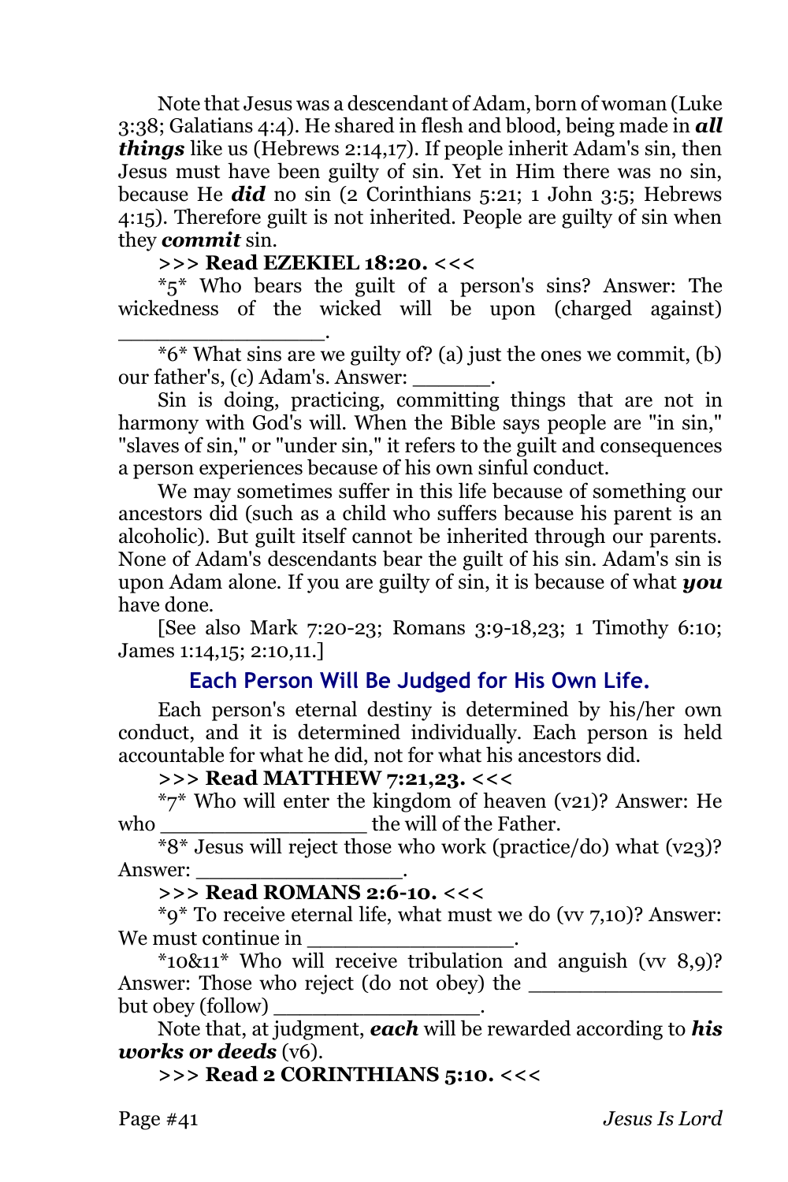Note that Jesus was a descendant of Adam, born of woman (Luke 3:38; Galatians 4:4). He shared in flesh and blood, being made in ***all things*** like us (Hebrews 2:14,17). If people inherit Adam's sin, then Jesus must have been guilty of sin. Yet in Him there was no sin, because He ***did*** no sin (2 Corinthians 5:21; 1 John 3:5; Hebrews 4:15). Therefore guilt is not inherited. People are guilty of sin when they ***commit*** sin.

**>>> Read EZEKIEL 18:20. <<<**

*5* Who bears the guilt of a person's sins? Answer: The wickedness of the wicked will be upon (charged against) _______________.

*6* What sins are we guilty of? (a) just the ones we commit, (b) our father's, (c) Adam's. Answer: ______.

Sin is doing, practicing, committing things that are not in harmony with God's will. When the Bible says people are "in sin," "slaves of sin," or "under sin," it refers to the guilt and consequences a person experiences because of his own sinful conduct.

We may sometimes suffer in this life because of something our ancestors did (such as a child who suffers because his parent is an alcoholic). But guilt itself cannot be inherited through our parents. None of Adam's descendants bear the guilt of his sin. Adam's sin is upon Adam alone. If you are guilty of sin, it is because of what ***you*** have done.

[See also Mark 7:20-23; Romans 3:9-18,23; 1 Timothy 6:10; James 1:14,15; 2:10,11.]

## Each Person Will Be Judged for His Own Life.

Each person's eternal destiny is determined by his/her own conduct, and it is determined individually. Each person is held accountable for what he did, not for what his ancestors did.

**>>> Read MATTHEW 7:21,23. <<<**

*7* Who will enter the kingdom of heaven (v21)? Answer: He who ________________ the will of the Father.

*8* Jesus will reject those who work (practice/do) what (v23)? Answer: ________________.

**>>> Read ROMANS 2:6-10. <<<**

*9* To receive eternal life, what must we do (vv 7,10)? Answer: We must continue in ________________.

*10&11* Who will receive tribulation and anguish (vv 8,9)? Answer: Those who reject (do not obey) the _______________ but obey (follow) ________________.

Note that, at judgment, ***each*** will be rewarded according to ***his works or deeds*** (v6).

**>>> Read 2 CORINTHIANS 5:10. <<<**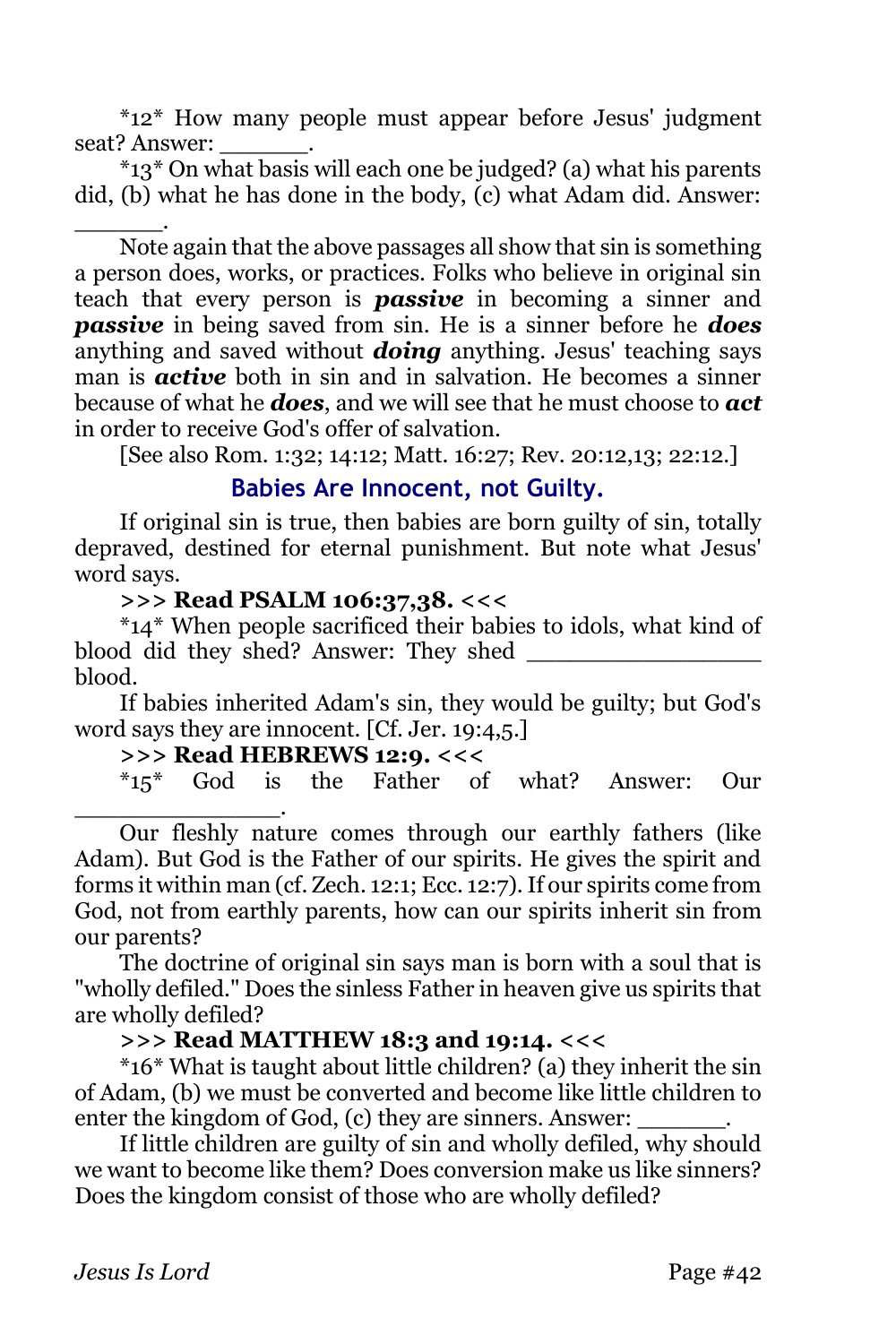\*12\* How many people must appear before Jesus' judgment seat? Answer: ______.

\*13\* On what basis will each one be judged? (a) what his parents did, (b) what he has done in the body, (c) what Adam did. Answer: ______.

Note again that the above passages all show that sin is something a person does, works, or practices. Folks who believe in original sin teach that every person is ***passive*** in becoming a sinner and ***passive*** in being saved from sin. He is a sinner before he ***does*** anything and saved without ***doing*** anything. Jesus' teaching says man is ***active*** both in sin and in salvation. He becomes a sinner because of what he ***does***, and we will see that he must choose to ***act*** in order to receive God's offer of salvation.

[See also Rom. 1:32; 14:12; Matt. 16:27; Rev. 20:12,13; 22:12.]

### Babies Are Innocent, not Guilty.

If original sin is true, then babies are born guilty of sin, totally depraved, destined for eternal punishment. But note what Jesus' word says.

**>>> Read PSALM 106:37,38. <<<**

\*14\* When people sacrificed their babies to idols, what kind of blood did they shed? Answer: They shed ________________ blood.

If babies inherited Adam's sin, they would be guilty; but God's word says they are innocent. [Cf. Jer. 19:4,5.]

**>>> Read HEBREWS 12:9. <<<**

\*15\* God is the Father of what? Answer: Our ______________.

Our fleshly nature comes through our earthly fathers (like Adam). But God is the Father of our spirits. He gives the spirit and forms it within man (cf. Zech. 12:1; Ecc. 12:7). If our spirits come from God, not from earthly parents, how can our spirits inherit sin from our parents?

The doctrine of original sin says man is born with a soul that is "wholly defiled." Does the sinless Father in heaven give us spirits that are wholly defiled?

**>>> Read MATTHEW 18:3 and 19:14. <<<**

\*16\* What is taught about little children? (a) they inherit the sin of Adam, (b) we must be converted and become like little children to enter the kingdom of God, (c) they are sinners. Answer: ______.

If little children are guilty of sin and wholly defiled, why should we want to become like them? Does conversion make us like sinners? Does the kingdom consist of those who are wholly defiled?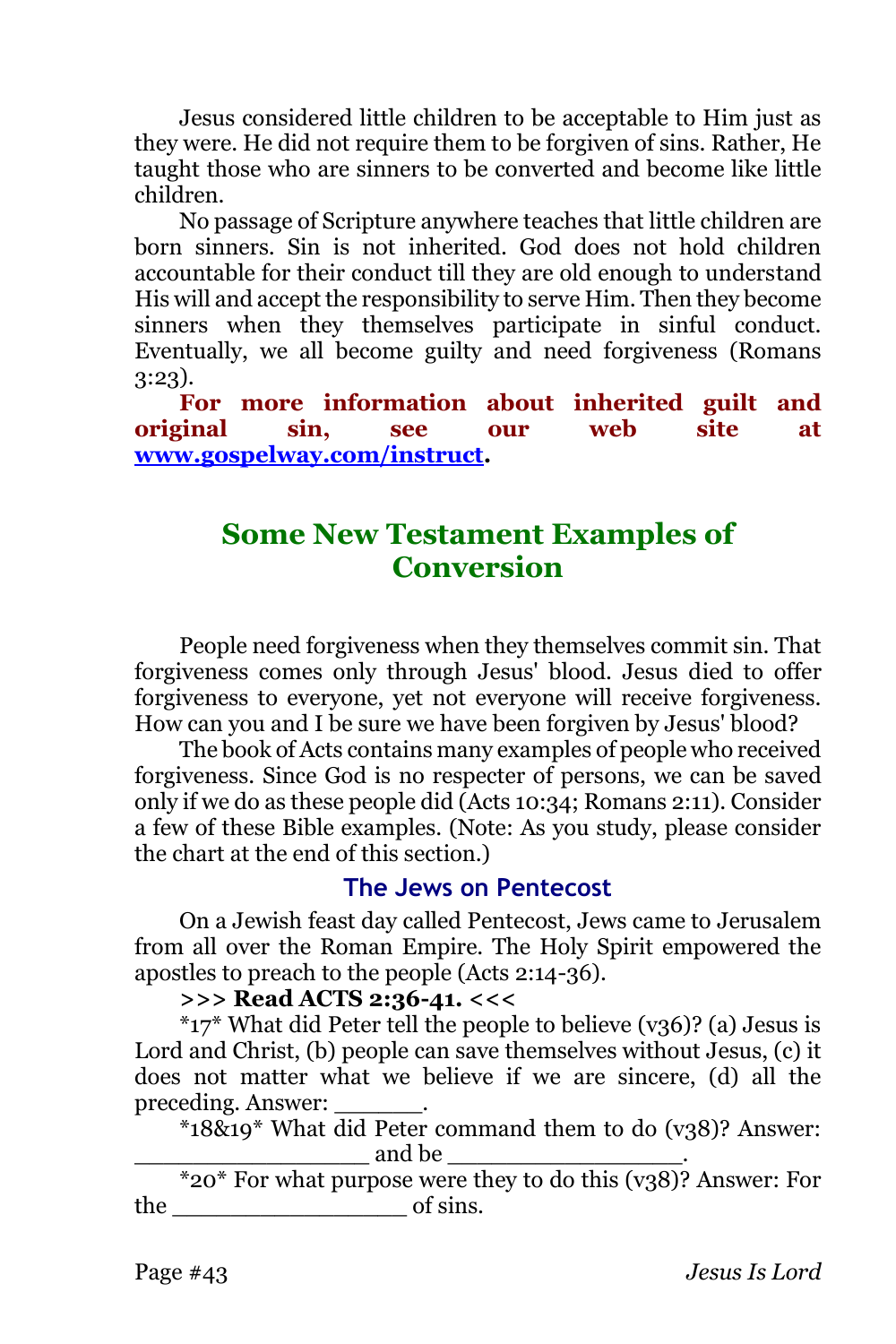Jesus considered little children to be acceptable to Him just as they were. He did not require them to be forgiven of sins. Rather, He taught those who are sinners to be converted and become like little children.

No passage of Scripture anywhere teaches that little children are born sinners. Sin is not inherited. God does not hold children accountable for their conduct till they are old enough to understand His will and accept the responsibility to serve Him. Then they become sinners when they themselves participate in sinful conduct. Eventually, we all become guilty and need forgiveness (Romans 3:23).

**For more information about inherited guilt and original sin, see our web site at [www.gospelway.com/instruct](http://www.gospelway.com/instruct).**

## Some New Testament Examples of Conversion

People need forgiveness when they themselves commit sin. That forgiveness comes only through Jesus' blood. Jesus died to offer forgiveness to everyone, yet not everyone will receive forgiveness. How can you and I be sure we have been forgiven by Jesus' blood?

The book of Acts contains many examples of people who received forgiveness. Since God is no respecter of persons, we can be saved only if we do as these people did (Acts 10:34; Romans 2:11). Consider a few of these Bible examples. (Note: As you study, please consider the chart at the end of this section.)

### The Jews on Pentecost

On a Jewish feast day called Pentecost, Jews came to Jerusalem from all over the Roman Empire. The Holy Spirit empowered the apostles to preach to the people (Acts 2:14-36).

**>>> Read ACTS 2:36-41. <<<**

*17* What did Peter tell the people to believe (v36)? (a) Jesus is Lord and Christ, (b) people can save themselves without Jesus, (c) it does not matter what we believe if we are sincere, (d) all the preceding. Answer: ______.

*18&19* What did Peter command them to do (v38)? Answer: ________________ and be ________________.

*20* For what purpose were they to do this (v38)? Answer: For the ________________ of sins.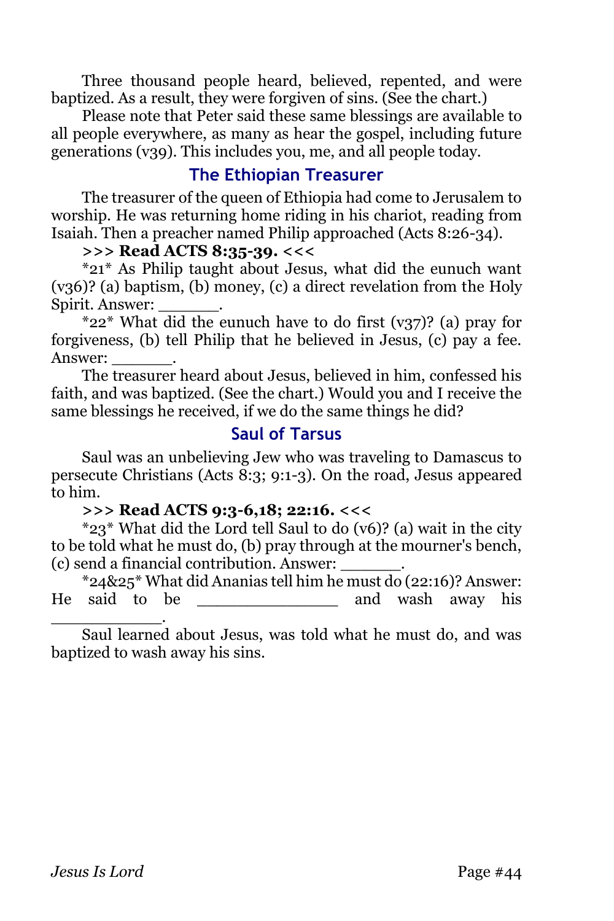Three thousand people heard, believed, repented, and were baptized. As a result, they were forgiven of sins. (See the chart.)

Please note that Peter said these same blessings are available to all people everywhere, as many as hear the gospel, including future generations (v39). This includes you, me, and all people today.

## The Ethiopian Treasurer

The treasurer of the queen of Ethiopia had come to Jerusalem to worship. He was returning home riding in his chariot, reading from Isaiah. Then a preacher named Philip approached (Acts 8:26-34).

**>>> Read ACTS 8:35-39. <<<**

*21* As Philip taught about Jesus, what did the eunuch want (v36)? (a) baptism, (b) money, (c) a direct revelation from the Holy Spirit. Answer: ______.

*22* What did the eunuch have to do first (v37)? (a) pray for forgiveness, (b) tell Philip that he believed in Jesus, (c) pay a fee. Answer: ______.

The treasurer heard about Jesus, believed in him, confessed his faith, and was baptized. (See the chart.) Would you and I receive the same blessings he received, if we do the same things he did?

## Saul of Tarsus

Saul was an unbelieving Jew who was traveling to Damascus to persecute Christians (Acts 8:3; 9:1-3). On the road, Jesus appeared to him.

**>>> Read ACTS 9:3-6,18; 22:16. <<<**

*23* What did the Lord tell Saul to do (v6)? (a) wait in the city to be told what he must do, (b) pray through at the mourner's bench, (c) send a financial contribution. Answer: ______.

*24&25* What did Ananias tell him he must do (22:16)? Answer: He said to be ______________ and wash away his ____________.

Saul learned about Jesus, was told what he must do, and was baptized to wash away his sins.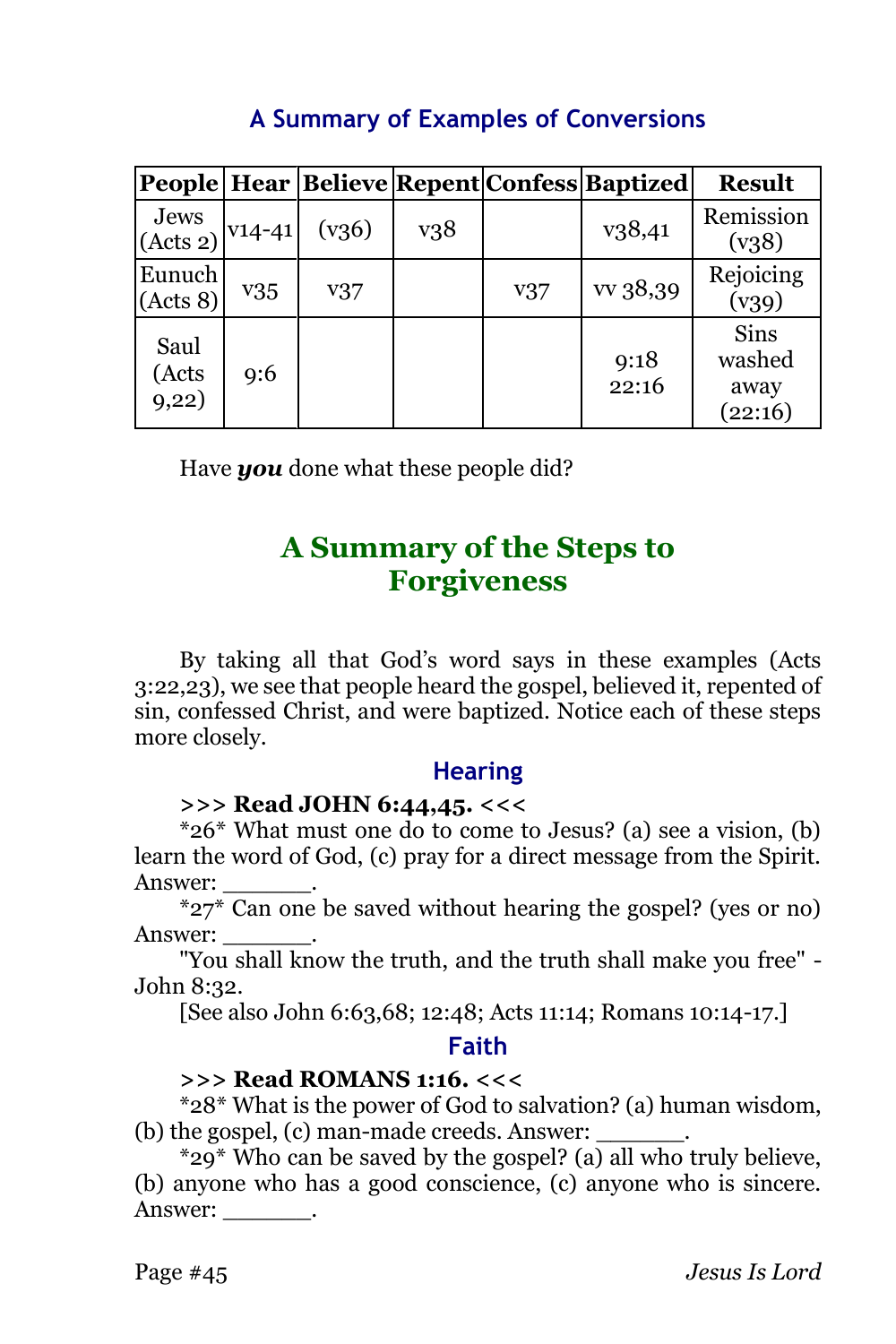## A Summary of Examples of Conversions

| People | Hear | Believe | Repent | Confess | Baptized | Result |
|---|---|---|---|---|---|---|
| Jews (Acts 2) | v14-41 | (v36) | v38 | | v38,41 | Remission (v38) |
| Eunuch (Acts 8) | v35 | v37 | | v37 | vv 38,39 | Rejoicing (v39) |
| Saul (Acts 9,22) | 9:6 | | | | 9:18 22:16 | Sins washed away (22:16) |

Have ***you*** done what these people did?

# A Summary of the Steps to Forgiveness

By taking all that God's word says in these examples (Acts 3:22,23), we see that people heard the gospel, believed it, repented of sin, confessed Christ, and were baptized. Notice each of these steps more closely.

### Hearing

**>>> Read JOHN 6:44,45. <<<**

*26* What must one do to come to Jesus? (a) see a vision, (b) learn the word of God, (c) pray for a direct message from the Spirit. Answer: ______.

*27* Can one be saved without hearing the gospel? (yes or no) Answer: ______.

"You shall know the truth, and the truth shall make you free" - John 8:32.

[See also John 6:63,68; 12:48; Acts 11:14; Romans 10:14-17.]

### Faith

**>>> Read ROMANS 1:16. <<<**

*28* What is the power of God to salvation? (a) human wisdom, (b) the gospel, (c) man-made creeds. Answer: ______.

*29* Who can be saved by the gospel? (a) all who truly believe, (b) anyone who has a good conscience, (c) anyone who is sincere. Answer: ______.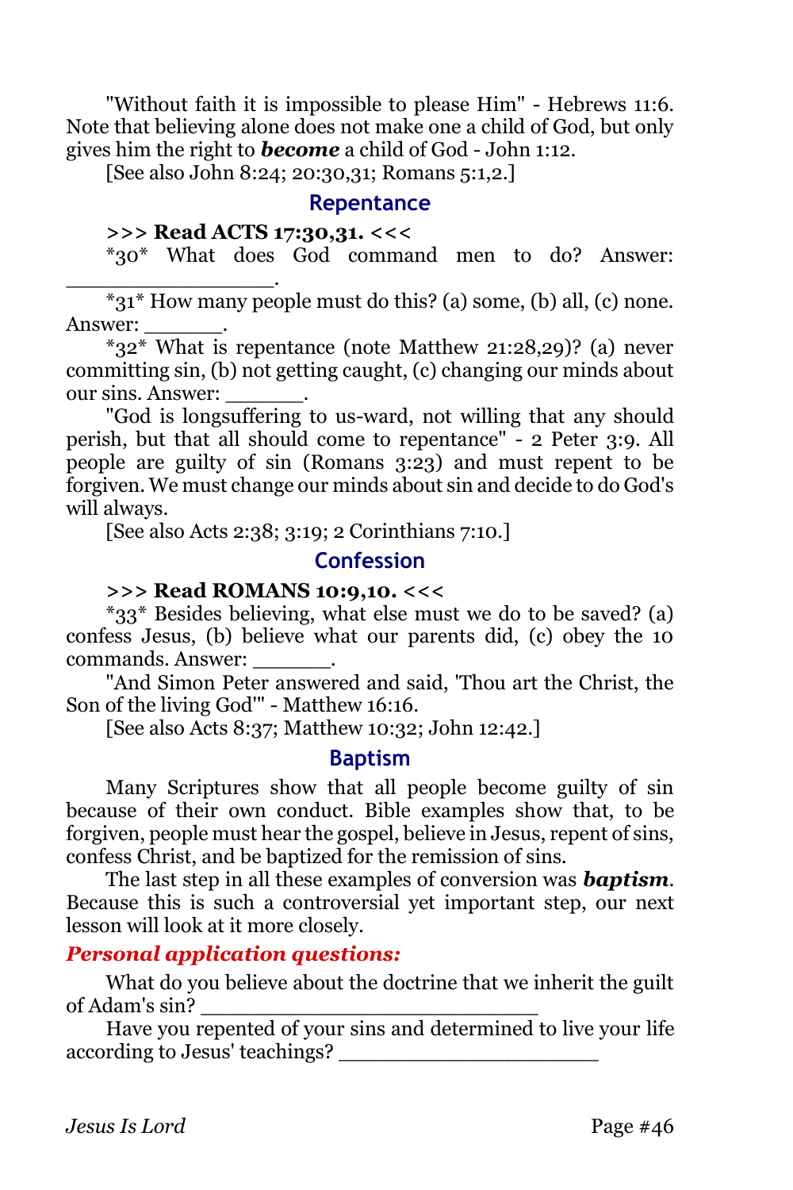"Without faith it is impossible to please Him" - Hebrews 11:6. Note that believing alone does not make one a child of God, but only gives him the right to ***become*** a child of God - John 1:12.

[See also John 8:24; 20:30,31; Romans 5:1,2.]

## Repentance

**>>> Read ACTS 17:30,31. <<<**

*30* What does God command men to do? Answer: _______________.

*31* How many people must do this? (a) some, (b) all, (c) none. Answer: ______.

*32* What is repentance (note Matthew 21:28,29)? (a) never committing sin, (b) not getting caught, (c) changing our minds about our sins. Answer: ______.

"God is longsuffering to us-ward, not willing that any should perish, but that all should come to repentance" - 2 Peter 3:9. All people are guilty of sin (Romans 3:23) and must repent to be forgiven. We must change our minds about sin and decide to do God's will always.

[See also Acts 2:38; 3:19; 2 Corinthians 7:10.]

## Confession

**>>> Read ROMANS 10:9,10. <<<**

*33* Besides believing, what else must we do to be saved? (a) confess Jesus, (b) believe what our parents did, (c) obey the 10 commands. Answer: ______.

"And Simon Peter answered and said, 'Thou art the Christ, the Son of the living God'" - Matthew 16:16.

[See also Acts 8:37; Matthew 10:32; John 12:42.]

## Baptism

Many Scriptures show that all people become guilty of sin because of their own conduct. Bible examples show that, to be forgiven, people must hear the gospel, believe in Jesus, repent of sins, confess Christ, and be baptized for the remission of sins.

The last step in all these examples of conversion was ***baptism***. Because this is such a controversial yet important step, our next lesson will look at it more closely.

***Personal application questions:***

What do you believe about the doctrine that we inherit the guilt of Adam's sin? __________________________

Have you repented of your sins and determined to live your life according to Jesus' teachings? ____________________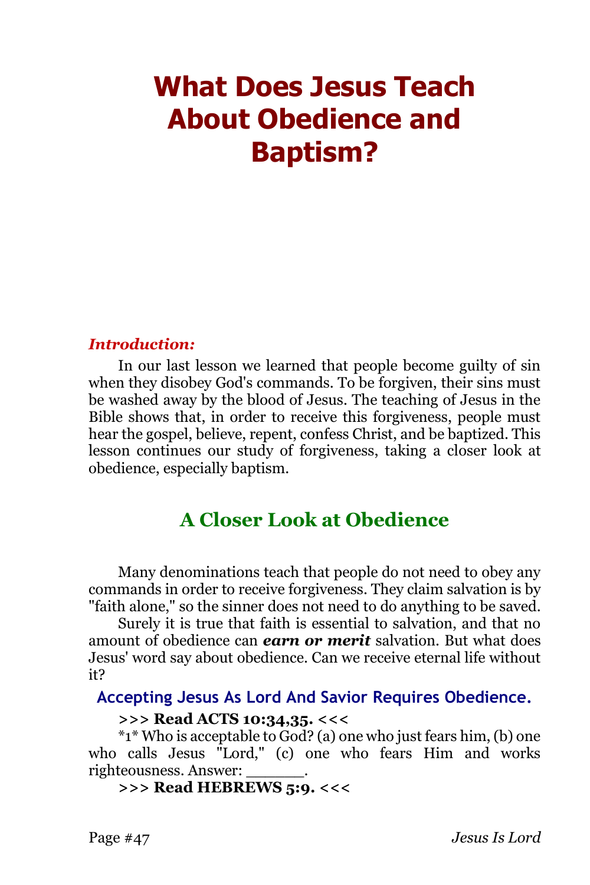# What Does Jesus Teach About Obedience and Baptism?

***Introduction:***

In our last lesson we learned that people become guilty of sin when they disobey God's commands. To be forgiven, their sins must be washed away by the blood of Jesus. The teaching of Jesus in the Bible shows that, in order to receive this forgiveness, people must hear the gospel, believe, repent, confess Christ, and be baptized. This lesson continues our study of forgiveness, taking a closer look at obedience, especially baptism.

## A Closer Look at Obedience

Many denominations teach that people do not need to obey any commands in order to receive forgiveness. They claim salvation is by "faith alone," so the sinner does not need to do anything to be saved.

Surely it is true that faith is essential to salvation, and that no amount of obedience can ***earn or merit*** salvation. But what does Jesus' word say about obedience. Can we receive eternal life without it?

### Accepting Jesus As Lord And Savior Requires Obedience.

**>>> Read ACTS 10:34,35. <<<**

*1* Who is acceptable to God? (a) one who just fears him, (b) one who calls Jesus "Lord," (c) one who fears Him and works righteousness. Answer: ______.

**>>> Read HEBREWS 5:9. <<<**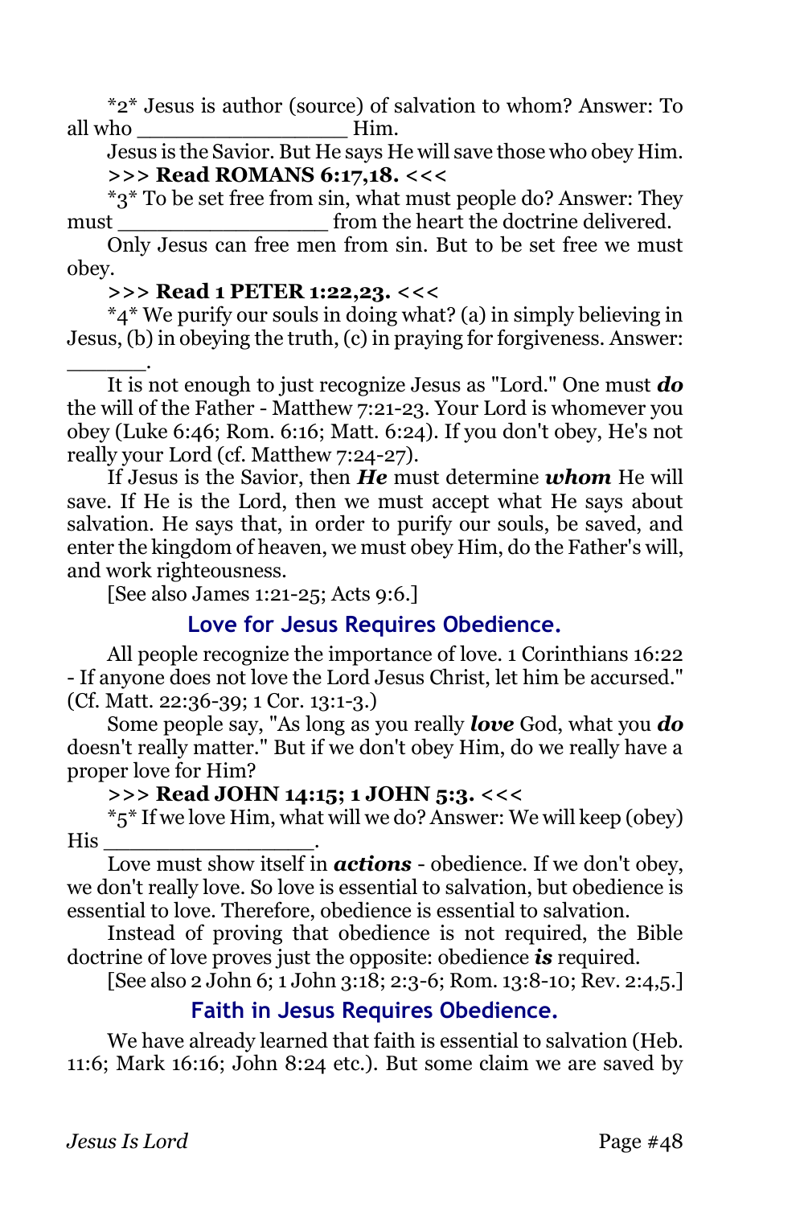*2* Jesus is author (source) of salvation to whom? Answer: To all who ________________ Him.

Jesus is the Savior. But He says He will save those who obey Him.

**>>> Read ROMANS 6:17,18. <<<**

*3* To be set free from sin, what must people do? Answer: They must ________________ from the heart the doctrine delivered.

Only Jesus can free men from sin. But to be set free we must obey.

**>>> Read 1 PETER 1:22,23. <<<**

*4* We purify our souls in doing what? (a) in simply believing in Jesus, (b) in obeying the truth, (c) in praying for forgiveness. Answer: ______.

It is not enough to just recognize Jesus as "Lord." One must ***do*** the will of the Father - Matthew 7:21-23. Your Lord is whomever you obey (Luke 6:46; Rom. 6:16; Matt. 6:24). If you don't obey, He's not really your Lord (cf. Matthew 7:24-27).

If Jesus is the Savior, then ***He*** must determine ***whom*** He will save. If He is the Lord, then we must accept what He says about salvation. He says that, in order to purify our souls, be saved, and enter the kingdom of heaven, we must obey Him, do the Father's will, and work righteousness.

[See also James 1:21-25; Acts 9:6.]

## Love for Jesus Requires Obedience.

All people recognize the importance of love. 1 Corinthians 16:22 - If anyone does not love the Lord Jesus Christ, let him be accursed." (Cf. Matt. 22:36-39; 1 Cor. 13:1-3.)

Some people say, "As long as you really ***love*** God, what you ***do*** doesn't really matter." But if we don't obey Him, do we really have a proper love for Him?

**>>> Read JOHN 14:15; 1 JOHN 5:3. <<<**

*5* If we love Him, what will we do? Answer: We will keep (obey) His ________________.

Love must show itself in ***actions*** - obedience. If we don't obey, we don't really love. So love is essential to salvation, but obedience is essential to love. Therefore, obedience is essential to salvation.

Instead of proving that obedience is not required, the Bible doctrine of love proves just the opposite: obedience ***is*** required.

[See also 2 John 6; 1 John 3:18; 2:3-6; Rom. 13:8-10; Rev. 2:4,5.]

## Faith in Jesus Requires Obedience.

We have already learned that faith is essential to salvation (Heb. 11:6; Mark 16:16; John 8:24 etc.). But some claim we are saved by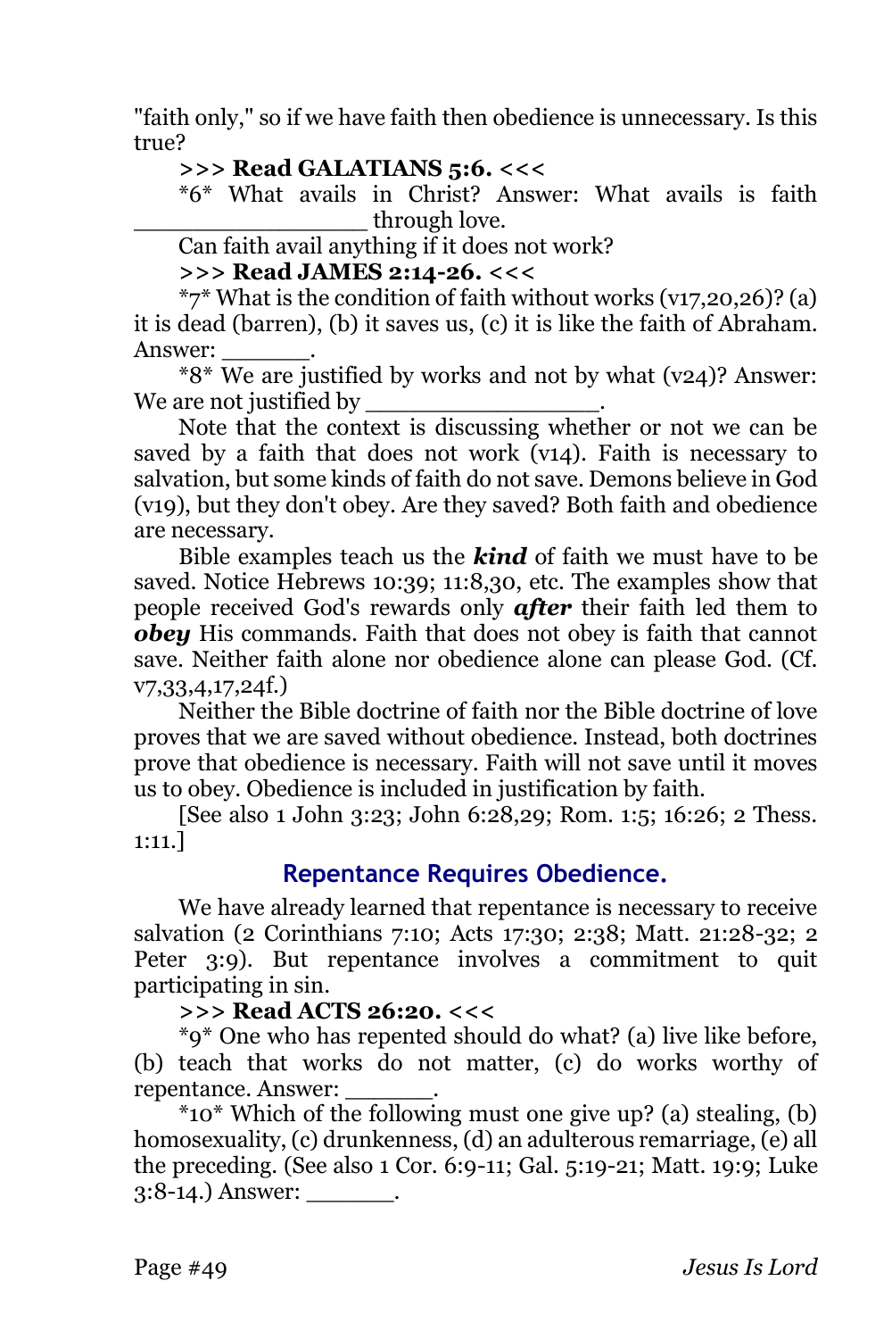"faith only," so if we have faith then obedience is unnecessary. Is this true?

**>>> Read GALATIANS 5:6. <<<**

*6* What avails in Christ? Answer: What avails is faith _________________ through love.

Can faith avail anything if it does not work?

**>>> Read JAMES 2:14-26. <<<**

*7* What is the condition of faith without works (v17,20,26)? (a) it is dead (barren), (b) it saves us, (c) it is like the faith of Abraham. Answer: _______.

*8* We are justified by works and not by what (v24)? Answer: We are not justified by _________________.

Note that the context is discussing whether or not we can be saved by a faith that does not work (v14). Faith is necessary to salvation, but some kinds of faith do not save. Demons believe in God (v19), but they don't obey. Are they saved? Both faith and obedience are necessary.

Bible examples teach us the ***kind*** of faith we must have to be saved. Notice Hebrews 10:39; 11:8,30, etc. The examples show that people received God's rewards only ***after*** their faith led them to ***obey*** His commands. Faith that does not obey is faith that cannot save. Neither faith alone nor obedience alone can please God. (Cf. v7,33,4,17,24f.)

Neither the Bible doctrine of faith nor the Bible doctrine of love proves that we are saved without obedience. Instead, both doctrines prove that obedience is necessary. Faith will not save until it moves us to obey. Obedience is included in justification by faith.

[See also 1 John 3:23; John 6:28,29; Rom. 1:5; 16:26; 2 Thess. 1:11.]

## Repentance Requires Obedience.

We have already learned that repentance is necessary to receive salvation (2 Corinthians 7:10; Acts 17:30; 2:38; Matt. 21:28-32; 2 Peter 3:9). But repentance involves a commitment to quit participating in sin.

**>>> Read ACTS 26:20. <<<**

*9* One who has repented should do what? (a) live like before, (b) teach that works do not matter, (c) do works worthy of repentance. Answer: _______.

*10* Which of the following must one give up? (a) stealing, (b) homosexuality, (c) drunkenness, (d) an adulterous remarriage, (e) all the preceding. (See also 1 Cor. 6:9-11; Gal. 5:19-21; Matt. 19:9; Luke 3:8-14.) Answer: _______.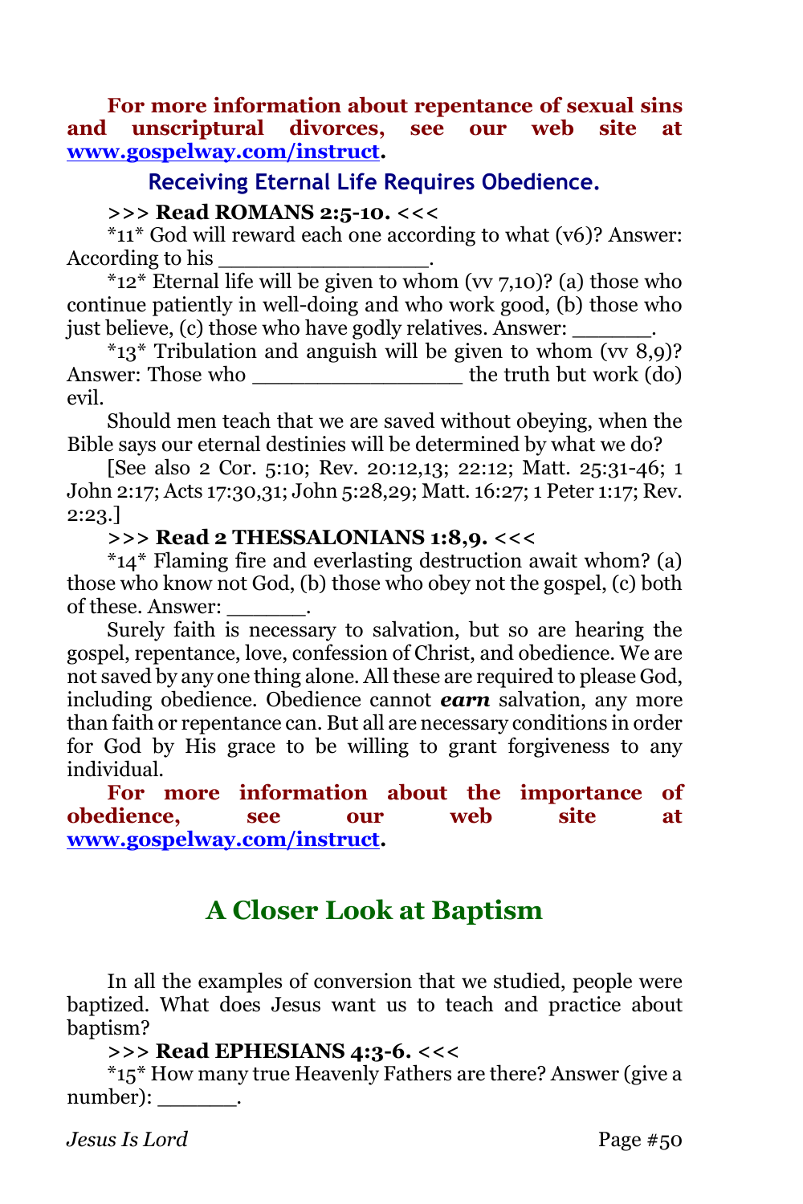**For more information about repentance of sexual sins and unscriptural divorces, see our web site at [www.gospelway.com/instruct](http://www.gospelway.com/instruct).**

### Receiving Eternal Life Requires Obedience.

**>>> Read ROMANS 2:5-10. <<<**

*11* God will reward each one according to what (v6)? Answer: According to his ________________.

*12* Eternal life will be given to whom (vv 7,10)? (a) those who continue patiently in well-doing and who work good, (b) those who just believe, (c) those who have godly relatives. Answer: ______.

*13* Tribulation and anguish will be given to whom (vv 8,9)? Answer: Those who ________________ the truth but work (do) evil.

Should men teach that we are saved without obeying, when the Bible says our eternal destinies will be determined by what we do?

[See also 2 Cor. 5:10; Rev. 20:12,13; 22:12; Matt. 25:31-46; 1 John 2:17; Acts 17:30,31; John 5:28,29; Matt. 16:27; 1 Peter 1:17; Rev. 2:23.]

**>>> Read 2 THESSALONIANS 1:8,9. <<<**

*14* Flaming fire and everlasting destruction await whom? (a) those who know not God, (b) those who obey not the gospel, (c) both of these. Answer: ______.

Surely faith is necessary to salvation, but so are hearing the gospel, repentance, love, confession of Christ, and obedience. We are not saved by any one thing alone. All these are required to please God, including obedience. Obedience cannot ***earn*** salvation, any more than faith or repentance can. But all are necessary conditions in order for God by His grace to be willing to grant forgiveness to any individual.

**For more information about the importance of obedience, see our web site at [www.gospelway.com/instruct](http://www.gospelway.com/instruct).**

## A Closer Look at Baptism

In all the examples of conversion that we studied, people were baptized. What does Jesus want us to teach and practice about baptism?

**>>> Read EPHESIANS 4:3-6. <<<**

*15* How many true Heavenly Fathers are there? Answer (give a number): ______.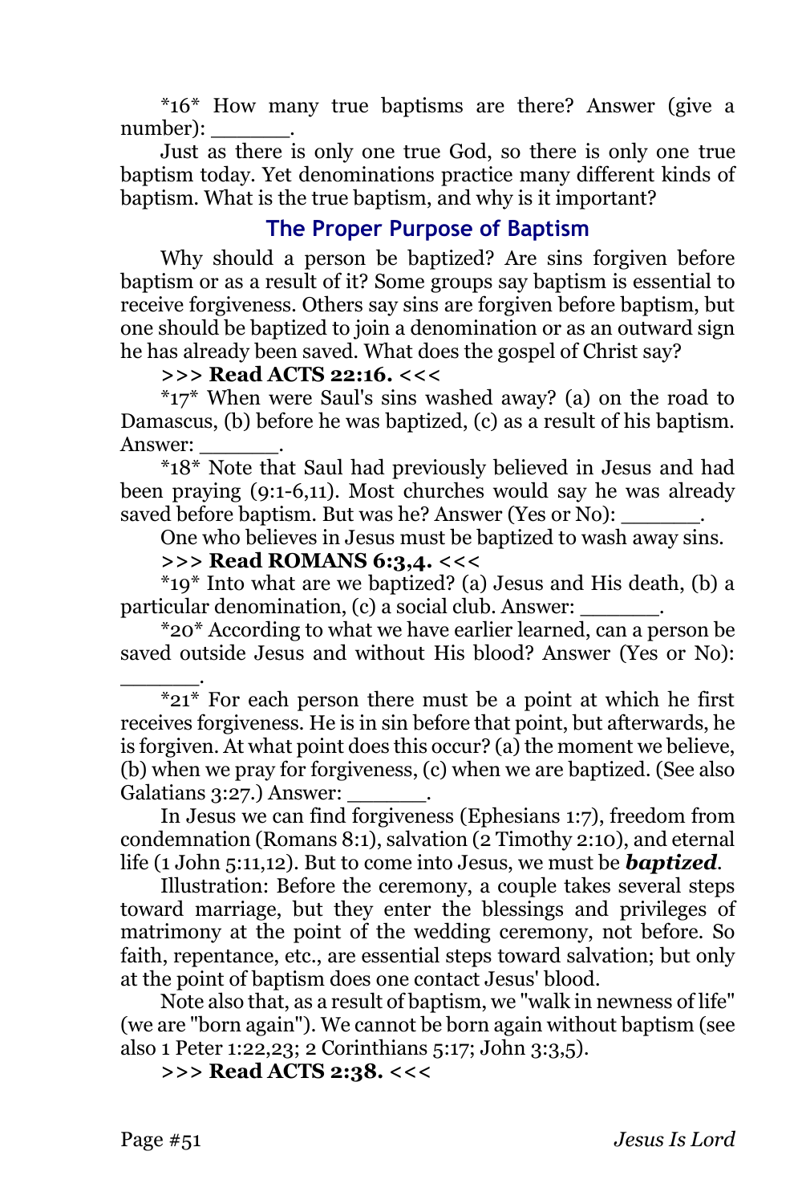*16* How many true baptisms are there? Answer (give a number): ______.

Just as there is only one true God, so there is only one true baptism today. Yet denominations practice many different kinds of baptism. What is the true baptism, and why is it important?

## The Proper Purpose of Baptism

Why should a person be baptized? Are sins forgiven before baptism or as a result of it? Some groups say baptism is essential to receive forgiveness. Others say sins are forgiven before baptism, but one should be baptized to join a denomination or as an outward sign he has already been saved. What does the gospel of Christ say?

**>>> Read ACTS 22:16. <<<**

*17* When were Saul's sins washed away? (a) on the road to Damascus, (b) before he was baptized, (c) as a result of his baptism. Answer: ______.

*18* Note that Saul had previously believed in Jesus and had been praying (9:1-6,11). Most churches would say he was already saved before baptism. But was he? Answer (Yes or No): ______.

One who believes in Jesus must be baptized to wash away sins.

**>>> Read ROMANS 6:3,4. <<<**

*19* Into what are we baptized? (a) Jesus and His death, (b) a particular denomination, (c) a social club. Answer: ______.

*20* According to what we have earlier learned, can a person be saved outside Jesus and without His blood? Answer (Yes or No): ______.

*21* For each person there must be a point at which he first receives forgiveness. He is in sin before that point, but afterwards, he is forgiven. At what point does this occur? (a) the moment we believe, (b) when we pray for forgiveness, (c) when we are baptized. (See also Galatians 3:27.) Answer: ______.

In Jesus we can find forgiveness (Ephesians 1:7), freedom from condemnation (Romans 8:1), salvation (2 Timothy 2:10), and eternal life (1 John 5:11,12). But to come into Jesus, we must be ***baptized***.

Illustration: Before the ceremony, a couple takes several steps toward marriage, but they enter the blessings and privileges of matrimony at the point of the wedding ceremony, not before. So faith, repentance, etc., are essential steps toward salvation; but only at the point of baptism does one contact Jesus' blood.

Note also that, as a result of baptism, we "walk in newness of life" (we are "born again"). We cannot be born again without baptism (see also 1 Peter 1:22,23; 2 Corinthians 5:17; John 3:3,5).

**>>> Read ACTS 2:38. <<<**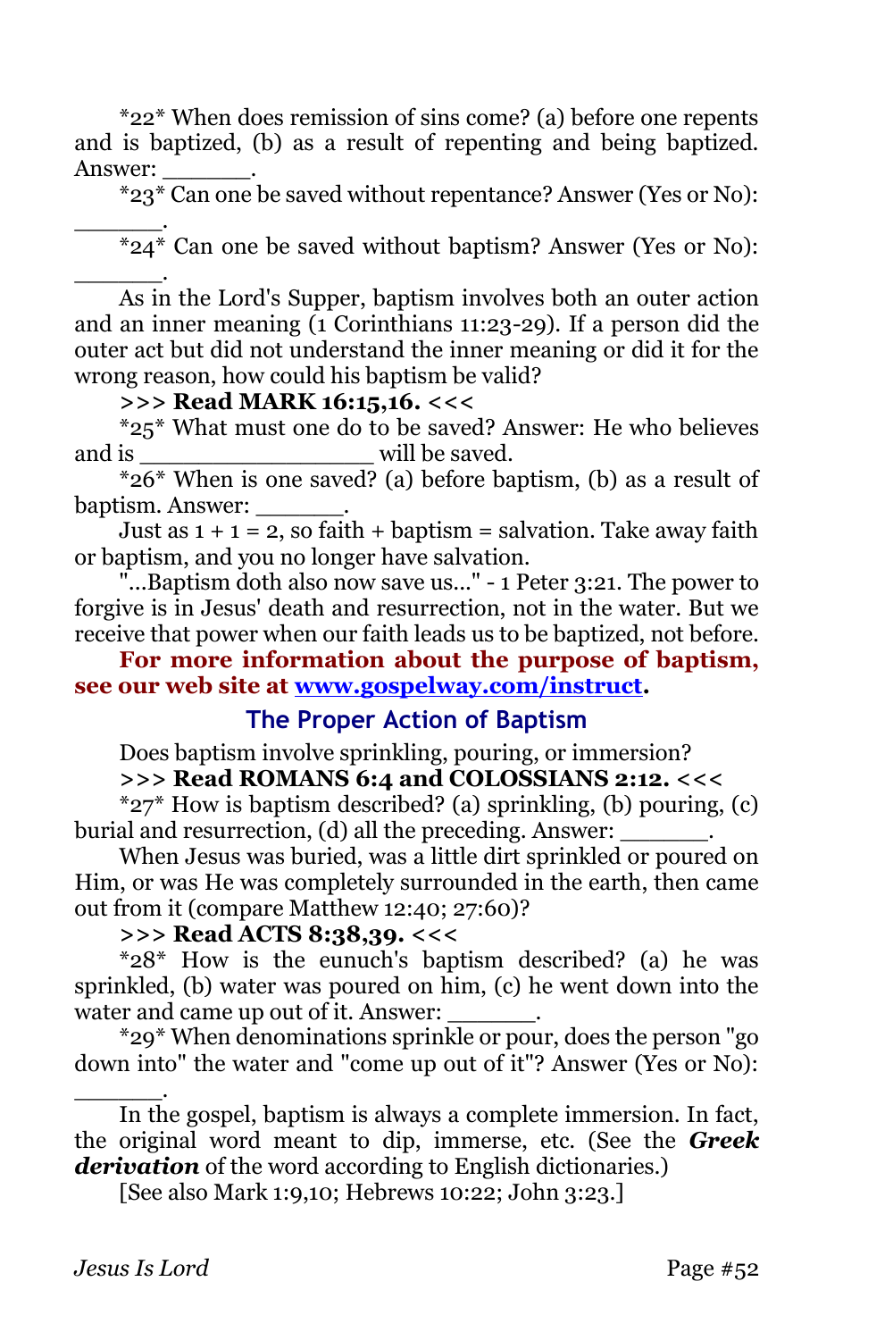*22* When does remission of sins come? (a) before one repents and is baptized, (b) as a result of repenting and being baptized. Answer: ______.

*23* Can one be saved without repentance? Answer (Yes or No): ______.

*24* Can one be saved without baptism? Answer (Yes or No): ______.

As in the Lord's Supper, baptism involves both an outer action and an inner meaning (1 Corinthians 11:23-29). If a person did the outer act but did not understand the inner meaning or did it for the wrong reason, how could his baptism be valid?

**>>> Read MARK 16:15,16. <<<**

*25* What must one do to be saved? Answer: He who believes and is ________________ will be saved.

*26* When is one saved? (a) before baptism, (b) as a result of baptism. Answer: ______.

Just as 1 + 1 = 2, so faith + baptism = salvation. Take away faith or baptism, and you no longer have salvation.

"...Baptism doth also now save us..." - 1 Peter 3:21. The power to forgive is in Jesus' death and resurrection, not in the water. But we receive that power when our faith leads us to be baptized, not before.

**For more information about the purpose of baptism, see our web site at [www.gospelway.com/instruct](http://www.gospelway.com/instruct).**

## The Proper Action of Baptism

Does baptism involve sprinkling, pouring, or immersion?

**>>> Read ROMANS 6:4 and COLOSSIANS 2:12. <<<**

*27* How is baptism described? (a) sprinkling, (b) pouring, (c) burial and resurrection, (d) all the preceding. Answer: ______.

When Jesus was buried, was a little dirt sprinkled or poured on Him, or was He was completely surrounded in the earth, then came out from it (compare Matthew 12:40; 27:60)?

**>>> Read ACTS 8:38,39. <<<**

*28* How is the eunuch's baptism described? (a) he was sprinkled, (b) water was poured on him, (c) he went down into the water and came up out of it. Answer: ______.

*29* When denominations sprinkle or pour, does the person "go down into" the water and "come up out of it"? Answer (Yes or No): ______.

In the gospel, baptism is always a complete immersion. In fact, the original word meant to dip, immerse, etc. (See the ***Greek derivation*** of the word according to English dictionaries.)

[See also Mark 1:9,10; Hebrews 10:22; John 3:23.]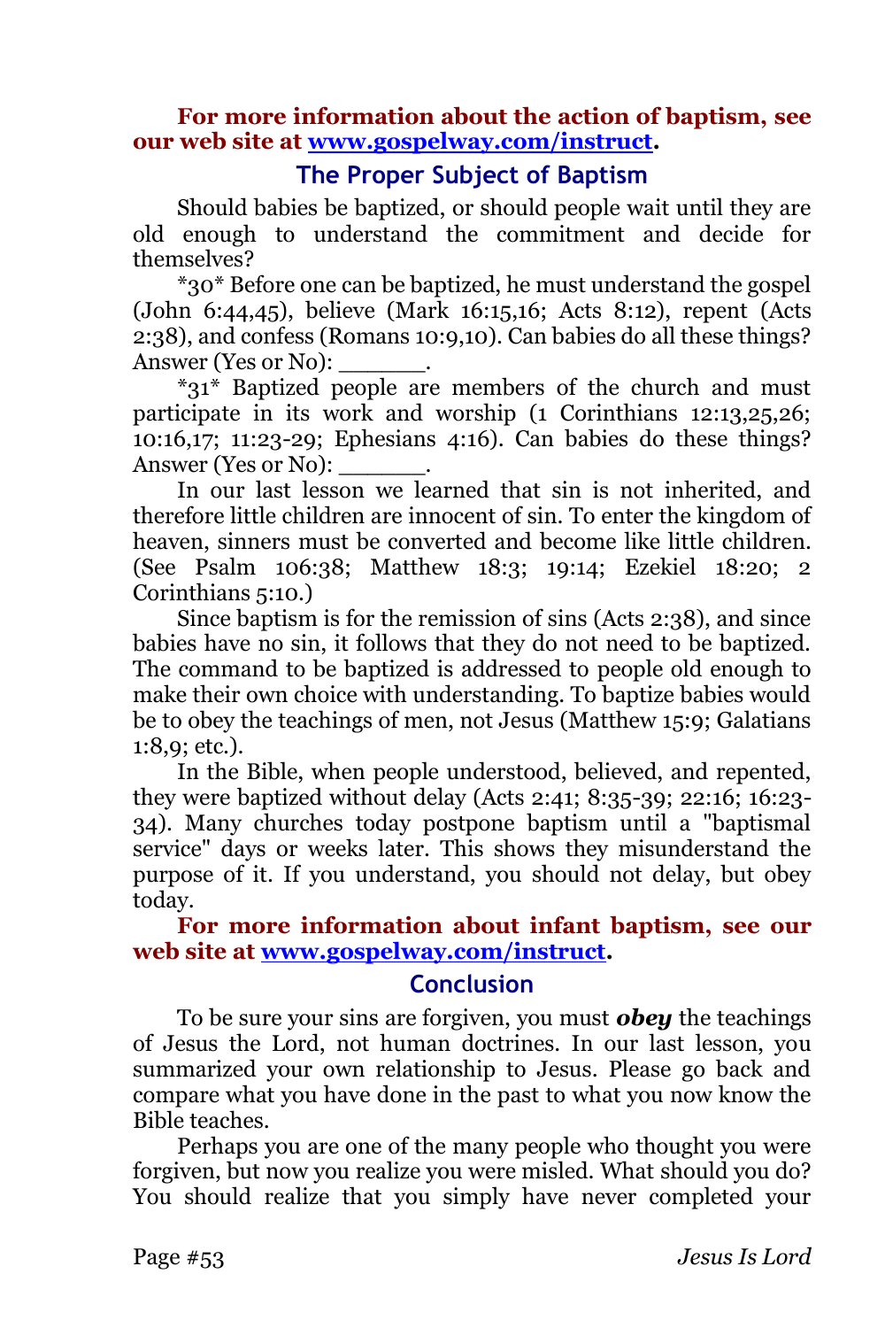**For more information about the action of baptism, see our web site at [www.gospelway.com/instruct](http://www.gospelway.com/instruct).**

## The Proper Subject of Baptism

Should babies be baptized, or should people wait until they are old enough to understand the commitment and decide for themselves?

*30* Before one can be baptized, he must understand the gospel (John 6:44,45), believe (Mark 16:15,16; Acts 8:12), repent (Acts 2:38), and confess (Romans 10:9,10). Can babies do all these things? Answer (Yes or No): ______.

*31* Baptized people are members of the church and must participate in its work and worship (1 Corinthians 12:13,25,26; 10:16,17; 11:23-29; Ephesians 4:16). Can babies do these things? Answer (Yes or No): ______.

In our last lesson we learned that sin is not inherited, and therefore little children are innocent of sin. To enter the kingdom of heaven, sinners must be converted and become like little children. (See Psalm 106:38; Matthew 18:3; 19:14; Ezekiel 18:20; 2 Corinthians 5:10.)

Since baptism is for the remission of sins (Acts 2:38), and since babies have no sin, it follows that they do not need to be baptized. The command to be baptized is addressed to people old enough to make their own choice with understanding. To baptize babies would be to obey the teachings of men, not Jesus (Matthew 15:9; Galatians 1:8,9; etc.).

In the Bible, when people understood, believed, and repented, they were baptized without delay (Acts 2:41; 8:35-39; 22:16; 16:23-34). Many churches today postpone baptism until a "baptismal service" days or weeks later. This shows they misunderstand the purpose of it. If you understand, you should not delay, but obey today.

**For more information about infant baptism, see our web site at [www.gospelway.com/instruct](http://www.gospelway.com/instruct).**

## Conclusion

To be sure your sins are forgiven, you must ***obey*** the teachings of Jesus the Lord, not human doctrines. In our last lesson, you summarized your own relationship to Jesus. Please go back and compare what you have done in the past to what you now know the Bible teaches.

Perhaps you are one of the many people who thought you were forgiven, but now you realize you were misled. What should you do? You should realize that you simply have never completed your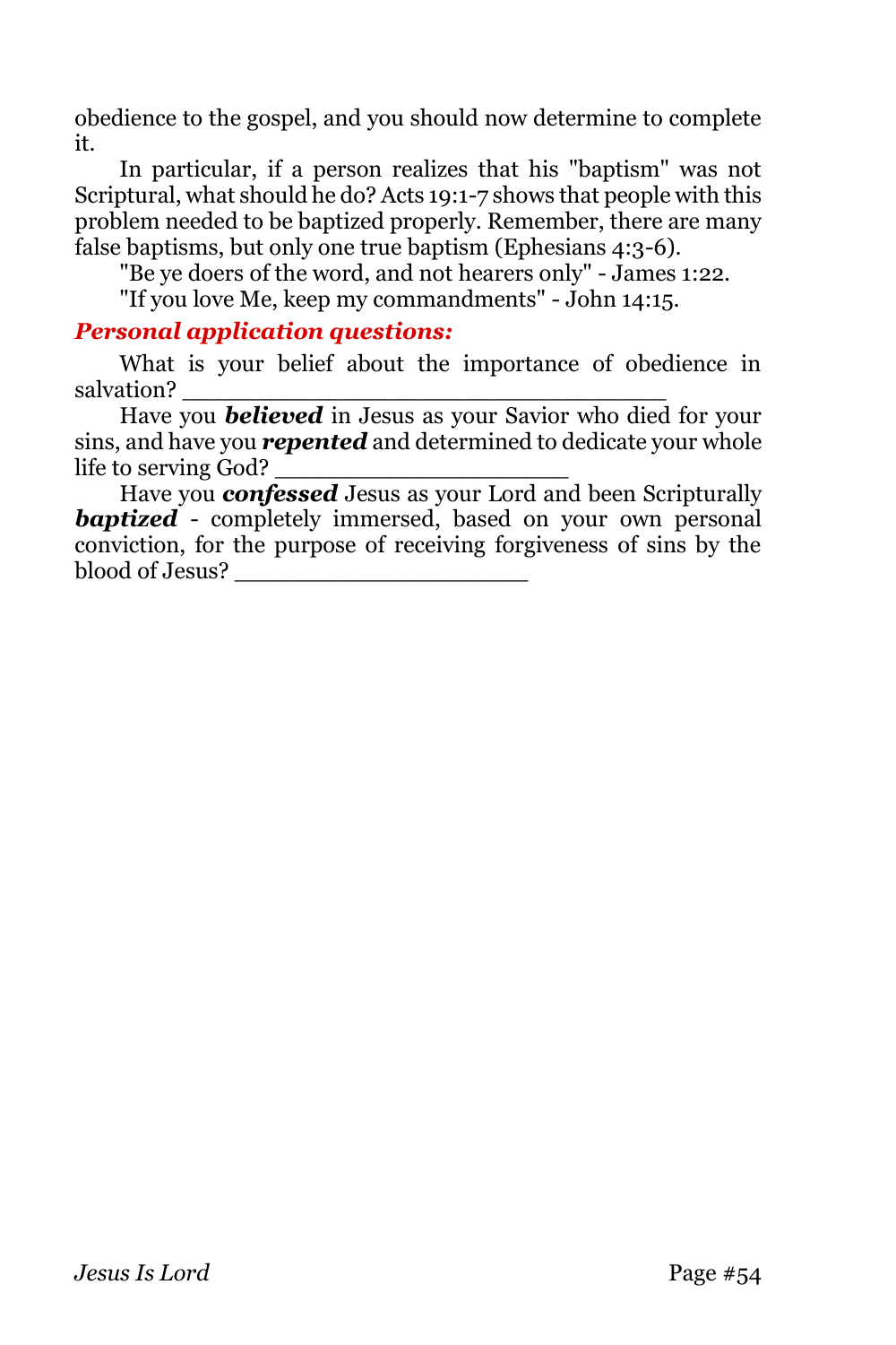obedience to the gospel, and you should now determine to complete it.

In particular, if a person realizes that his "baptism" was not Scriptural, what should he do? Acts 19:1-7 shows that people with this problem needed to be baptized properly. Remember, there are many false baptisms, but only one true baptism (Ephesians 4:3-6).

"Be ye doers of the word, and not hearers only" - James 1:22.

"If you love Me, keep my commandments" - John 14:15.

***Personal application questions:***

What is your belief about the importance of obedience in salvation? ________________________________

Have you ***believed*** in Jesus as your Savior who died for your sins, and have you ***repented*** and determined to dedicate your whole life to serving God? ____________________

Have you ***confessed*** Jesus as your Lord and been Scripturally ***baptized*** - completely immersed, based on your own personal conviction, for the purpose of receiving forgiveness of sins by the blood of Jesus? ____________________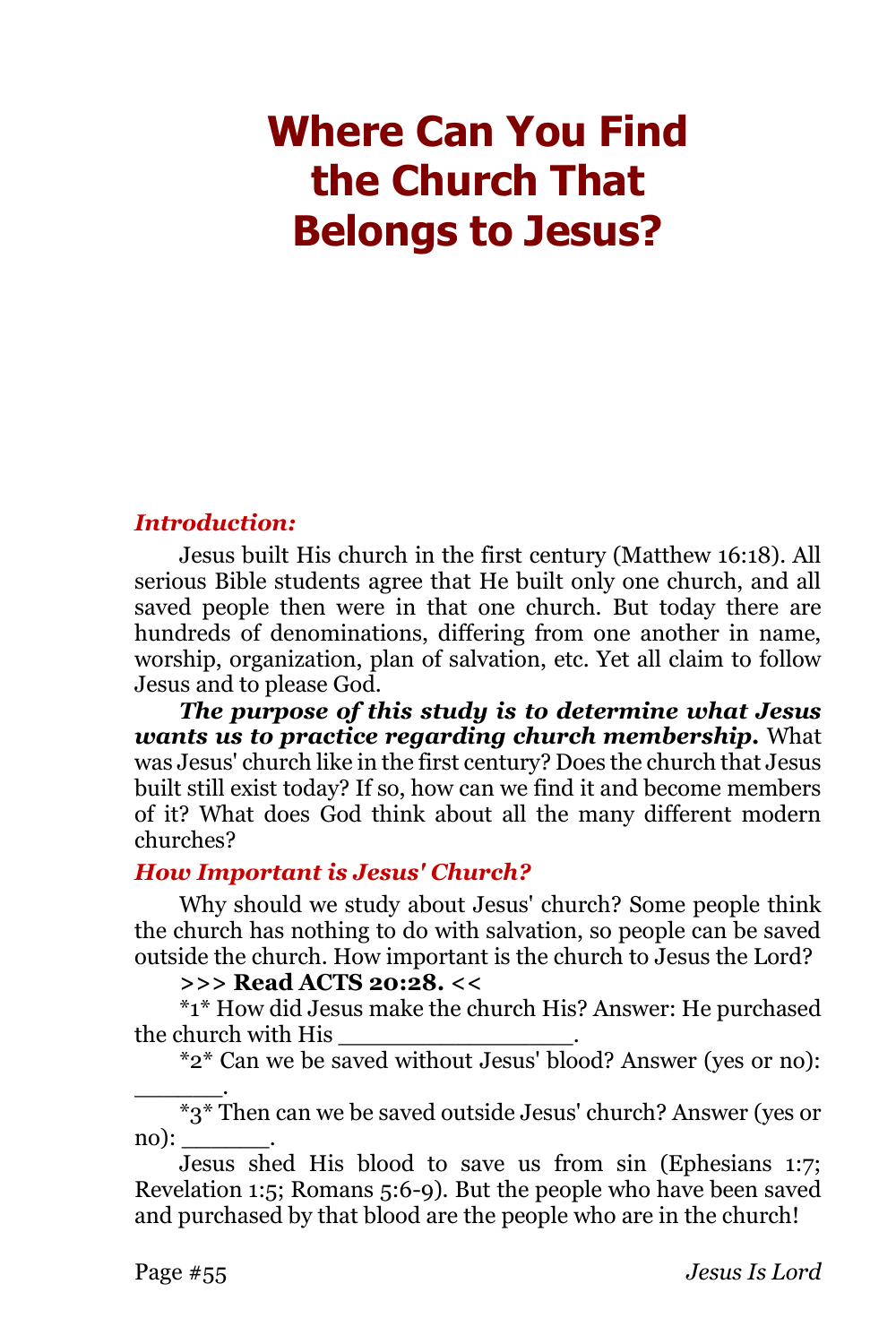# Where Can You Find the Church That Belongs to Jesus?

***Introduction:***

Jesus built His church in the first century (Matthew 16:18). All serious Bible students agree that He built only one church, and all saved people then were in that one church. But today there are hundreds of denominations, differing from one another in name, worship, organization, plan of salvation, etc. Yet all claim to follow Jesus and to please God.

***The purpose of this study is to determine what Jesus wants us to practice regarding church membership.*** What was Jesus' church like in the first century? Does the church that Jesus built still exist today? If so, how can we find it and become members of it? What does God think about all the many different modern churches?

***How Important is Jesus' Church?***

Why should we study about Jesus' church? Some people think the church has nothing to do with salvation, so people can be saved outside the church. How important is the church to Jesus the Lord?

**>>> Read ACTS 20:28. <<**

*1* How did Jesus make the church His? Answer: He purchased the church with His _______________.

*2* Can we be saved without Jesus' blood? Answer (yes or no): ______.

*3* Then can we be saved outside Jesus' church? Answer (yes or no): ______.

Jesus shed His blood to save us from sin (Ephesians 1:7; Revelation 1:5; Romans 5:6-9). But the people who have been saved and purchased by that blood are the people who are in the church!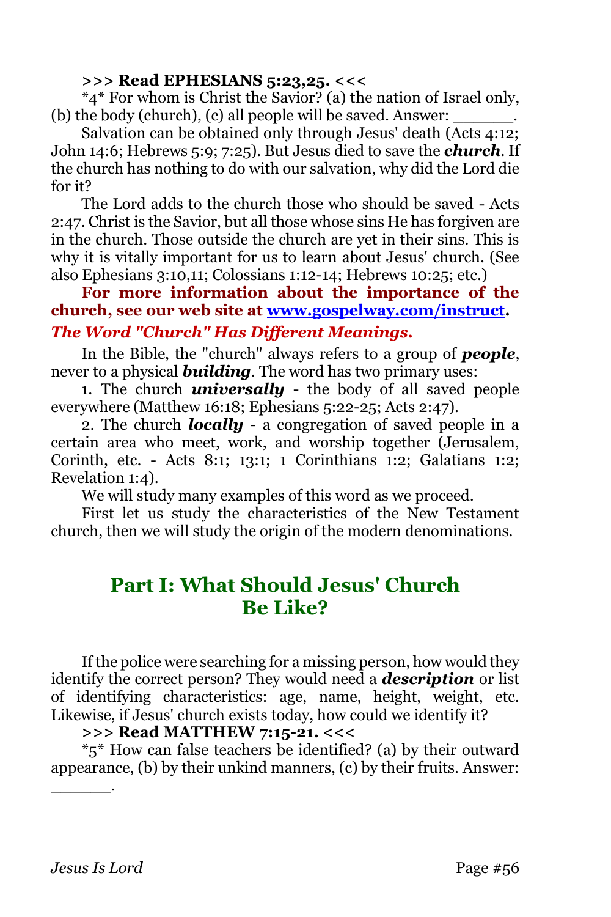**>>> Read EPHESIANS 5:23,25. <<<**

*4* For whom is Christ the Savior? (a) the nation of Israel only, (b) the body (church), (c) all people will be saved. Answer: ______.

Salvation can be obtained only through Jesus' death (Acts 4:12; John 14:6; Hebrews 5:9; 7:25). But Jesus died to save the ***church***. If the church has nothing to do with our salvation, why did the Lord die for it?

The Lord adds to the church those who should be saved - Acts 2:47. Christ is the Savior, but all those whose sins He has forgiven are in the church. Those outside the church are yet in their sins. This is why it is vitally important for us to learn about Jesus' church. (See also Ephesians 3:10,11; Colossians 1:12-14; Hebrews 10:25; etc.)

**For more information about the importance of the church, see our web site at [www.gospelway.com/instruct](www.gospelway.com/instruct).**

### *The Word "Church" Has Different Meanings.*

In the Bible, the "church" always refers to a group of ***people***, never to a physical ***building***. The word has two primary uses:

1. The church ***universally*** - the body of all saved people everywhere (Matthew 16:18; Ephesians 5:22-25; Acts 2:47).

2. The church ***locally*** - a congregation of saved people in a certain area who meet, work, and worship together (Jerusalem, Corinth, etc. - Acts 8:1; 13:1; 1 Corinthians 1:2; Galatians 1:2; Revelation 1:4).

We will study many examples of this word as we proceed.

First let us study the characteristics of the New Testament church, then we will study the origin of the modern denominations.

## Part I: What Should Jesus' Church Be Like?

If the police were searching for a missing person, how would they identify the correct person? They would need a ***description*** or list of identifying characteristics: age, name, height, weight, etc. Likewise, if Jesus' church exists today, how could we identify it?

**>>> Read MATTHEW 7:15-21. <<<**

*5* How can false teachers be identified? (a) by their outward appearance, (b) by their unkind manners, (c) by their fruits. Answer: ______.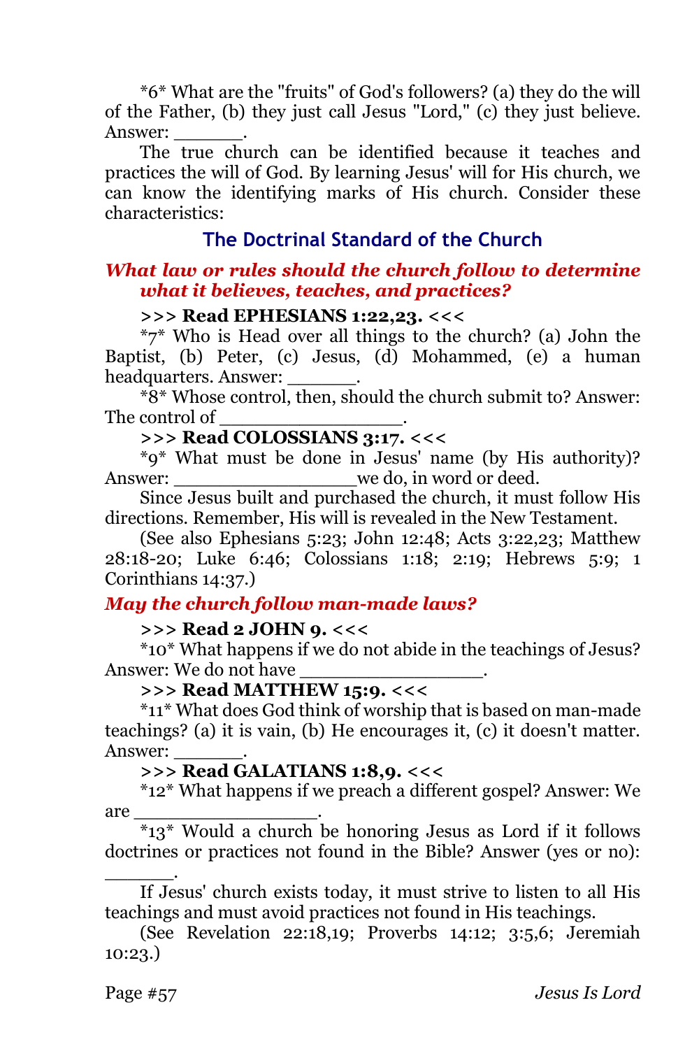*6* What are the "fruits" of God's followers? (a) they do the will of the Father, (b) they just call Jesus "Lord," (c) they just believe. Answer: ______.

The true church can be identified because it teaches and practices the will of God. By learning Jesus' will for His church, we can know the identifying marks of His church. Consider these characteristics:

## The Doctrinal Standard of the Church

***What law or rules should the church follow to determine what it believes, teaches, and practices?***

>>> **Read EPHESIANS 1:22,23.** <<<

*7* Who is Head over all things to the church? (a) John the Baptist, (b) Peter, (c) Jesus, (d) Mohammed, (e) a human headquarters. Answer: ______.

*8* Whose control, then, should the church submit to? Answer: The control of ________________.

>>> **Read COLOSSIANS 3:17.** <<<

*9* What must be done in Jesus' name (by His authority)? Answer: ________________we do, in word or deed.

Since Jesus built and purchased the church, it must follow His directions. Remember, His will is revealed in the New Testament.

(See also Ephesians 5:23; John 12:48; Acts 3:22,23; Matthew 28:18-20; Luke 6:46; Colossians 1:18; 2:19; Hebrews 5:9; 1 Corinthians 14:37.)

***May the church follow man-made laws?***

>>> **Read 2 JOHN 9.** <<<

*10* What happens if we do not abide in the teachings of Jesus? Answer: We do not have ________________.

>>> **Read MATTHEW 15:9.** <<<

*11* What does God think of worship that is based on man-made teachings? (a) it is vain, (b) He encourages it, (c) it doesn't matter. Answer: ______.

>>> **Read GALATIANS 1:8,9.** <<<

*12* What happens if we preach a different gospel? Answer: We are ________________.

*13* Would a church be honoring Jesus as Lord if it follows doctrines or practices not found in the Bible? Answer (yes or no): ______.

If Jesus' church exists today, it must strive to listen to all His teachings and must avoid practices not found in His teachings.

(See Revelation 22:18,19; Proverbs 14:12; 3:5,6; Jeremiah 10:23.)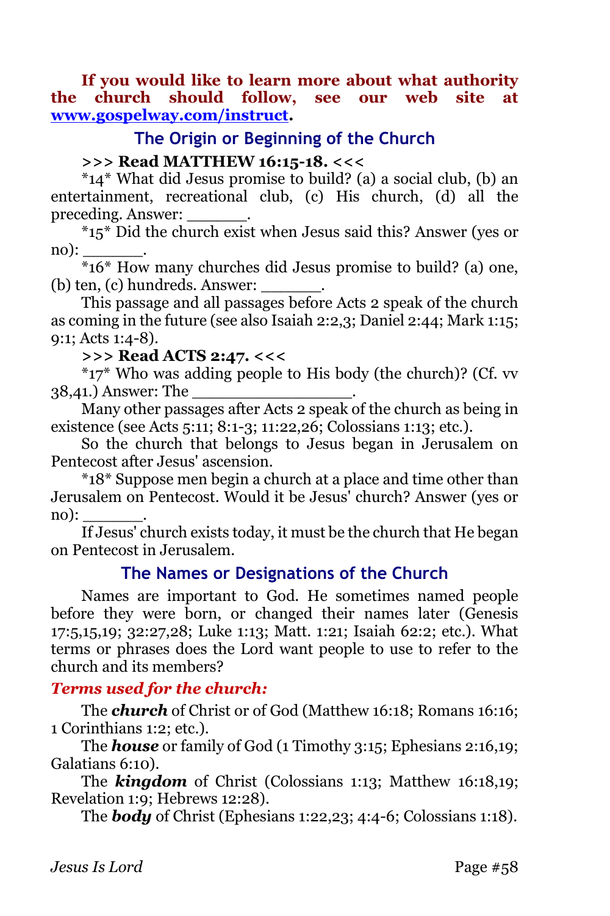**If you would like to learn more about what authority the church should follow, see our web site at [www.gospelway.com/instruct](http://www.gospelway.com/instruct).**

## The Origin or Beginning of the Church

**>>> Read MATTHEW 16:15-18. <<<**

*14* What did Jesus promise to build? (a) a social club, (b) an entertainment, recreational club, (c) His church, (d) all the preceding. Answer: ______.

*15* Did the church exist when Jesus said this? Answer (yes or no): ______.

*16* How many churches did Jesus promise to build? (a) one, (b) ten, (c) hundreds. Answer: ______.

This passage and all passages before Acts 2 speak of the church as coming in the future (see also Isaiah 2:2,3; Daniel 2:44; Mark 1:15; 9:1; Acts 1:4-8).

**>>> Read ACTS 2:47. <<<**

*17* Who was adding people to His body (the church)? (Cf. vv 38,41.) Answer: The ________________.

Many other passages after Acts 2 speak of the church as being in existence (see Acts 5:11; 8:1-3; 11:22,26; Colossians 1:13; etc.).

So the church that belongs to Jesus began in Jerusalem on Pentecost after Jesus' ascension.

*18* Suppose men begin a church at a place and time other than Jerusalem on Pentecost. Would it be Jesus' church? Answer (yes or no): ______.

If Jesus' church exists today, it must be the church that He began on Pentecost in Jerusalem.

## The Names or Designations of the Church

Names are important to God. He sometimes named people before they were born, or changed their names later (Genesis 17:5,15,19; 32:27,28; Luke 1:13; Matt. 1:21; Isaiah 62:2; etc.). What terms or phrases does the Lord want people to use to refer to the church and its members?

### *Terms used for the church:*

The ***church*** of Christ or of God (Matthew 16:18; Romans 16:16; 1 Corinthians 1:2; etc.).

The ***house*** or family of God (1 Timothy 3:15; Ephesians 2:16,19; Galatians 6:10).

The ***kingdom*** of Christ (Colossians 1:13; Matthew 16:18,19; Revelation 1:9; Hebrews 12:28).

The ***body*** of Christ (Ephesians 1:22,23; 4:4-6; Colossians 1:18).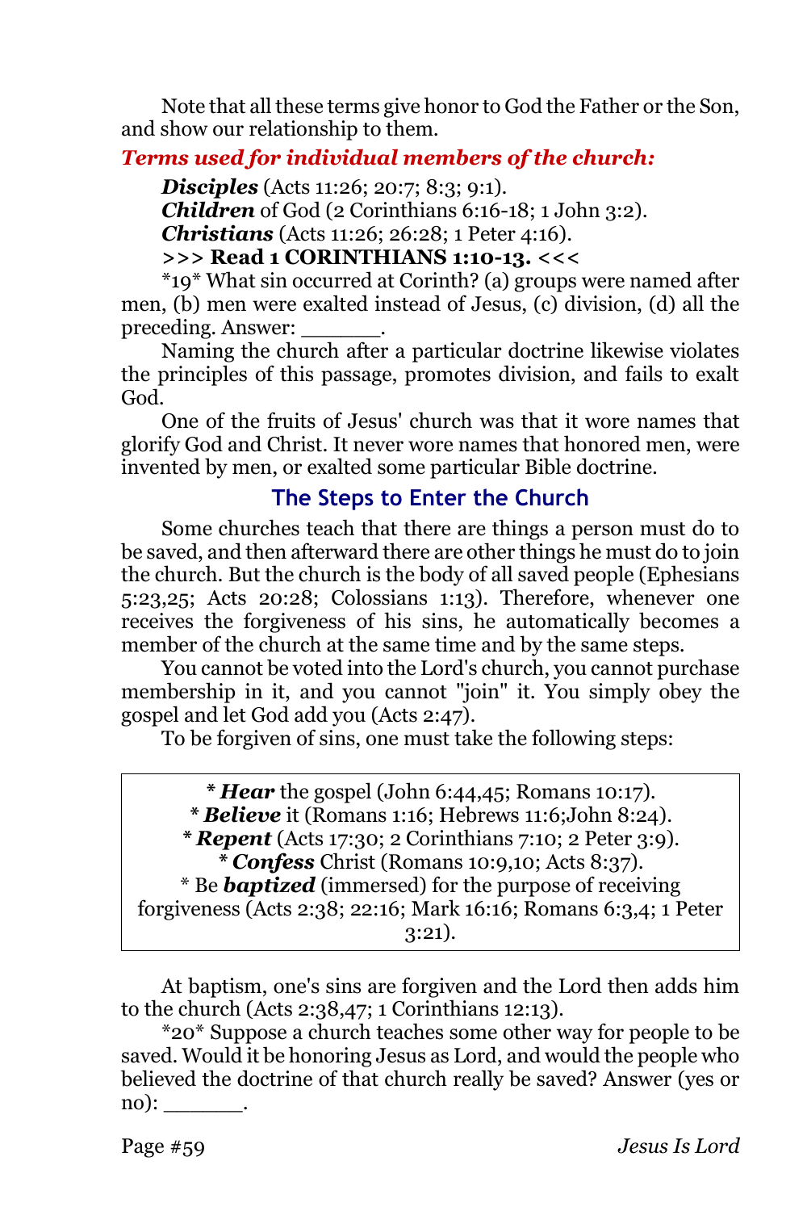Note that all these terms give honor to God the Father or the Son, and show our relationship to them.

***Terms used for individual members of the church:***

***Disciples*** (Acts 11:26; 20:7; 8:3; 9:1).

***Children*** of God (2 Corinthians 6:16-18; 1 John 3:2).

***Christians*** (Acts 11:26; 26:28; 1 Peter 4:16).

**>>> Read 1 CORINTHIANS 1:10-13. <<<**

*19* What sin occurred at Corinth? (a) groups were named after men, (b) men were exalted instead of Jesus, (c) division, (d) all the preceding. Answer: ______.

Naming the church after a particular doctrine likewise violates the principles of this passage, promotes division, and fails to exalt God.

One of the fruits of Jesus' church was that it wore names that glorify God and Christ. It never wore names that honored men, were invented by men, or exalted some particular Bible doctrine.

## The Steps to Enter the Church

Some churches teach that there are things a person must do to be saved, and then afterward there are other things he must do to join the church. But the church is the body of all saved people (Ephesians 5:23,25; Acts 20:28; Colossians 1:13). Therefore, whenever one receives the forgiveness of his sins, he automatically becomes a member of the church at the same time and by the same steps.

You cannot be voted into the Lord's church, you cannot purchase membership in it, and you cannot "join" it. You simply obey the gospel and let God add you (Acts 2:47).

To be forgiven of sins, one must take the following steps:

* ***Hear*** the gospel (John 6:44,45; Romans 10:17).
* ***Believe*** it (Romans 1:16; Hebrews 11:6;John 8:24).
* ***Repent*** (Acts 17:30; 2 Corinthians 7:10; 2 Peter 3:9).
* ***Confess*** Christ (Romans 10:9,10; Acts 8:37).
* Be ***baptized*** (immersed) for the purpose of receiving forgiveness (Acts 2:38; 22:16; Mark 16:16; Romans 6:3,4; 1 Peter 3:21).

At baptism, one's sins are forgiven and the Lord then adds him to the church (Acts 2:38,47; 1 Corinthians 12:13).

*20* Suppose a church teaches some other way for people to be saved. Would it be honoring Jesus as Lord, and would the people who believed the doctrine of that church really be saved? Answer (yes or no): ______.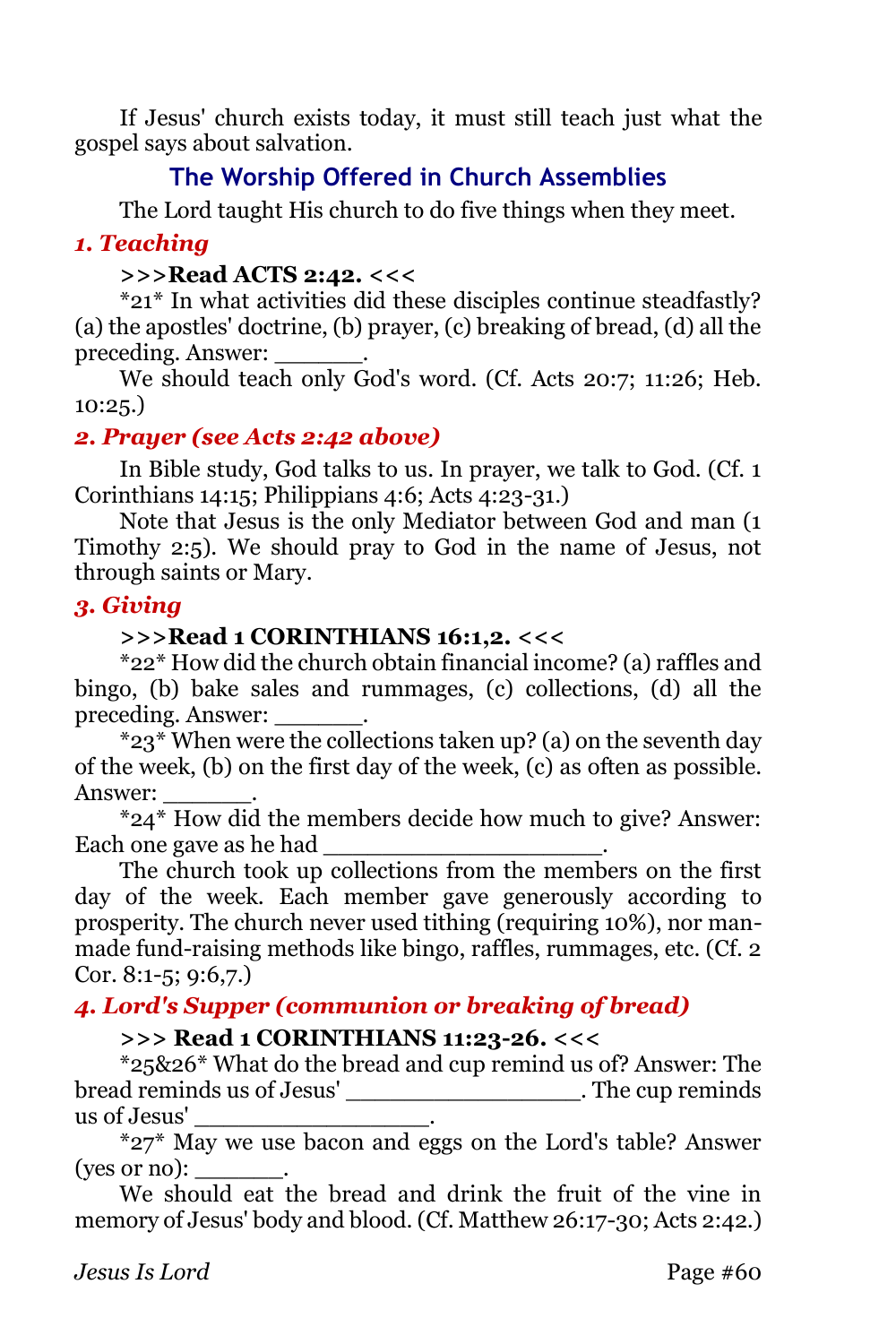If Jesus' church exists today, it must still teach just what the gospel says about salvation.

## The Worship Offered in Church Assemblies

The Lord taught His church to do five things when they meet.

### *1. Teaching*

**>>>Read ACTS 2:42. <<<**

*21* In what activities did these disciples continue steadfastly? (a) the apostles' doctrine, (b) prayer, (c) breaking of bread, (d) all the preceding. Answer: ______.

We should teach only God's word. (Cf. Acts 20:7; 11:26; Heb. 10:25.)

### *2. Prayer (see Acts 2:42 above)*

In Bible study, God talks to us. In prayer, we talk to God. (Cf. 1 Corinthians 14:15; Philippians 4:6; Acts 4:23-31.)

Note that Jesus is the only Mediator between God and man (1 Timothy 2:5). We should pray to God in the name of Jesus, not through saints or Mary.

### *3. Giving*

**>>>Read 1 CORINTHIANS 16:1,2. <<<**

*22* How did the church obtain financial income? (a) raffles and bingo, (b) bake sales and rummages, (c) collections, (d) all the preceding. Answer: ______.

*23* When were the collections taken up? (a) on the seventh day of the week, (b) on the first day of the week, (c) as often as possible. Answer: ______.

*24* How did the members decide how much to give? Answer: Each one gave as he had ___________________.

The church took up collections from the members on the first day of the week. Each member gave generously according to prosperity. The church never used tithing (requiring 10%), nor man-made fund-raising methods like bingo, raffles, rummages, etc. (Cf. 2 Cor. 8:1-5; 9:6,7.)

### *4. Lord's Supper (communion or breaking of bread)*

**>>> Read 1 CORINTHIANS 11:23-26. <<<**

*25&26* What do the bread and cup remind us of? Answer: The bread reminds us of Jesus' ________________. The cup reminds us of Jesus' ________________.

*27* May we use bacon and eggs on the Lord's table? Answer (yes or no): ______.

We should eat the bread and drink the fruit of the vine in memory of Jesus' body and blood. (Cf. Matthew 26:17-30; Acts 2:42.)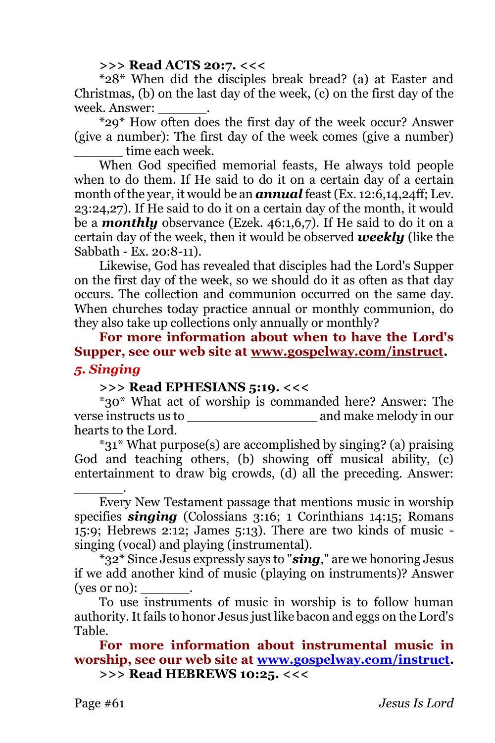**>>> Read ACTS 20:7. <<<**

*28* When did the disciples break bread? (a) at Easter and Christmas, (b) on the last day of the week, (c) on the first day of the week. Answer: ______.

*29* How often does the first day of the week occur? Answer (give a number): The first day of the week comes (give a number) ______ time each week.

When God specified memorial feasts, He always told people when to do them. If He said to do it on a certain day of a certain month of the year, it would be an ***annual*** feast (Ex. 12:6,14,24ff; Lev. 23:24,27). If He said to do it on a certain day of the month, it would be a ***monthly*** observance (Ezek. 46:1,6,7). If He said to do it on a certain day of the week, then it would be observed ***weekly*** (like the Sabbath - Ex. 20:8-11).

Likewise, God has revealed that disciples had the Lord's Supper on the first day of the week, so we should do it as often as that day occurs. The collection and communion occurred on the same day. When churches today practice annual or monthly communion, do they also take up collections only annually or monthly?

**For more information about when to have the Lord's Supper, see our web site at www.gospelway.com/instruct.**

### *5. Singing*

**>>> Read EPHESIANS 5:19. <<<**

*30* What act of worship is commanded here? Answer: The verse instructs us to ________________ and make melody in our hearts to the Lord.

*31* What purpose(s) are accomplished by singing? (a) praising God and teaching others, (b) showing off musical ability, (c) entertainment to draw big crowds, (d) all the preceding. Answer: ______.

Every New Testament passage that mentions music in worship specifies ***singing*** (Colossians 3:16; 1 Corinthians 14:15; Romans 15:9; Hebrews 2:12; James 5:13). There are two kinds of music - singing (vocal) and playing (instrumental).

*32* Since Jesus expressly says to "***sing***," are we honoring Jesus if we add another kind of music (playing on instruments)? Answer (yes or no): ______.

To use instruments of music in worship is to follow human authority. It fails to honor Jesus just like bacon and eggs on the Lord's Table.

**For more information about instrumental music in worship, see our web site at www.gospelway.com/instruct.**

**>>> Read HEBREWS 10:25. <<<**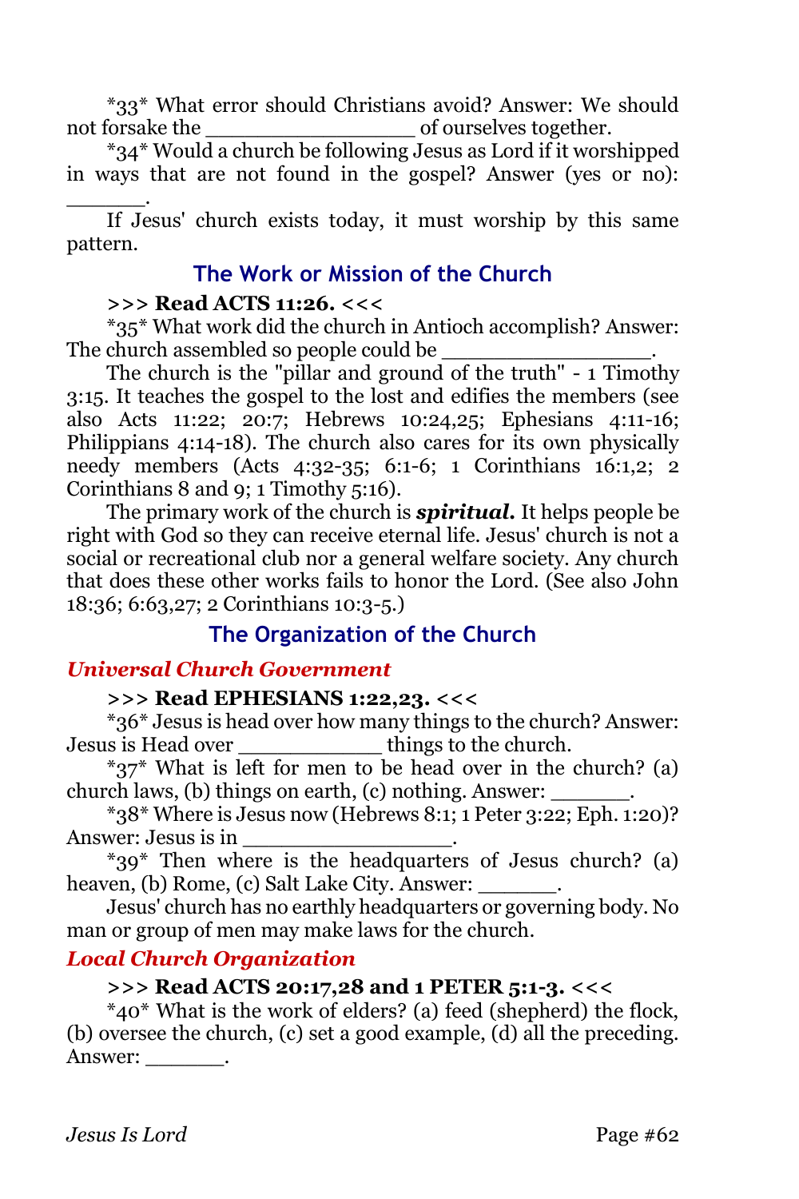*33* What error should Christians avoid? Answer: We should not forsake the ________________ of ourselves together.

*34* Would a church be following Jesus as Lord if it worshipped in ways that are not found in the gospel? Answer (yes or no): ______.

If Jesus' church exists today, it must worship by this same pattern.

## The Work or Mission of the Church

**>>> Read ACTS 11:26. <<<**

*35* What work did the church in Antioch accomplish? Answer: The church assembled so people could be ________________.

The church is the "pillar and ground of the truth" - 1 Timothy 3:15. It teaches the gospel to the lost and edifies the members (see also Acts 11:22; 20:7; Hebrews 10:24,25; Ephesians 4:11-16; Philippians 4:14-18). The church also cares for its own physically needy members (Acts 4:32-35; 6:1-6; 1 Corinthians 16:1,2; 2 Corinthians 8 and 9; 1 Timothy 5:16).

The primary work of the church is ***spiritual.*** It helps people be right with God so they can receive eternal life. Jesus' church is not a social or recreational club nor a general welfare society. Any church that does these other works fails to honor the Lord. (See also John 18:36; 6:63,27; 2 Corinthians 10:3-5.)

## The Organization of the Church

### *Universal Church Government*

**>>> Read EPHESIANS 1:22,23. <<<**

*36* Jesus is head over how many things to the church? Answer: Jesus is Head over ___________ things to the church.

*37* What is left for men to be head over in the church? (a) church laws, (b) things on earth, (c) nothing. Answer: _______.

*38* Where is Jesus now (Hebrews 8:1; 1 Peter 3:22; Eph. 1:20)? Answer: Jesus is in ________________.

*39* Then where is the headquarters of Jesus church? (a) heaven, (b) Rome, (c) Salt Lake City. Answer: _______.

Jesus' church has no earthly headquarters or governing body. No man or group of men may make laws for the church.

### *Local Church Organization*

**>>> Read ACTS 20:17,28 and 1 PETER 5:1-3. <<<**

*40* What is the work of elders? (a) feed (shepherd) the flock, (b) oversee the church, (c) set a good example, (d) all the preceding. Answer: _______.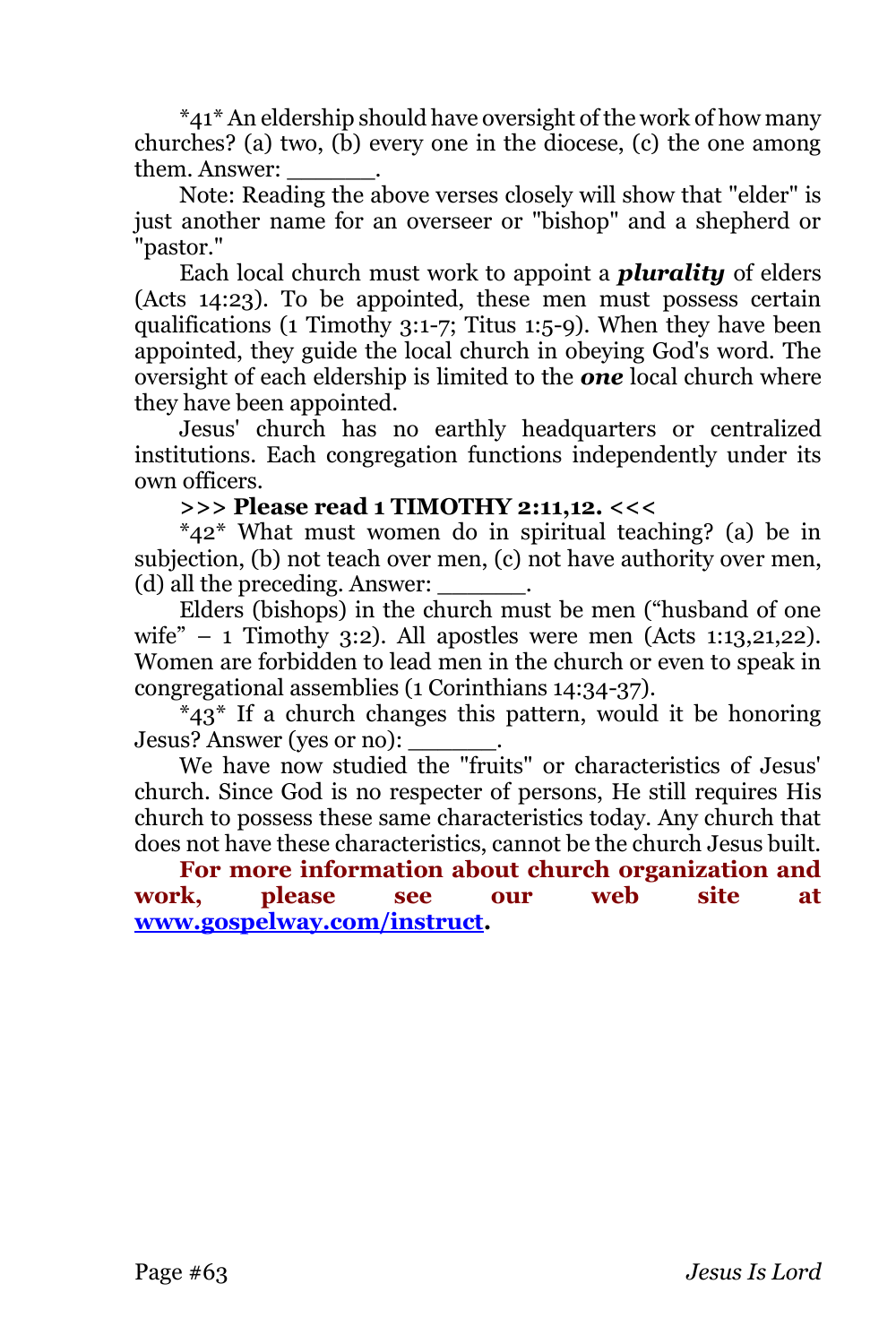\*41\* An eldership should have oversight of the work of how many churches? (a) two, (b) every one in the diocese, (c) the one among them. Answer: ______.

Note: Reading the above verses closely will show that "elder" is just another name for an overseer or "bishop" and a shepherd or "pastor."

Each local church must work to appoint a ***plurality*** of elders (Acts 14:23). To be appointed, these men must possess certain qualifications (1 Timothy 3:1-7; Titus 1:5-9). When they have been appointed, they guide the local church in obeying God's word. The oversight of each eldership is limited to the ***one*** local church where they have been appointed.

Jesus' church has no earthly headquarters or centralized institutions. Each congregation functions independently under its own officers.

**>>> Please read 1 TIMOTHY 2:11,12. <<<**

\*42\* What must women do in spiritual teaching? (a) be in subjection, (b) not teach over men, (c) not have authority over men, (d) all the preceding. Answer: ______.

Elders (bishops) in the church must be men ("husband of one wife" – 1 Timothy 3:2). All apostles were men (Acts 1:13,21,22). Women are forbidden to lead men in the church or even to speak in congregational assemblies (1 Corinthians 14:34-37).

\*43\* If a church changes this pattern, would it be honoring Jesus? Answer (yes or no): ______.

We have now studied the "fruits" or characteristics of Jesus' church. Since God is no respecter of persons, He still requires His church to possess these same characteristics today. Any church that does not have these characteristics, cannot be the church Jesus built.

**For more information about church organization and work, please see our web site at [www.gospelway.com/instruct](http://www.gospelway.com/instruct).**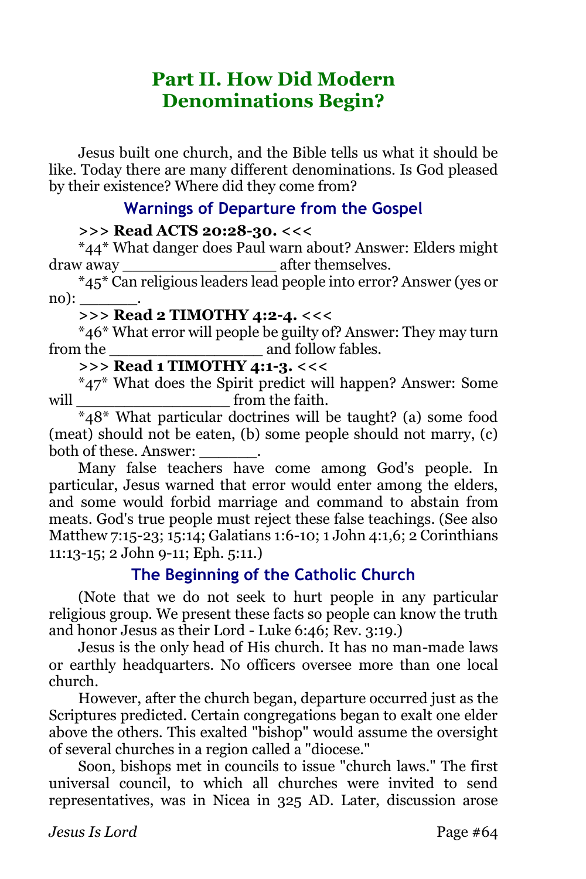# Part II. How Did Modern Denominations Begin?

Jesus built one church, and the Bible tells us what it should be like. Today there are many different denominations. Is God pleased by their existence? Where did they come from?

### Warnings of Departure from the Gospel

**>>> Read ACTS 20:28-30. <<<**

*44* What danger does Paul warn about? Answer: Elders might draw away _______________ after themselves.

*45* Can religious leaders lead people into error? Answer (yes or no): ______.

**>>> Read 2 TIMOTHY 4:2-4. <<<**

*46* What error will people be guilty of? Answer: They may turn from the _______________ and follow fables.

**>>> Read 1 TIMOTHY 4:1-3. <<<**

*47* What does the Spirit predict will happen? Answer: Some will _______________ from the faith.

*48* What particular doctrines will be taught? (a) some food (meat) should not be eaten, (b) some people should not marry, (c) both of these. Answer: ______.

Many false teachers have come among God's people. In particular, Jesus warned that error would enter among the elders, and some would forbid marriage and command to abstain from meats. God's true people must reject these false teachings. (See also Matthew 7:15-23; 15:14; Galatians 1:6-10; 1 John 4:1,6; 2 Corinthians 11:13-15; 2 John 9-11; Eph. 5:11.)

### The Beginning of the Catholic Church

(Note that we do not seek to hurt people in any particular religious group. We present these facts so people can know the truth and honor Jesus as their Lord - Luke 6:46; Rev. 3:19.)

Jesus is the only head of His church. It has no man-made laws or earthly headquarters. No officers oversee more than one local church.

However, after the church began, departure occurred just as the Scriptures predicted. Certain congregations began to exalt one elder above the others. This exalted "bishop" would assume the oversight of several churches in a region called a "diocese."

Soon, bishops met in councils to issue "church laws." The first universal council, to which all churches were invited to send representatives, was in Nicea in 325 AD. Later, discussion arose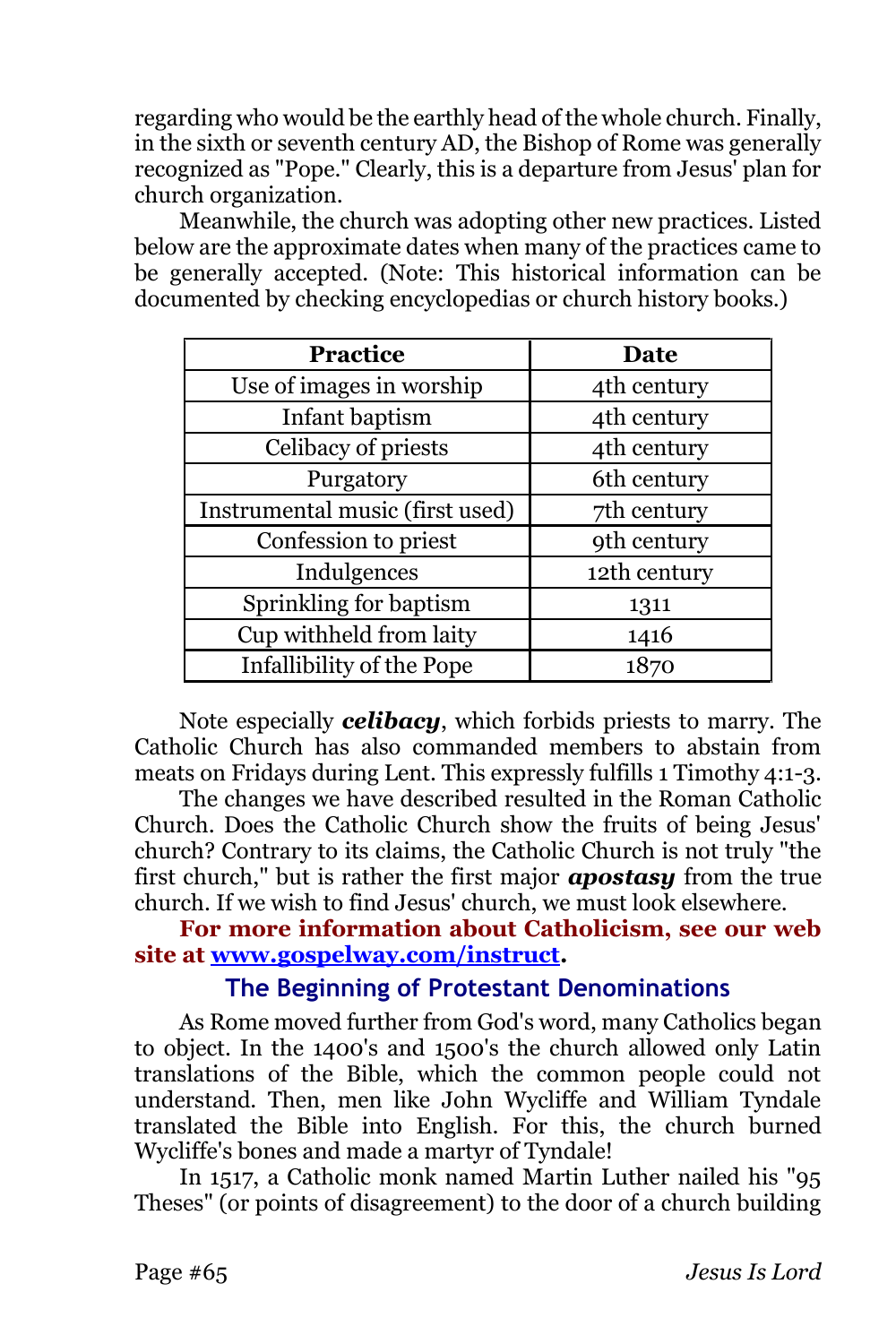regarding who would be the earthly head of the whole church. Finally, in the sixth or seventh century AD, the Bishop of Rome was generally recognized as "Pope." Clearly, this is a departure from Jesus' plan for church organization.

Meanwhile, the church was adopting other new practices. Listed below are the approximate dates when many of the practices came to be generally accepted. (Note: This historical information can be documented by checking encyclopedias or church history books.)

| **Practice** | **Date** |
|---|---|
| Use of images in worship | 4th century |
| Infant baptism | 4th century |
| Celibacy of priests | 4th century |
| Purgatory | 6th century |
| Instrumental music (first used) | 7th century |
| Confession to priest | 9th century |
| Indulgences | 12th century |
| Sprinkling for baptism | 1311 |
| Cup withheld from laity | 1416 |
| Infallibility of the Pope | 1870 |

Note especially ***celibacy***, which forbids priests to marry. The Catholic Church has also commanded members to abstain from meats on Fridays during Lent. This expressly fulfills 1 Timothy 4:1-3.

The changes we have described resulted in the Roman Catholic Church. Does the Catholic Church show the fruits of being Jesus' church? Contrary to its claims, the Catholic Church is not truly "the first church," but is rather the first major ***apostasy*** from the true church. If we wish to find Jesus' church, we must look elsewhere.

**For more information about Catholicism, see our web site at [www.gospelway.com/instruct](http://www.gospelway.com/instruct).**

## The Beginning of Protestant Denominations

As Rome moved further from God's word, many Catholics began to object. In the 1400's and 1500's the church allowed only Latin translations of the Bible, which the common people could not understand. Then, men like John Wycliffe and William Tyndale translated the Bible into English. For this, the church burned Wycliffe's bones and made a martyr of Tyndale!

In 1517, a Catholic monk named Martin Luther nailed his "95 Theses" (or points of disagreement) to the door of a church building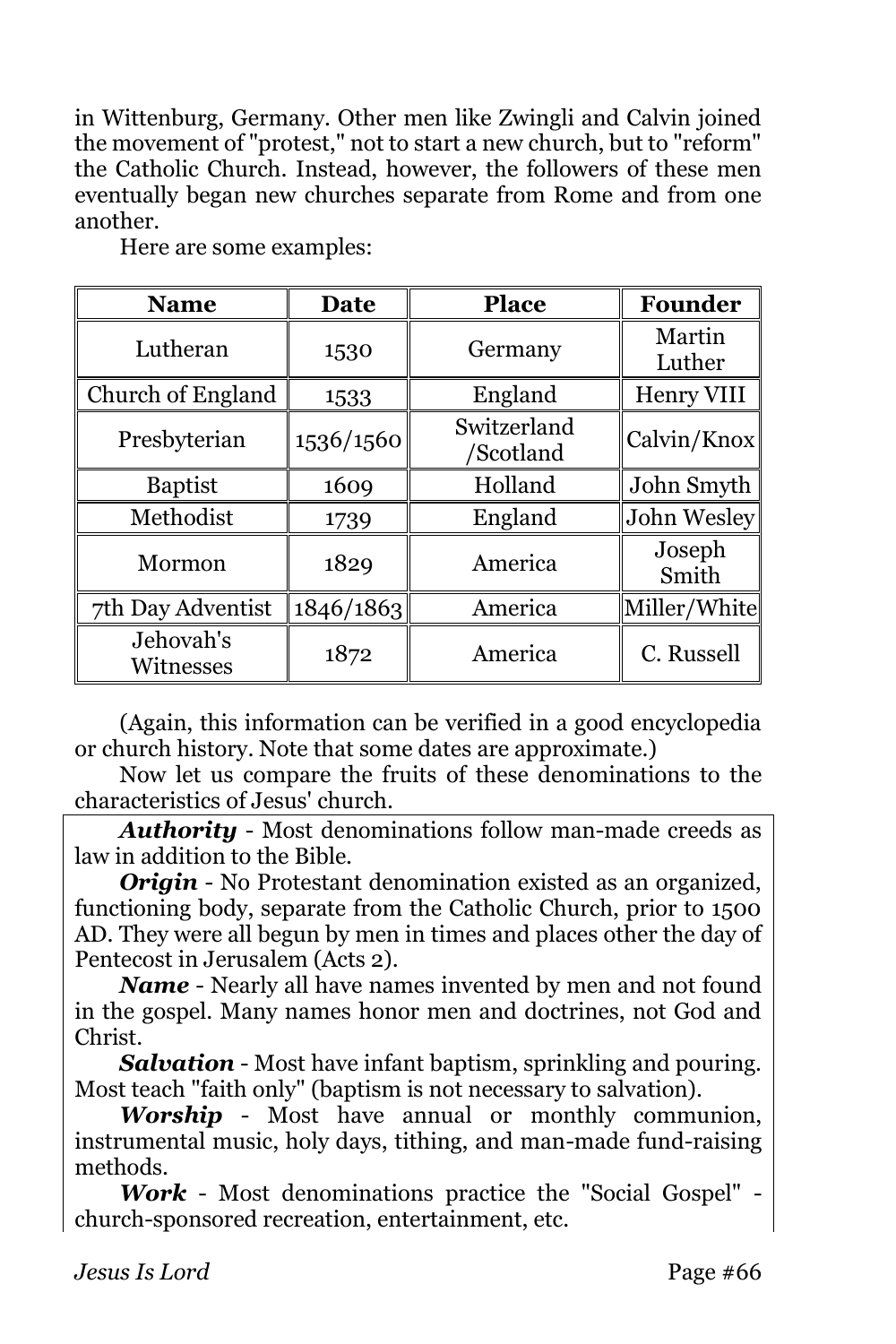in Wittenburg, Germany. Other men like Zwingli and Calvin joined the movement of "protest," not to start a new church, but to "reform" the Catholic Church. Instead, however, the followers of these men eventually began new churches separate from Rome and from one another.

Here are some examples:

| Name | Date | Place | Founder |
|---|---|---|---|
| Lutheran | 1530 | Germany | Martin Luther |
| Church of England | 1533 | England | Henry VIII |
| Presbyterian | 1536/1560 | Switzerland /Scotland | Calvin/Knox |
| Baptist | 1609 | Holland | John Smyth |
| Methodist | 1739 | England | John Wesley |
| Mormon | 1829 | America | Joseph Smith |
| 7th Day Adventist | 1846/1863 | America | Miller/White |
| Jehovah's Witnesses | 1872 | America | C. Russell |

(Again, this information can be verified in a good encyclopedia or church history. Note that some dates are approximate.)

Now let us compare the fruits of these denominations to the characteristics of Jesus' church.

***Authority*** - Most denominations follow man-made creeds as law in addition to the Bible.

***Origin*** - No Protestant denomination existed as an organized, functioning body, separate from the Catholic Church, prior to 1500 AD. They were all begun by men in times and places other the day of Pentecost in Jerusalem (Acts 2).

***Name*** - Nearly all have names invented by men and not found in the gospel. Many names honor men and doctrines, not God and Christ.

***Salvation*** - Most have infant baptism, sprinkling and pouring. Most teach "faith only" (baptism is not necessary to salvation).

***Worship*** - Most have annual or monthly communion, instrumental music, holy days, tithing, and man-made fund-raising methods.

***Work*** - Most denominations practice the "Social Gospel" - church-sponsored recreation, entertainment, etc.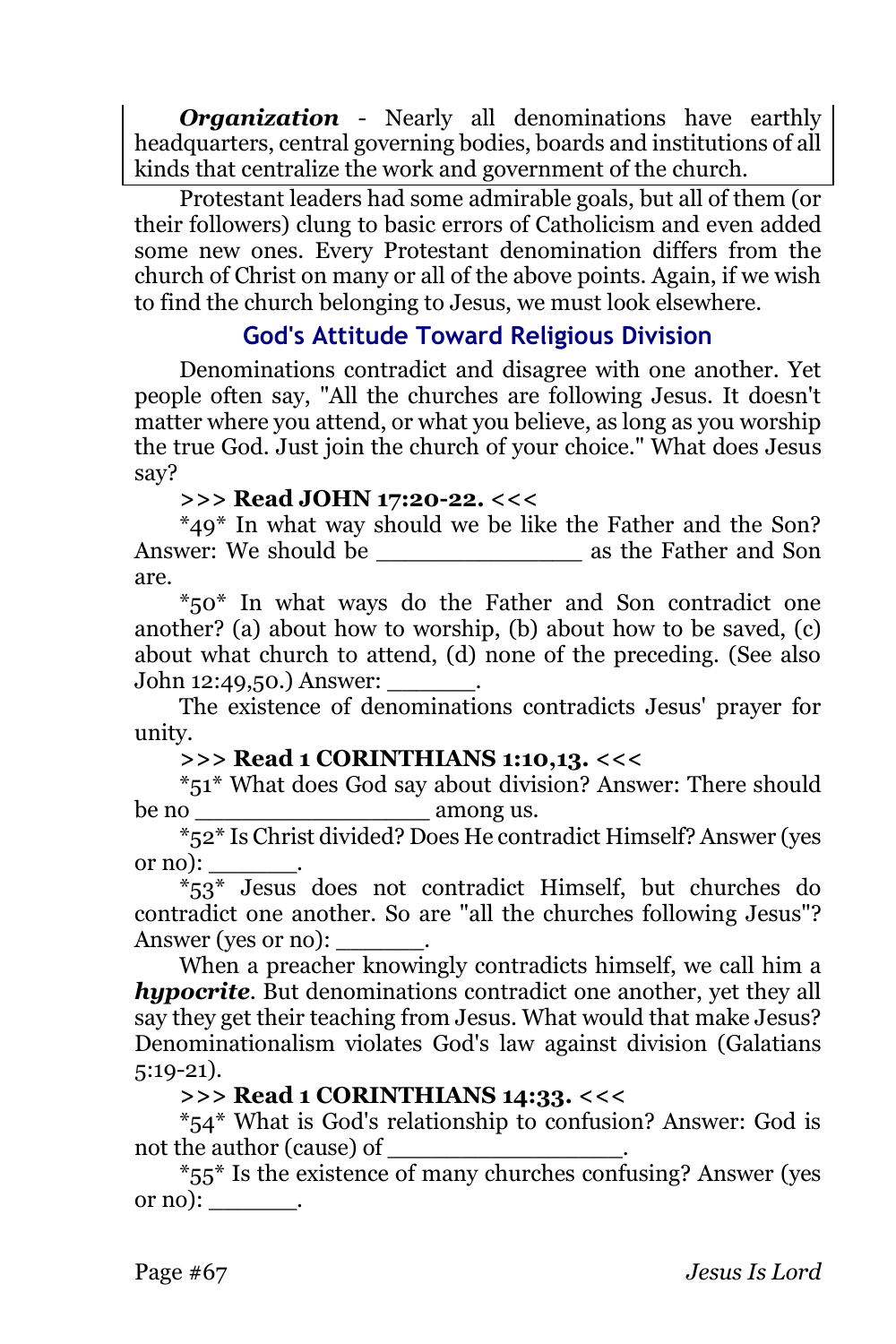***Organization*** - Nearly all denominations have earthly headquarters, central governing bodies, boards and institutions of all kinds that centralize the work and government of the church.

Protestant leaders had some admirable goals, but all of them (or their followers) clung to basic errors of Catholicism and even added some new ones. Every Protestant denomination differs from the church of Christ on many or all of the above points. Again, if we wish to find the church belonging to Jesus, we must look elsewhere.

## God's Attitude Toward Religious Division

Denominations contradict and disagree with one another. Yet people often say, "All the churches are following Jesus. It doesn't matter where you attend, or what you believe, as long as you worship the true God. Just join the church of your choice." What does Jesus say?

**>>> Read JOHN 17:20-22. <<<**

\*49\* In what way should we be like the Father and the Son? Answer: We should be ______________ as the Father and Son are.

\*50\* In what ways do the Father and Son contradict one another? (a) about how to worship, (b) about how to be saved, (c) about what church to attend, (d) none of the preceding. (See also John 12:49,50.) Answer: ______.

The existence of denominations contradicts Jesus' prayer for unity.

**>>> Read 1 CORINTHIANS 1:10,13. <<<**

\*51\* What does God say about division? Answer: There should be no ________________ among us.

\*52\* Is Christ divided? Does He contradict Himself? Answer (yes or no): ______.

\*53\* Jesus does not contradict Himself, but churches do contradict one another. So are "all the churches following Jesus"? Answer (yes or no): ______.

When a preacher knowingly contradicts himself, we call him a ***hypocrite***. But denominations contradict one another, yet they all say they get their teaching from Jesus. What would that make Jesus? Denominationalism violates God's law against division (Galatians 5:19-21).

**>>> Read 1 CORINTHIANS 14:33. <<<**

\*54\* What is God's relationship to confusion? Answer: God is not the author (cause) of ________________.

\*55\* Is the existence of many churches confusing? Answer (yes or no): ______.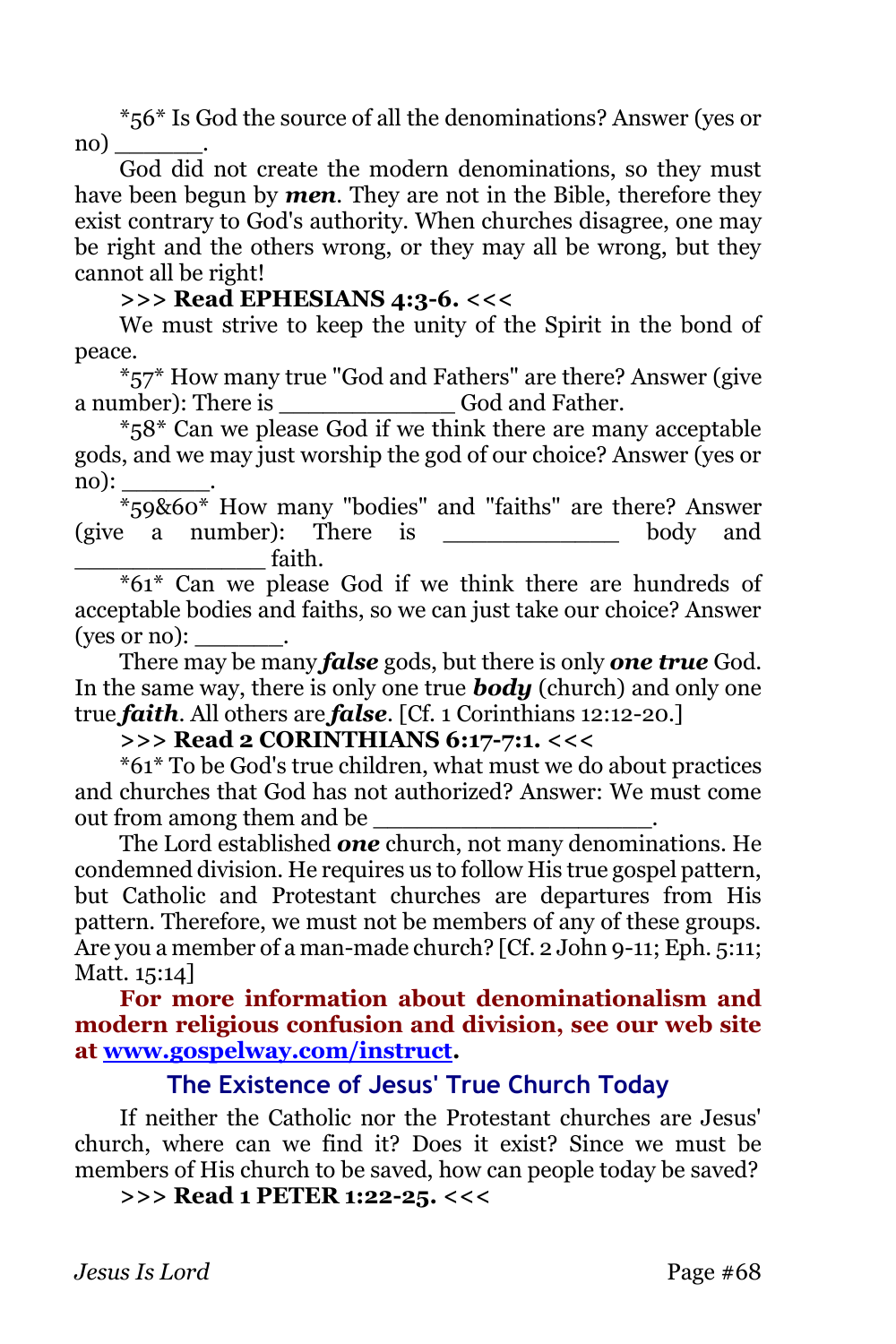*56* Is God the source of all the denominations? Answer (yes or no) ______.

God did not create the modern denominations, so they must have been begun by ***men***. They are not in the Bible, therefore they exist contrary to God's authority. When churches disagree, one may be right and the others wrong, or they may all be wrong, but they cannot all be right!

**>>> Read EPHESIANS 4:3-6. <<<**

We must strive to keep the unity of the Spirit in the bond of peace.

*57* How many true "God and Fathers" are there? Answer (give a number): There is ____________ God and Father.

*58* Can we please God if we think there are many acceptable gods, and we may just worship the god of our choice? Answer (yes or no): ______.

*59&60* How many "bodies" and "faiths" are there? Answer (give a number): There is ____________ body and ______________ faith.

*61* Can we please God if we think there are hundreds of acceptable bodies and faiths, so we can just take our choice? Answer (yes or no): ______.

There may be many ***false*** gods, but there is only ***one true*** God. In the same way, there is only one true ***body*** (church) and only one true ***faith***. All others are ***false***. [Cf. 1 Corinthians 12:12-20.]

**>>> Read 2 CORINTHIANS 6:17-7:1. <<<**

*61* To be God's true children, what must we do about practices and churches that God has not authorized? Answer: We must come out from among them and be ___________________.

The Lord established ***one*** church, not many denominations. He condemned division. He requires us to follow His true gospel pattern, but Catholic and Protestant churches are departures from His pattern. Therefore, we must not be members of any of these groups. Are you a member of a man-made church? [Cf. 2 John 9-11; Eph. 5:11; Matt. 15:14]

**For more information about denominationalism and modern religious confusion and division, see our web site at [www.gospelway.com/instruct](www.gospelway.com/instruct).**

## The Existence of Jesus' True Church Today

If neither the Catholic nor the Protestant churches are Jesus' church, where can we find it? Does it exist? Since we must be members of His church to be saved, how can people today be saved?

**>>> Read 1 PETER 1:22-25. <<<**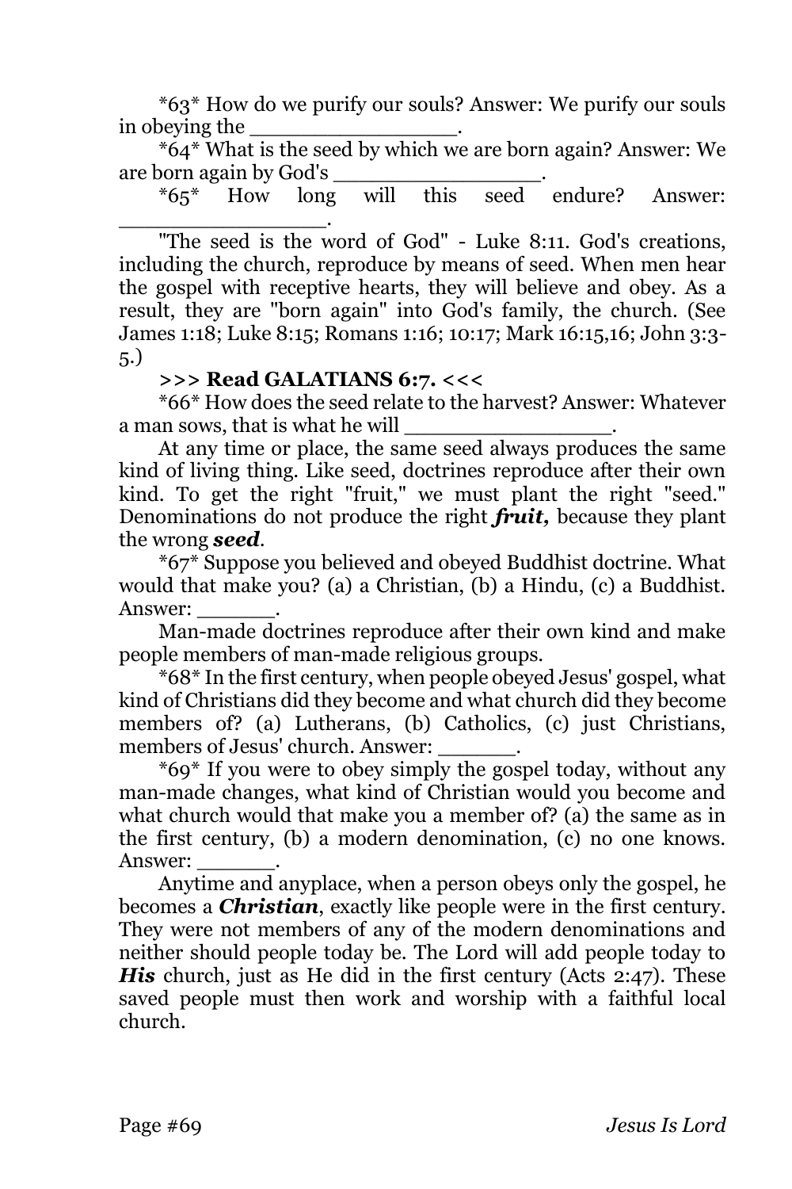*63* How do we purify our souls? Answer: We purify our souls in obeying the ________________.

*64* What is the seed by which we are born again? Answer: We are born again by God's ________________.

*65* How long will this seed endure? Answer: ________________.

"The seed is the word of God" - Luke 8:11. God's creations, including the church, reproduce by means of seed. When men hear the gospel with receptive hearts, they will believe and obey. As a result, they are "born again" into God's family, the church. (See James 1:18; Luke 8:15; Romans 1:16; 10:17; Mark 16:15,16; John 3:3-5.)

**>>> Read GALATIANS 6:7. <<<**

*66* How does the seed relate to the harvest? Answer: Whatever a man sows, that is what he will ________________.

At any time or place, the same seed always produces the same kind of living thing. Like seed, doctrines reproduce after their own kind. To get the right "fruit," we must plant the right "seed." Denominations do not produce the right ***fruit,*** because they plant the wrong ***seed***.

*67* Suppose you believed and obeyed Buddhist doctrine. What would that make you? (a) a Christian, (b) a Hindu, (c) a Buddhist. Answer: ______.

Man-made doctrines reproduce after their own kind and make people members of man-made religious groups.

*68* In the first century, when people obeyed Jesus' gospel, what kind of Christians did they become and what church did they become members of? (a) Lutherans, (b) Catholics, (c) just Christians, members of Jesus' church. Answer: ______.

*69* If you were to obey simply the gospel today, without any man-made changes, what kind of Christian would you become and what church would that make you a member of? (a) the same as in the first century, (b) a modern denomination, (c) no one knows. Answer: ______.

Anytime and anyplace, when a person obeys only the gospel, he becomes a ***Christian***, exactly like people were in the first century. They were not members of any of the modern denominations and neither should people today be. The Lord will add people today to ***His*** church, just as He did in the first century (Acts 2:47). These saved people must then work and worship with a faithful local church.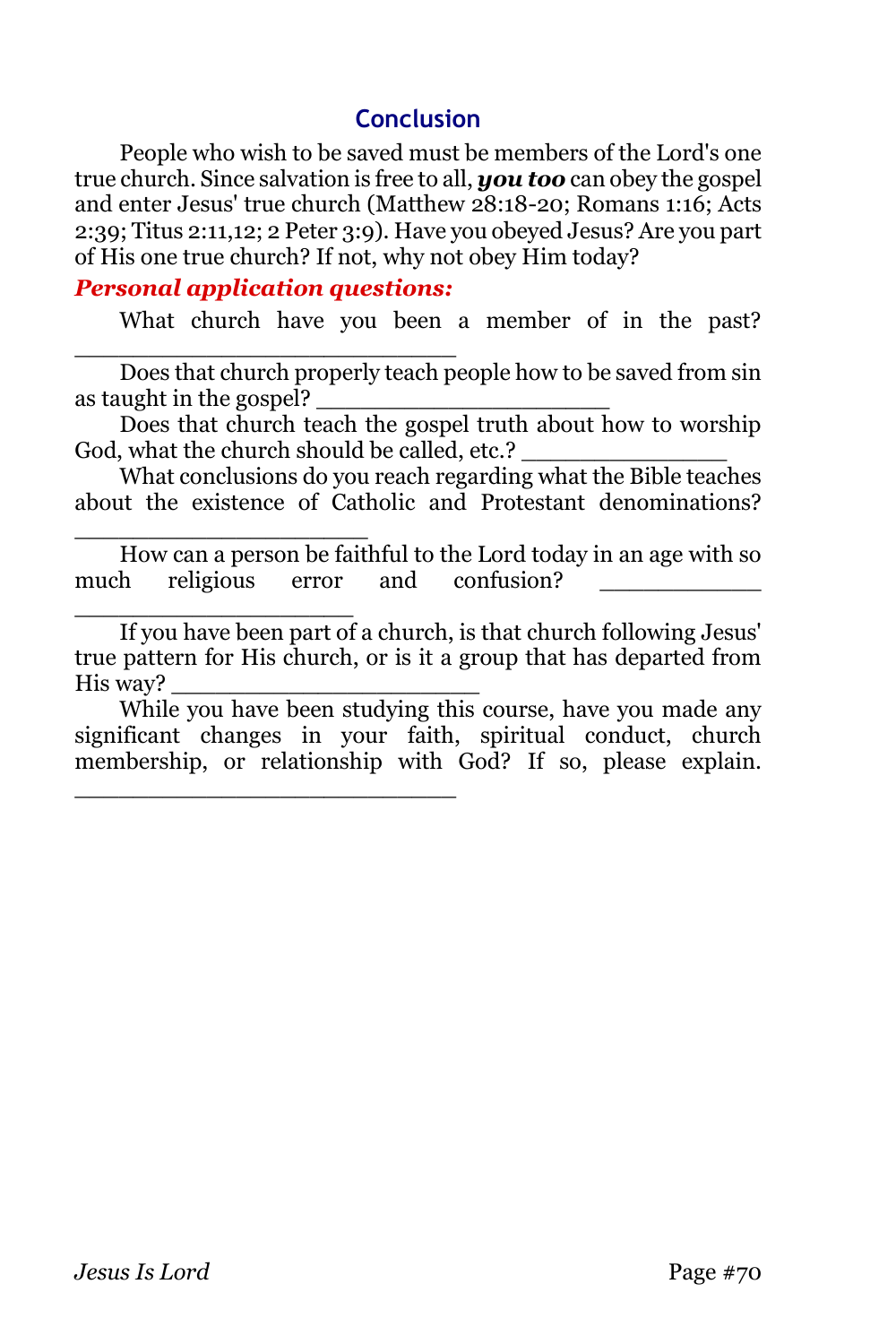## Conclusion

People who wish to be saved must be members of the Lord's one true church. Since salvation is free to all, ***you too*** can obey the gospel and enter Jesus' true church (Matthew 28:18-20; Romans 1:16; Acts 2:39; Titus 2:11,12; 2 Peter 3:9). Have you obeyed Jesus? Are you part of His one true church? If not, why not obey Him today?

***Personal application questions:***

What church have you been a member of in the past? ___________________________

Does that church properly teach people how to be saved from sin as taught in the gospel? _____________________

Does that church teach the gospel truth about how to worship God, what the church should be called, etc.? _______________

What conclusions do you reach regarding what the Bible teaches about the existence of Catholic and Protestant denominations? _____________________

How can a person be faithful to the Lord today in an age with so much religious error and confusion? ____________ ____________________

If you have been part of a church, is that church following Jesus' true pattern for His church, or is it a group that has departed from His way? ______________________

While you have been studying this course, have you made any significant changes in your faith, spiritual conduct, church membership, or relationship with God? If so, please explain. ___________________________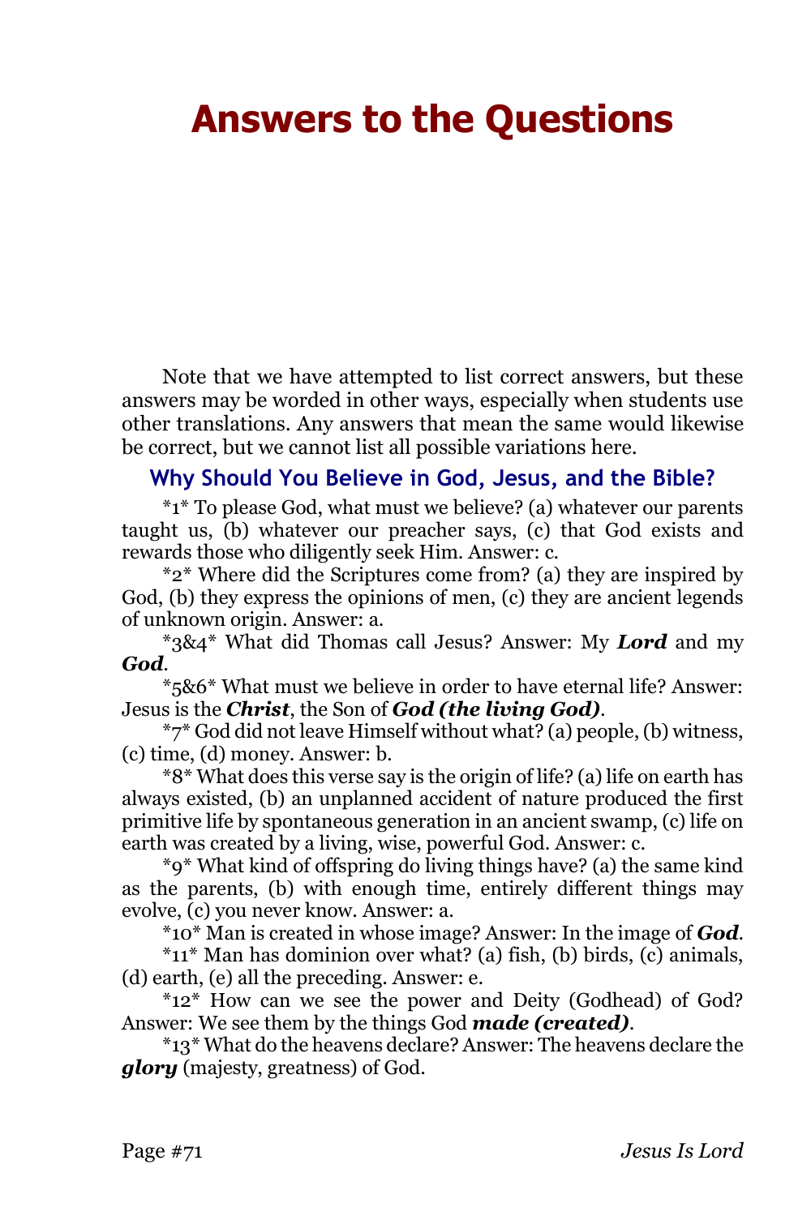# Answers to the Questions

Note that we have attempted to list correct answers, but these answers may be worded in other ways, especially when students use other translations. Any answers that mean the same would likewise be correct, but we cannot list all possible variations here.

## Why Should You Believe in God, Jesus, and the Bible?

*1* To please God, what must we believe? (a) whatever our parents taught us, (b) whatever our preacher says, (c) that God exists and rewards those who diligently seek Him. Answer: c.

*2* Where did the Scriptures come from? (a) they are inspired by God, (b) they express the opinions of men, (c) they are ancient legends of unknown origin. Answer: a.

*3&4* What did Thomas call Jesus? Answer: My ***Lord*** and my ***God***.

*5&6* What must we believe in order to have eternal life? Answer: Jesus is the ***Christ***, the Son of ***God (the living God)***.

*7* God did not leave Himself without what? (a) people, (b) witness, (c) time, (d) money. Answer: b.

*8* What does this verse say is the origin of life? (a) life on earth has always existed, (b) an unplanned accident of nature produced the first primitive life by spontaneous generation in an ancient swamp, (c) life on earth was created by a living, wise, powerful God. Answer: c.

*9* What kind of offspring do living things have? (a) the same kind as the parents, (b) with enough time, entirely different things may evolve, (c) you never know. Answer: a.

*10* Man is created in whose image? Answer: In the image of ***God***.

*11* Man has dominion over what? (a) fish, (b) birds, (c) animals, (d) earth, (e) all the preceding. Answer: e.

*12* How can we see the power and Deity (Godhead) of God? Answer: We see them by the things God ***made (created)***.

*13* What do the heavens declare? Answer: The heavens declare the ***glory*** (majesty, greatness) of God.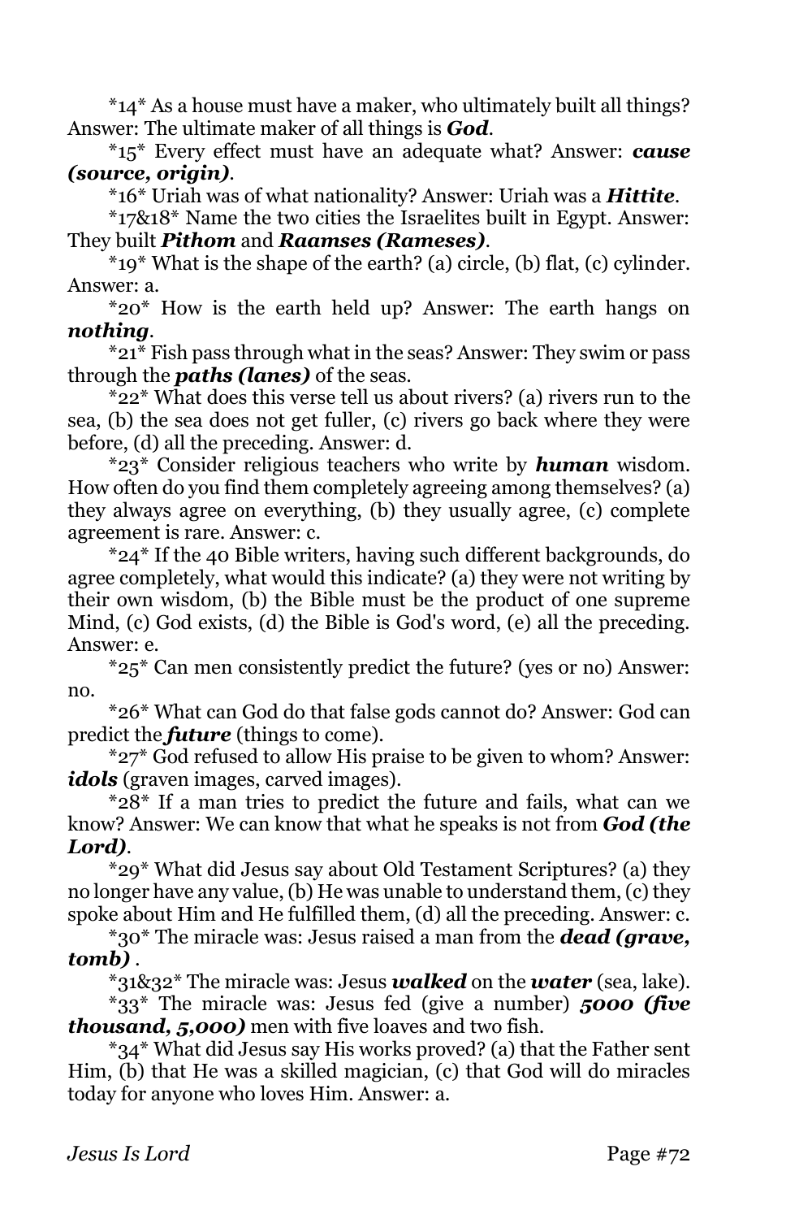*14* As a house must have a maker, who ultimately built all things? Answer: The ultimate maker of all things is ***God***.

*15* Every effect must have an adequate what? Answer: ***cause (source, origin)***.

*16* Uriah was of what nationality? Answer: Uriah was a ***Hittite***.

*17&18* Name the two cities the Israelites built in Egypt. Answer: They built ***Pithom*** and ***Raamses (Rameses)***.

*19* What is the shape of the earth? (a) circle, (b) flat, (c) cylinder. Answer: a.

*20* How is the earth held up? Answer: The earth hangs on ***nothing***.

*21* Fish pass through what in the seas? Answer: They swim or pass through the ***paths (lanes)*** of the seas.

*22* What does this verse tell us about rivers? (a) rivers run to the sea, (b) the sea does not get fuller, (c) rivers go back where they were before, (d) all the preceding. Answer: d.

*23* Consider religious teachers who write by ***human*** wisdom. How often do you find them completely agreeing among themselves? (a) they always agree on everything, (b) they usually agree, (c) complete agreement is rare. Answer: c.

*24* If the 40 Bible writers, having such different backgrounds, do agree completely, what would this indicate? (a) they were not writing by their own wisdom, (b) the Bible must be the product of one supreme Mind, (c) God exists, (d) the Bible is God's word, (e) all the preceding. Answer: e.

*25* Can men consistently predict the future? (yes or no) Answer: no.

*26* What can God do that false gods cannot do? Answer: God can predict the ***future*** (things to come).

*27* God refused to allow His praise to be given to whom? Answer: ***idols*** (graven images, carved images).

*28* If a man tries to predict the future and fails, what can we know? Answer: We can know that what he speaks is not from ***God (the Lord)***.

*29* What did Jesus say about Old Testament Scriptures? (a) they no longer have any value, (b) He was unable to understand them, (c) they spoke about Him and He fulfilled them, (d) all the preceding. Answer: c.

*30* The miracle was: Jesus raised a man from the ***dead (grave, tomb)*** .

*31&32* The miracle was: Jesus ***walked*** on the ***water*** (sea, lake).

*33* The miracle was: Jesus fed (give a number) ***5000 (five thousand, 5,000)*** men with five loaves and two fish.

*34* What did Jesus say His works proved? (a) that the Father sent Him, (b) that He was a skilled magician, (c) that God will do miracles today for anyone who loves Him. Answer: a.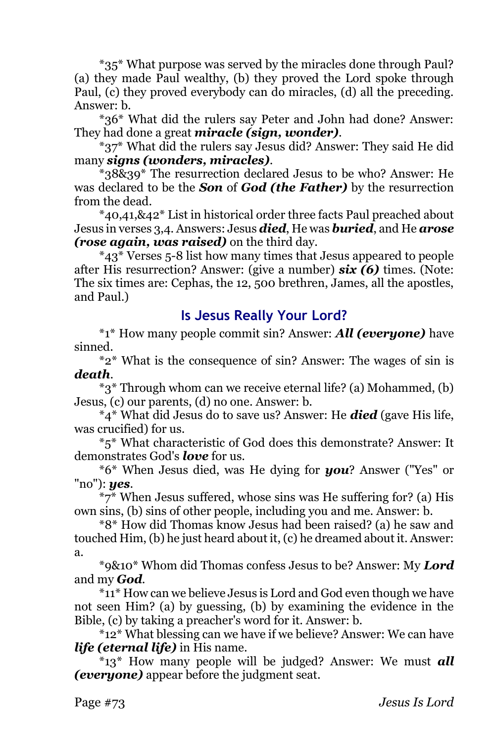\*35\* What purpose was served by the miracles done through Paul? (a) they made Paul wealthy, (b) they proved the Lord spoke through Paul, (c) they proved everybody can do miracles, (d) all the preceding. Answer: b.

\*36\* What did the rulers say Peter and John had done? Answer: They had done a great ***miracle (sign, wonder)***.

\*37\* What did the rulers say Jesus did? Answer: They said He did many ***signs (wonders, miracles)***.

\*38&39\* The resurrection declared Jesus to be who? Answer: He was declared to be the ***Son*** of ***God (the Father)*** by the resurrection from the dead.

\*40,41,&42\* List in historical order three facts Paul preached about Jesus in verses 3,4. Answers: Jesus ***died***, He was ***buried***, and He ***arose (rose again, was raised)*** on the third day.

\*43\* Verses 5-8 list how many times that Jesus appeared to people after His resurrection? Answer: (give a number) ***six (6)*** times. (Note: The six times are: Cephas, the 12, 500 brethren, James, all the apostles, and Paul.)

## Is Jesus Really Your Lord?

\*1\* How many people commit sin? Answer: ***All (everyone)*** have sinned.

\*2\* What is the consequence of sin? Answer: The wages of sin is ***death***.

\*3\* Through whom can we receive eternal life? (a) Mohammed, (b) Jesus, (c) our parents, (d) no one. Answer: b.

\*4\* What did Jesus do to save us? Answer: He ***died*** (gave His life, was crucified) for us.

\*5\* What characteristic of God does this demonstrate? Answer: It demonstrates God's ***love*** for us.

\*6\* When Jesus died, was He dying for ***you***? Answer ("Yes" or "no"): ***yes***.

\*7\* When Jesus suffered, whose sins was He suffering for? (a) His own sins, (b) sins of other people, including you and me. Answer: b.

\*8\* How did Thomas know Jesus had been raised? (a) he saw and touched Him, (b) he just heard about it, (c) he dreamed about it. Answer: a.

\*9&10\* Whom did Thomas confess Jesus to be? Answer: My ***Lord*** and my ***God***.

\*11\* How can we believe Jesus is Lord and God even though we have not seen Him? (a) by guessing, (b) by examining the evidence in the Bible, (c) by taking a preacher's word for it. Answer: b.

\*12\* What blessing can we have if we believe? Answer: We can have ***life (eternal life)*** in His name.

\*13\* How many people will be judged? Answer: We must ***all (everyone)*** appear before the judgment seat.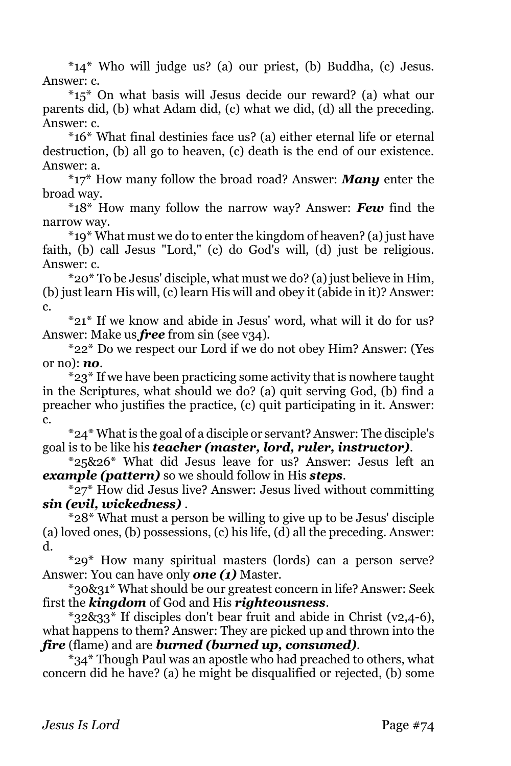*14* Who will judge us? (a) our priest, (b) Buddha, (c) Jesus. Answer: c.

*15* On what basis will Jesus decide our reward? (a) what our parents did, (b) what Adam did, (c) what we did, (d) all the preceding. Answer: c.

*16* What final destinies face us? (a) either eternal life or eternal destruction, (b) all go to heaven, (c) death is the end of our existence. Answer: a.

*17* How many follow the broad road? Answer: ***Many*** enter the broad way.

*18* How many follow the narrow way? Answer: ***Few*** find the narrow way.

*19* What must we do to enter the kingdom of heaven? (a) just have faith, (b) call Jesus "Lord," (c) do God's will, (d) just be religious. Answer: c.

*20* To be Jesus' disciple, what must we do? (a) just believe in Him, (b) just learn His will, (c) learn His will and obey it (abide in it)? Answer: c.

*21* If we know and abide in Jesus' word, what will it do for us? Answer: Make us ***free*** from sin (see v34).

*22* Do we respect our Lord if we do not obey Him? Answer: (Yes or no): ***no***.

*23* If we have been practicing some activity that is nowhere taught in the Scriptures, what should we do? (a) quit serving God, (b) find a preacher who justifies the practice, (c) quit participating in it. Answer: c.

*24* What is the goal of a disciple or servant? Answer: The disciple's goal is to be like his ***teacher (master, lord, ruler, instructor)***.

*25&26* What did Jesus leave for us? Answer: Jesus left an ***example (pattern)*** so we should follow in His ***steps***.

*27* How did Jesus live? Answer: Jesus lived without committing ***sin (evil, wickedness)*** .

*28* What must a person be willing to give up to be Jesus' disciple (a) loved ones, (b) possessions, (c) his life, (d) all the preceding. Answer: d.

*29* How many spiritual masters (lords) can a person serve? Answer: You can have only ***one (1)*** Master.

*30&31* What should be our greatest concern in life? Answer: Seek first the ***kingdom*** of God and His ***righteousness***.

*32&33* If disciples don't bear fruit and abide in Christ (v2,4-6), what happens to them? Answer: They are picked up and thrown into the ***fire*** (flame) and are ***burned (burned up, consumed)***.

*34* Though Paul was an apostle who had preached to others, what concern did he have? (a) he might be disqualified or rejected, (b) some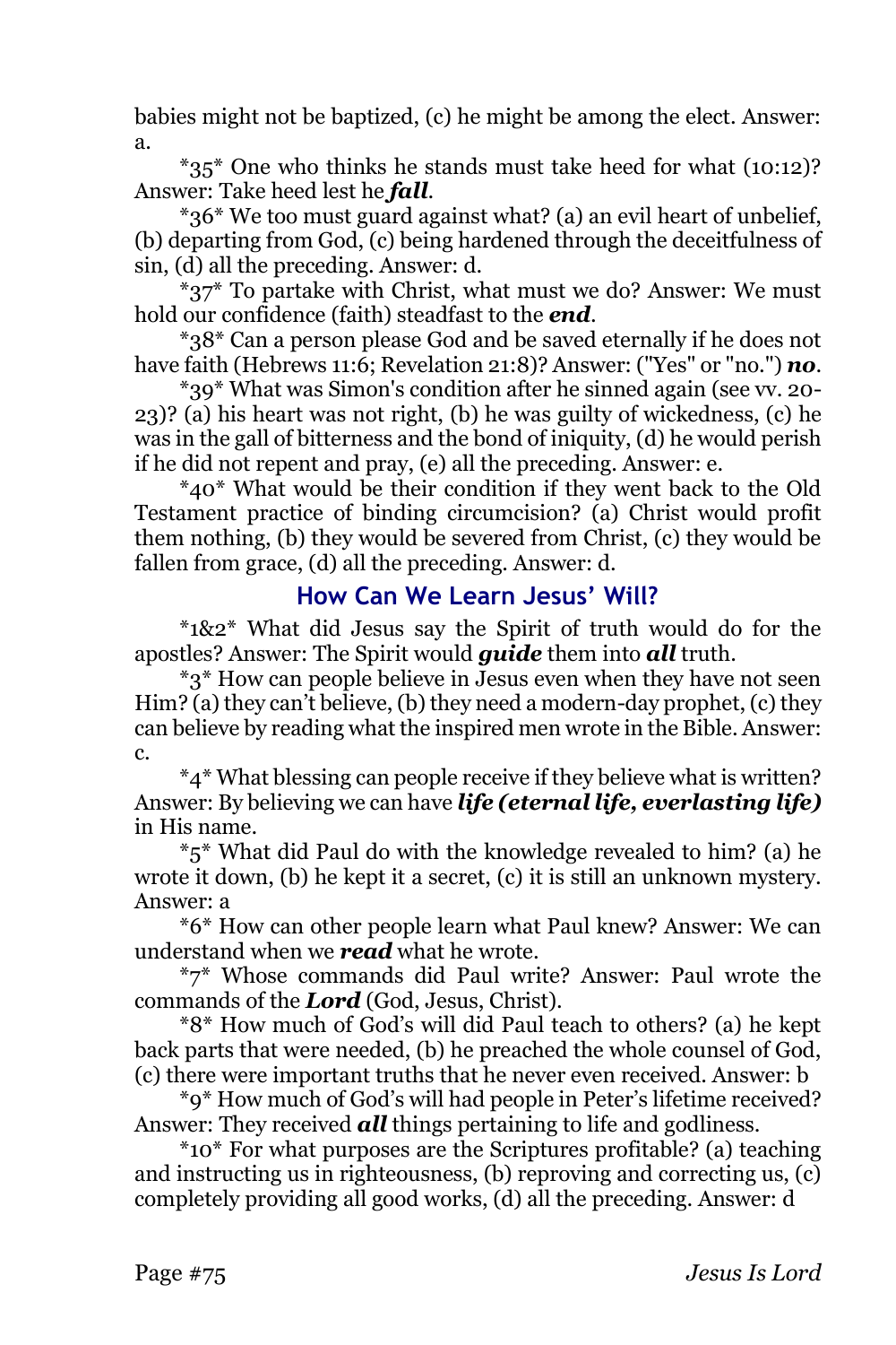babies might not be baptized, (c) he might be among the elect. Answer: a.

*35* One who thinks he stands must take heed for what (10:12)? Answer: Take heed lest he ***fall***.

*36* We too must guard against what? (a) an evil heart of unbelief, (b) departing from God, (c) being hardened through the deceitfulness of sin, (d) all the preceding. Answer: d.

*37* To partake with Christ, what must we do? Answer: We must hold our confidence (faith) steadfast to the ***end***.

*38* Can a person please God and be saved eternally if he does not have faith (Hebrews 11:6; Revelation 21:8)? Answer: ("Yes" or "no.") ***no***.

*39* What was Simon's condition after he sinned again (see vv. 20-23)? (a) his heart was not right, (b) he was guilty of wickedness, (c) he was in the gall of bitterness and the bond of iniquity, (d) he would perish if he did not repent and pray, (e) all the preceding. Answer: e.

*40* What would be their condition if they went back to the Old Testament practice of binding circumcision? (a) Christ would profit them nothing, (b) they would be severed from Christ, (c) they would be fallen from grace, (d) all the preceding. Answer: d.

## How Can We Learn Jesus' Will?

*1&2* What did Jesus say the Spirit of truth would do for the apostles? Answer: The Spirit would ***guide*** them into ***all*** truth.

*3* How can people believe in Jesus even when they have not seen Him? (a) they can't believe, (b) they need a modern-day prophet, (c) they can believe by reading what the inspired men wrote in the Bible. Answer: c.

*4* What blessing can people receive if they believe what is written? Answer: By believing we can have ***life (eternal life, everlasting life)*** in His name.

*5* What did Paul do with the knowledge revealed to him? (a) he wrote it down, (b) he kept it a secret, (c) it is still an unknown mystery. Answer: a

*6* How can other people learn what Paul knew? Answer: We can understand when we ***read*** what he wrote.

*7* Whose commands did Paul write? Answer: Paul wrote the commands of the ***Lord*** (God, Jesus, Christ).

*8* How much of God's will did Paul teach to others? (a) he kept back parts that were needed, (b) he preached the whole counsel of God, (c) there were important truths that he never even received. Answer: b

*9* How much of God's will had people in Peter's lifetime received? Answer: They received ***all*** things pertaining to life and godliness.

*10* For what purposes are the Scriptures profitable? (a) teaching and instructing us in righteousness, (b) reproving and correcting us, (c) completely providing all good works, (d) all the preceding. Answer: d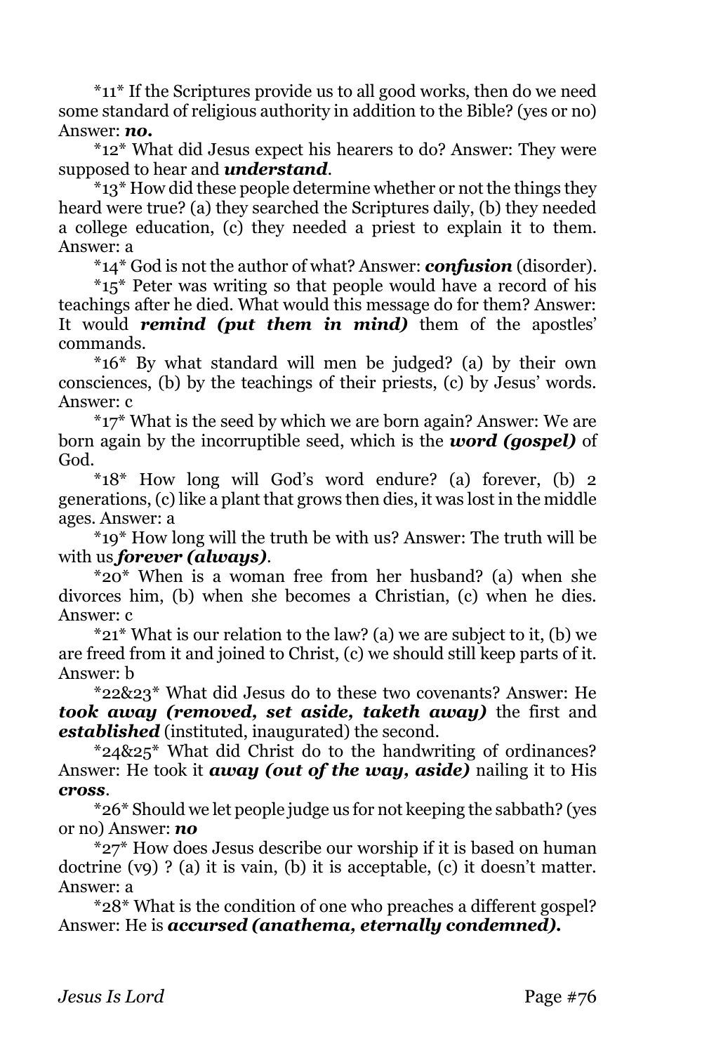\*11\* If the Scriptures provide us to all good works, then do we need some standard of religious authority in addition to the Bible? (yes or no) Answer: ***no.***

\*12\* What did Jesus expect his hearers to do? Answer: They were supposed to hear and ***understand***.

\*13\* How did these people determine whether or not the things they heard were true? (a) they searched the Scriptures daily, (b) they needed a college education, (c) they needed a priest to explain it to them. Answer: a

\*14\* God is not the author of what? Answer: ***confusion*** (disorder).

\*15\* Peter was writing so that people would have a record of his teachings after he died. What would this message do for them? Answer: It would ***remind (put them in mind)*** them of the apostles' commands.

\*16\* By what standard will men be judged? (a) by their own consciences, (b) by the teachings of their priests, (c) by Jesus' words. Answer: c

\*17\* What is the seed by which we are born again? Answer: We are born again by the incorruptible seed, which is the ***word (gospel)*** of God.

\*18\* How long will God's word endure? (a) forever, (b) 2 generations, (c) like a plant that grows then dies, it was lost in the middle ages. Answer: a

\*19\* How long will the truth be with us? Answer: The truth will be with us ***forever (always)***.

\*20\* When is a woman free from her husband? (a) when she divorces him, (b) when she becomes a Christian, (c) when he dies. Answer: c

\*21\* What is our relation to the law? (a) we are subject to it, (b) we are freed from it and joined to Christ, (c) we should still keep parts of it. Answer: b

\*22&23\* What did Jesus do to these two covenants? Answer: He ***took away (removed, set aside, taketh away)*** the first and ***established*** (instituted, inaugurated) the second.

\*24&25\* What did Christ do to the handwriting of ordinances? Answer: He took it ***away (out of the way, aside)*** nailing it to His ***cross***.

\*26\* Should we let people judge us for not keeping the sabbath? (yes or no) Answer: ***no***

\*27\* How does Jesus describe our worship if it is based on human doctrine (v9) ? (a) it is vain, (b) it is acceptable, (c) it doesn't matter. Answer: a

\*28\* What is the condition of one who preaches a different gospel? Answer: He is ***accursed (anathema, eternally condemned).***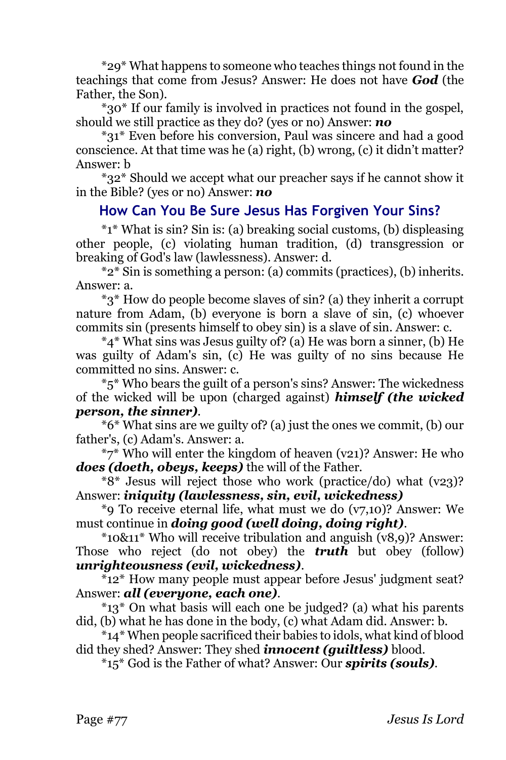*29* What happens to someone who teaches things not found in the teachings that come from Jesus? Answer: He does not have ***God*** (the Father, the Son).

*30* If our family is involved in practices not found in the gospel, should we still practice as they do? (yes or no) Answer: ***no***

*31* Even before his conversion, Paul was sincere and had a good conscience. At that time was he (a) right, (b) wrong, (c) it didn't matter? Answer: b

*32* Should we accept what our preacher says if he cannot show it in the Bible? (yes or no) Answer: ***no***

## How Can You Be Sure Jesus Has Forgiven Your Sins?

*1* What is sin? Sin is: (a) breaking social customs, (b) displeasing other people, (c) violating human tradition, (d) transgression or breaking of God's law (lawlessness). Answer: d.

*2* Sin is something a person: (a) commits (practices), (b) inherits. Answer: a.

*3* How do people become slaves of sin? (a) they inherit a corrupt nature from Adam, (b) everyone is born a slave of sin, (c) whoever commits sin (presents himself to obey sin) is a slave of sin. Answer: c.

*4* What sins was Jesus guilty of? (a) He was born a sinner, (b) He was guilty of Adam's sin, (c) He was guilty of no sins because He committed no sins. Answer: c.

*5* Who bears the guilt of a person's sins? Answer: The wickedness of the wicked will be upon (charged against) ***himself (the wicked person, the sinner)***.

*6* What sins are we guilty of? (a) just the ones we commit, (b) our father's, (c) Adam's. Answer: a.

*7* Who will enter the kingdom of heaven (v21)? Answer: He who ***does (doeth, obeys, keeps)*** the will of the Father.

*8* Jesus will reject those who work (practice/do) what (v23)? Answer: ***iniquity (lawlessness, sin, evil, wickedness)***

*9 To receive eternal life, what must we do (v7,10)? Answer: We must continue in ***doing good (well doing, doing right)***.

*10&11* Who will receive tribulation and anguish (v8,9)? Answer: Those who reject (do not obey) the ***truth*** but obey (follow) ***unrighteousness (evil, wickedness)***.

*12* How many people must appear before Jesus' judgment seat? Answer: ***all (everyone, each one)***.

*13* On what basis will each one be judged? (a) what his parents did, (b) what he has done in the body, (c) what Adam did. Answer: b.

*14* When people sacrificed their babies to idols, what kind of blood did they shed? Answer: They shed ***innocent (guiltless)*** blood.

*15* God is the Father of what? Answer: Our ***spirits (souls)***.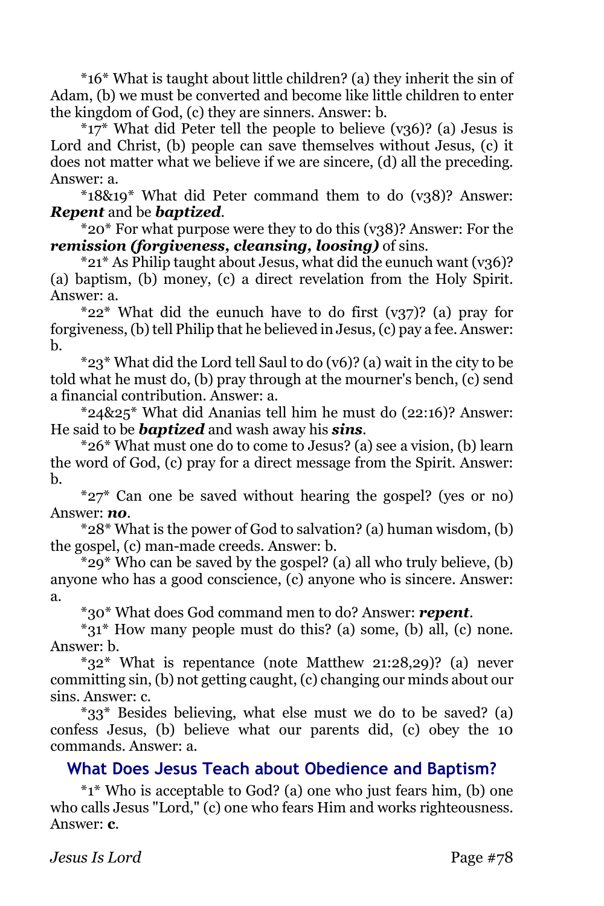*16* What is taught about little children? (a) they inherit the sin of Adam, (b) we must be converted and become like little children to enter the kingdom of God, (c) they are sinners. Answer: b.

*17* What did Peter tell the people to believe (v36)? (a) Jesus is Lord and Christ, (b) people can save themselves without Jesus, (c) it does not matter what we believe if we are sincere, (d) all the preceding. Answer: a.

*18&19* What did Peter command them to do (v38)? Answer: ***Repent*** and be ***baptized***.

*20* For what purpose were they to do this (v38)? Answer: For the ***remission (forgiveness, cleansing, loosing)*** of sins.

*21* As Philip taught about Jesus, what did the eunuch want (v36)? (a) baptism, (b) money, (c) a direct revelation from the Holy Spirit. Answer: a.

*22* What did the eunuch have to do first (v37)? (a) pray for forgiveness, (b) tell Philip that he believed in Jesus, (c) pay a fee. Answer: b.

*23* What did the Lord tell Saul to do (v6)? (a) wait in the city to be told what he must do, (b) pray through at the mourner's bench, (c) send a financial contribution. Answer: a.

*24&25* What did Ananias tell him he must do (22:16)? Answer: He said to be ***baptized*** and wash away his ***sins***.

*26* What must one do to come to Jesus? (a) see a vision, (b) learn the word of God, (c) pray for a direct message from the Spirit. Answer: b.

*27* Can one be saved without hearing the gospel? (yes or no) Answer: ***no***.

*28* What is the power of God to salvation? (a) human wisdom, (b) the gospel, (c) man-made creeds. Answer: b.

*29* Who can be saved by the gospel? (a) all who truly believe, (b) anyone who has a good conscience, (c) anyone who is sincere. Answer: a.

*30* What does God command men to do? Answer: ***repent***.

*31* How many people must do this? (a) some, (b) all, (c) none. Answer: b.

*32* What is repentance (note Matthew 21:28,29)? (a) never committing sin, (b) not getting caught, (c) changing our minds about our sins. Answer: c.

*33* Besides believing, what else must we do to be saved? (a) confess Jesus, (b) believe what our parents did, (c) obey the 10 commands. Answer: a.

## What Does Jesus Teach about Obedience and Baptism?

*1* Who is acceptable to God? (a) one who just fears him, (b) one who calls Jesus "Lord," (c) one who fears Him and works righteousness. Answer: **c**.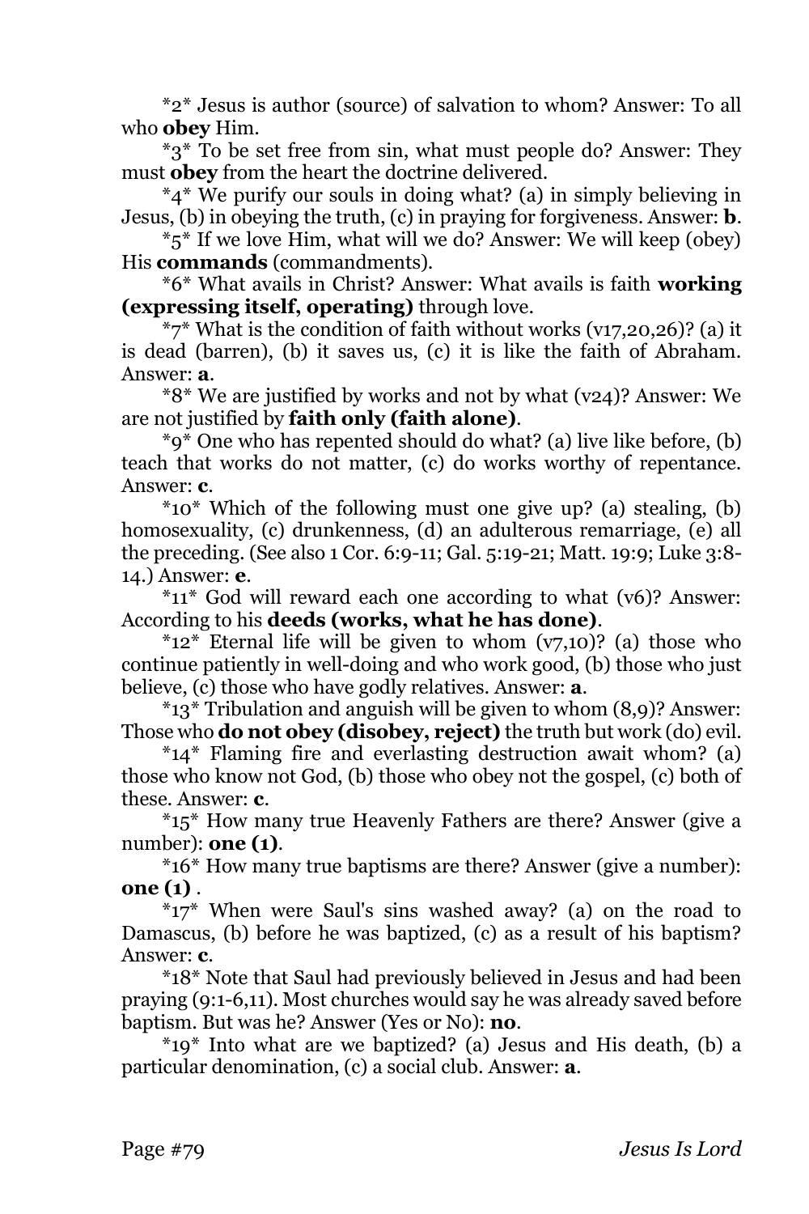*2* Jesus is author (source) of salvation to whom? Answer: To all who **obey** Him.

*3* To be set free from sin, what must people do? Answer: They must **obey** from the heart the doctrine delivered.

*4* We purify our souls in doing what? (a) in simply believing in Jesus, (b) in obeying the truth, (c) in praying for forgiveness. Answer: **b**.

*5* If we love Him, what will we do? Answer: We will keep (obey) His **commands** (commandments).

*6* What avails in Christ? Answer: What avails is faith **working (expressing itself, operating)** through love.

*7* What is the condition of faith without works (v17,20,26)? (a) it is dead (barren), (b) it saves us, (c) it is like the faith of Abraham. Answer: **a**.

*8* We are justified by works and not by what (v24)? Answer: We are not justified by **faith only (faith alone)**.

*9* One who has repented should do what? (a) live like before, (b) teach that works do not matter, (c) do works worthy of repentance. Answer: **c**.

*10* Which of the following must one give up? (a) stealing, (b) homosexuality, (c) drunkenness, (d) an adulterous remarriage, (e) all the preceding. (See also 1 Cor. 6:9-11; Gal. 5:19-21; Matt. 19:9; Luke 3:8-14.) Answer: **e**.

*11* God will reward each one according to what (v6)? Answer: According to his **deeds (works, what he has done)**.

*12* Eternal life will be given to whom (v7,10)? (a) those who continue patiently in well-doing and who work good, (b) those who just believe, (c) those who have godly relatives. Answer: **a**.

*13* Tribulation and anguish will be given to whom (8,9)? Answer: Those who **do not obey (disobey, reject)** the truth but work (do) evil.

*14* Flaming fire and everlasting destruction await whom? (a) those who know not God, (b) those who obey not the gospel, (c) both of these. Answer: **c**.

*15* How many true Heavenly Fathers are there? Answer (give a number): **one (1)**.

*16* How many true baptisms are there? Answer (give a number): **one (1)** .

*17* When were Saul's sins washed away? (a) on the road to Damascus, (b) before he was baptized, (c) as a result of his baptism? Answer: **c**.

*18* Note that Saul had previously believed in Jesus and had been praying (9:1-6,11). Most churches would say he was already saved before baptism. But was he? Answer (Yes or No): **no**.

*19* Into what are we baptized? (a) Jesus and His death, (b) a particular denomination, (c) a social club. Answer: **a**.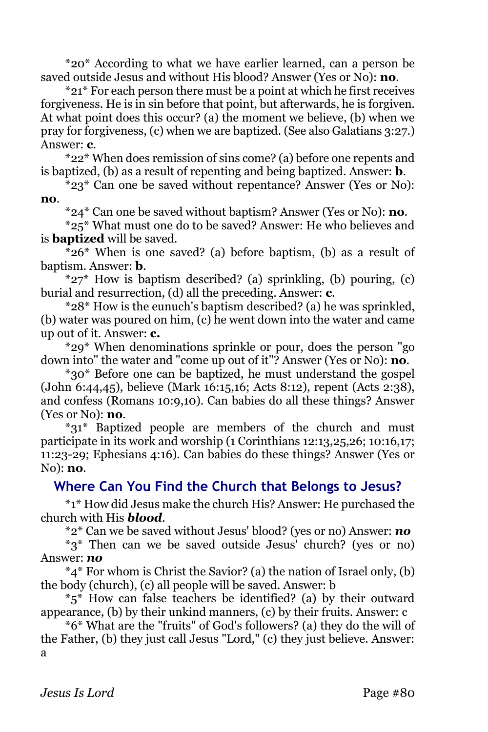*20* According to what we have earlier learned, can a person be saved outside Jesus and without His blood? Answer (Yes or No): **no**.

*21* For each person there must be a point at which he first receives forgiveness. He is in sin before that point, but afterwards, he is forgiven. At what point does this occur? (a) the moment we believe, (b) when we pray for forgiveness, (c) when we are baptized. (See also Galatians 3:27.) Answer: **c**.

*22* When does remission of sins come? (a) before one repents and is baptized, (b) as a result of repenting and being baptized. Answer: **b**.

*23* Can one be saved without repentance? Answer (Yes or No): **no**.

*24* Can one be saved without baptism? Answer (Yes or No): **no**.

*25* What must one do to be saved? Answer: He who believes and is **baptized** will be saved.

*26* When is one saved? (a) before baptism, (b) as a result of baptism. Answer: **b**.

*27* How is baptism described? (a) sprinkling, (b) pouring, (c) burial and resurrection, (d) all the preceding. Answer: **c**.

*28* How is the eunuch's baptism described? (a) he was sprinkled, (b) water was poured on him, (c) he went down into the water and came up out of it. Answer: **c.**

*29* When denominations sprinkle or pour, does the person "go down into" the water and "come up out of it"? Answer (Yes or No): **no**.

*30* Before one can be baptized, he must understand the gospel (John 6:44,45), believe (Mark 16:15,16; Acts 8:12), repent (Acts 2:38), and confess (Romans 10:9,10). Can babies do all these things? Answer (Yes or No): **no**.

*31* Baptized people are members of the church and must participate in its work and worship (1 Corinthians 12:13,25,26; 10:16,17; 11:23-29; Ephesians 4:16). Can babies do these things? Answer (Yes or No): **no**.

## Where Can You Find the Church that Belongs to Jesus?

*1* How did Jesus make the church His? Answer: He purchased the church with His ***blood***.

*2* Can we be saved without Jesus' blood? (yes or no) Answer: ***no***

*3* Then can we be saved outside Jesus' church? (yes or no) Answer: ***no***

*4* For whom is Christ the Savior? (a) the nation of Israel only, (b) the body (church), (c) all people will be saved. Answer: b

*5* How can false teachers be identified? (a) by their outward appearance, (b) by their unkind manners, (c) by their fruits. Answer: c

*6* What are the "fruits" of God's followers? (a) they do the will of the Father, (b) they just call Jesus "Lord," (c) they just believe. Answer: a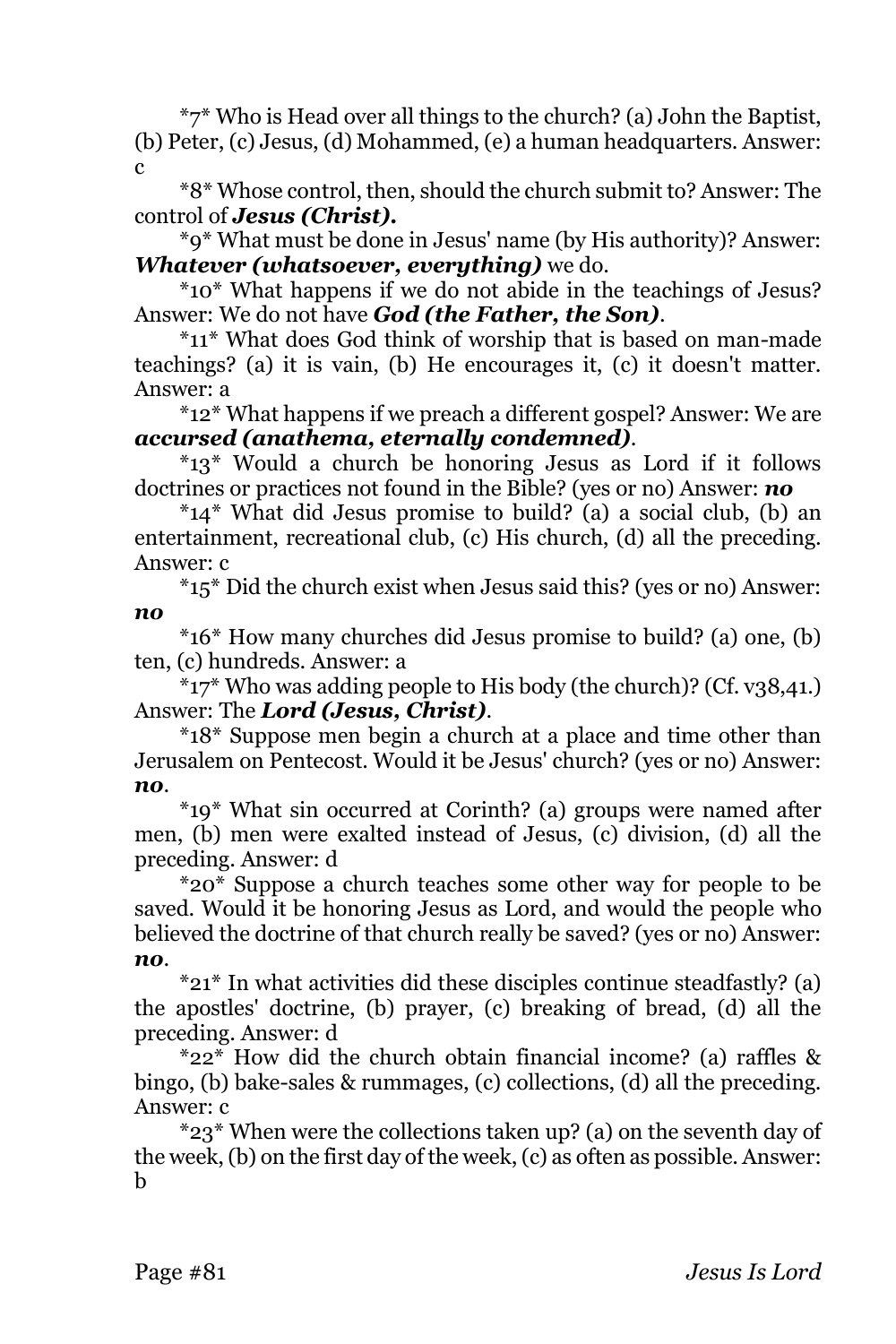*7* Who is Head over all things to the church? (a) John the Baptist, (b) Peter, (c) Jesus, (d) Mohammed, (e) a human headquarters. Answer: c

*8* Whose control, then, should the church submit to? Answer: The control of ***Jesus (Christ).***

*9* What must be done in Jesus' name (by His authority)? Answer: ***Whatever (whatsoever, everything)*** we do.

*10* What happens if we do not abide in the teachings of Jesus? Answer: We do not have ***God (the Father, the Son)***.

*11* What does God think of worship that is based on man-made teachings? (a) it is vain, (b) He encourages it, (c) it doesn't matter. Answer: a

*12* What happens if we preach a different gospel? Answer: We are ***accursed (anathema, eternally condemned)***.

*13* Would a church be honoring Jesus as Lord if it follows doctrines or practices not found in the Bible? (yes or no) Answer: ***no***

*14* What did Jesus promise to build? (a) a social club, (b) an entertainment, recreational club, (c) His church, (d) all the preceding. Answer: c

*15* Did the church exist when Jesus said this? (yes or no) Answer: ***no***

*16* How many churches did Jesus promise to build? (a) one, (b) ten, (c) hundreds. Answer: a

*17* Who was adding people to His body (the church)? (Cf. v38,41.) Answer: The ***Lord (Jesus, Christ)***.

*18* Suppose men begin a church at a place and time other than Jerusalem on Pentecost. Would it be Jesus' church? (yes or no) Answer: ***no***.

*19* What sin occurred at Corinth? (a) groups were named after men, (b) men were exalted instead of Jesus, (c) division, (d) all the preceding. Answer: d

*20* Suppose a church teaches some other way for people to be saved. Would it be honoring Jesus as Lord, and would the people who believed the doctrine of that church really be saved? (yes or no) Answer: ***no***.

*21* In what activities did these disciples continue steadfastly? (a) the apostles' doctrine, (b) prayer, (c) breaking of bread, (d) all the preceding. Answer: d

*22* How did the church obtain financial income? (a) raffles & bingo, (b) bake-sales & rummages, (c) collections, (d) all the preceding. Answer: c

*23* When were the collections taken up? (a) on the seventh day of the week, (b) on the first day of the week, (c) as often as possible. Answer: b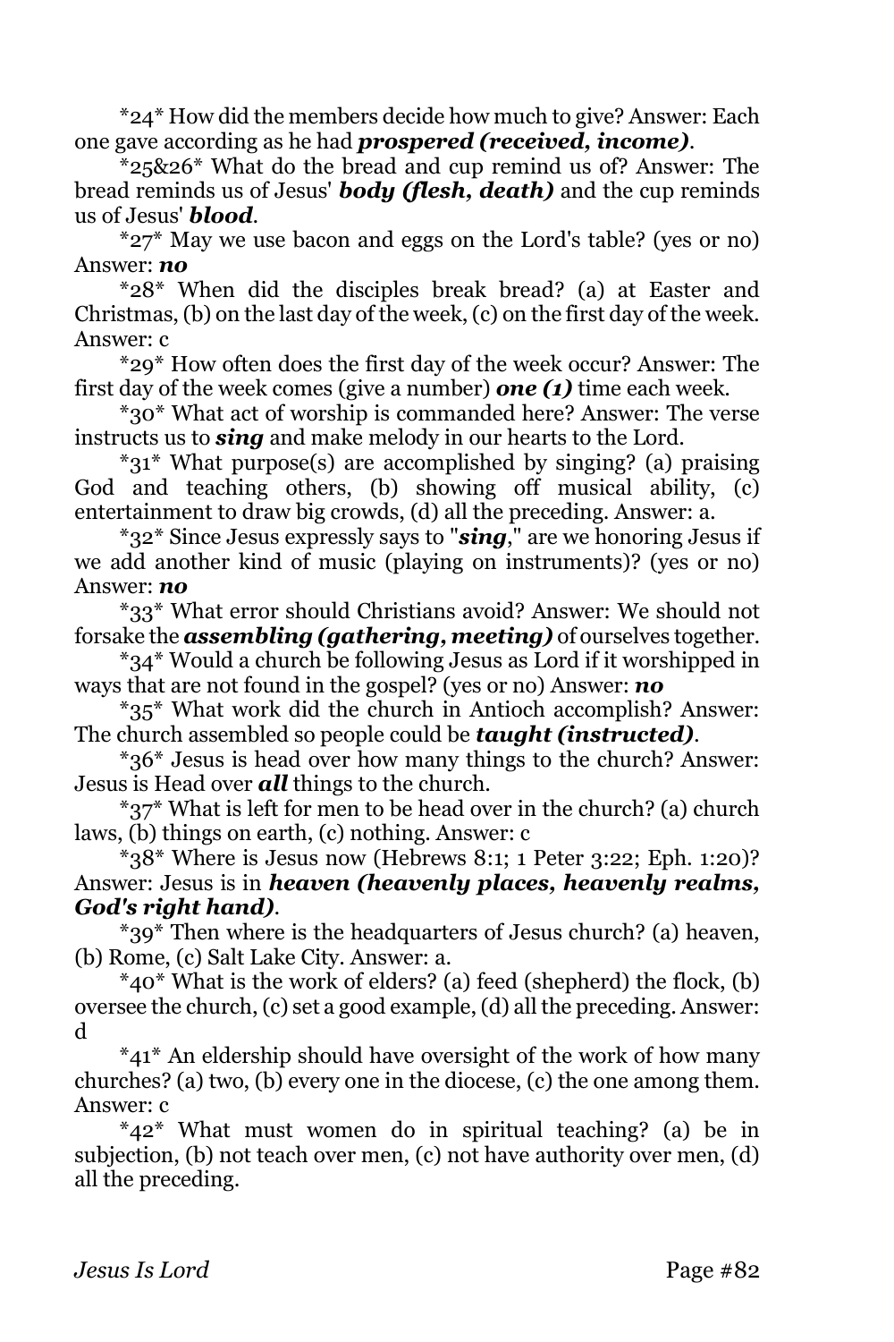*24* How did the members decide how much to give? Answer: Each one gave according as he had ***prospered (received, income)***.

*25&26* What do the bread and cup remind us of? Answer: The bread reminds us of Jesus' ***body (flesh, death)*** and the cup reminds us of Jesus' ***blood***.

*27* May we use bacon and eggs on the Lord's table? (yes or no) Answer: ***no***

*28* When did the disciples break bread? (a) at Easter and Christmas, (b) on the last day of the week, (c) on the first day of the week. Answer: c

*29* How often does the first day of the week occur? Answer: The first day of the week comes (give a number) ***one (1)*** time each week.

*30* What act of worship is commanded here? Answer: The verse instructs us to ***sing*** and make melody in our hearts to the Lord.

*31* What purpose(s) are accomplished by singing? (a) praising God and teaching others, (b) showing off musical ability, (c) entertainment to draw big crowds, (d) all the preceding. Answer: a.

*32* Since Jesus expressly says to "***sing***," are we honoring Jesus if we add another kind of music (playing on instruments)? (yes or no) Answer: ***no***

*33* What error should Christians avoid? Answer: We should not forsake the ***assembling (gathering, meeting)*** of ourselves together.

*34* Would a church be following Jesus as Lord if it worshipped in ways that are not found in the gospel? (yes or no) Answer: ***no***

*35* What work did the church in Antioch accomplish? Answer: The church assembled so people could be ***taught (instructed)***.

*36* Jesus is head over how many things to the church? Answer: Jesus is Head over ***all*** things to the church.

*37* What is left for men to be head over in the church? (a) church laws, (b) things on earth, (c) nothing. Answer: c

*38* Where is Jesus now (Hebrews 8:1; 1 Peter 3:22; Eph. 1:20)? Answer: Jesus is in ***heaven (heavenly places, heavenly realms, God's right hand)***.

*39* Then where is the headquarters of Jesus church? (a) heaven, (b) Rome, (c) Salt Lake City. Answer: a.

*40* What is the work of elders? (a) feed (shepherd) the flock, (b) oversee the church, (c) set a good example, (d) all the preceding. Answer: d

*41* An eldership should have oversight of the work of how many churches? (a) two, (b) every one in the diocese, (c) the one among them. Answer: c

*42* What must women do in spiritual teaching? (a) be in subjection, (b) not teach over men, (c) not have authority over men, (d) all the preceding.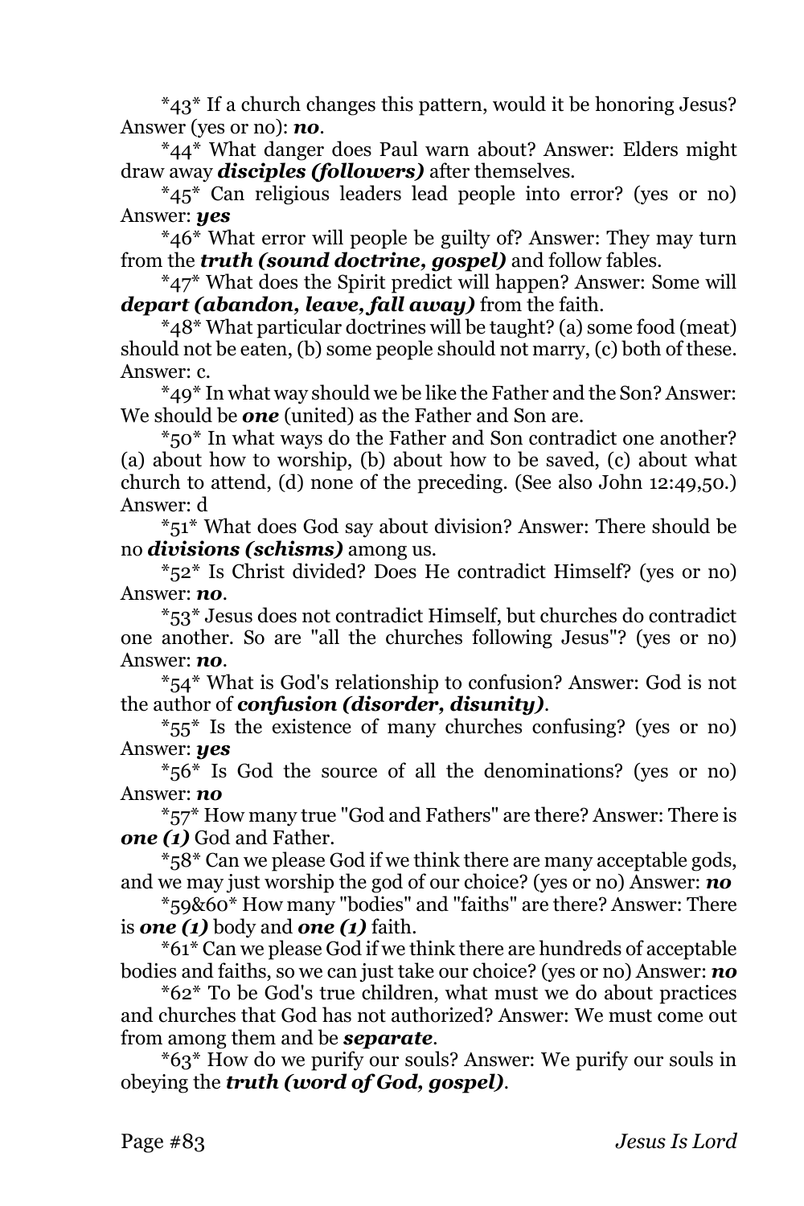*43* If a church changes this pattern, would it be honoring Jesus? Answer (yes or no): ***no***.

*44* What danger does Paul warn about? Answer: Elders might draw away ***disciples (followers)*** after themselves.

*45* Can religious leaders lead people into error? (yes or no) Answer: ***yes***

*46* What error will people be guilty of? Answer: They may turn from the ***truth (sound doctrine, gospel)*** and follow fables.

*47* What does the Spirit predict will happen? Answer: Some will ***depart (abandon, leave, fall away)*** from the faith.

*48* What particular doctrines will be taught? (a) some food (meat) should not be eaten, (b) some people should not marry, (c) both of these. Answer: c.

*49* In what way should we be like the Father and the Son? Answer: We should be ***one*** (united) as the Father and Son are.

*50* In what ways do the Father and Son contradict one another? (a) about how to worship, (b) about how to be saved, (c) about what church to attend, (d) none of the preceding. (See also John 12:49,50.) Answer: d

*51* What does God say about division? Answer: There should be no ***divisions (schisms)*** among us.

*52* Is Christ divided? Does He contradict Himself? (yes or no) Answer: ***no***.

*53* Jesus does not contradict Himself, but churches do contradict one another. So are "all the churches following Jesus"? (yes or no) Answer: ***no***.

*54* What is God's relationship to confusion? Answer: God is not the author of ***confusion (disorder, disunity)***.

*55* Is the existence of many churches confusing? (yes or no) Answer: ***yes***

*56* Is God the source of all the denominations? (yes or no) Answer: ***no***

*57* How many true "God and Fathers" are there? Answer: There is ***one (1)*** God and Father.

*58* Can we please God if we think there are many acceptable gods, and we may just worship the god of our choice? (yes or no) Answer: ***no***

*59&60* How many "bodies" and "faiths" are there? Answer: There is ***one (1)*** body and ***one (1)*** faith.

*61* Can we please God if we think there are hundreds of acceptable bodies and faiths, so we can just take our choice? (yes or no) Answer: ***no***

*62* To be God's true children, what must we do about practices and churches that God has not authorized? Answer: We must come out from among them and be ***separate***.

*63* How do we purify our souls? Answer: We purify our souls in obeying the ***truth (word of God, gospel)***.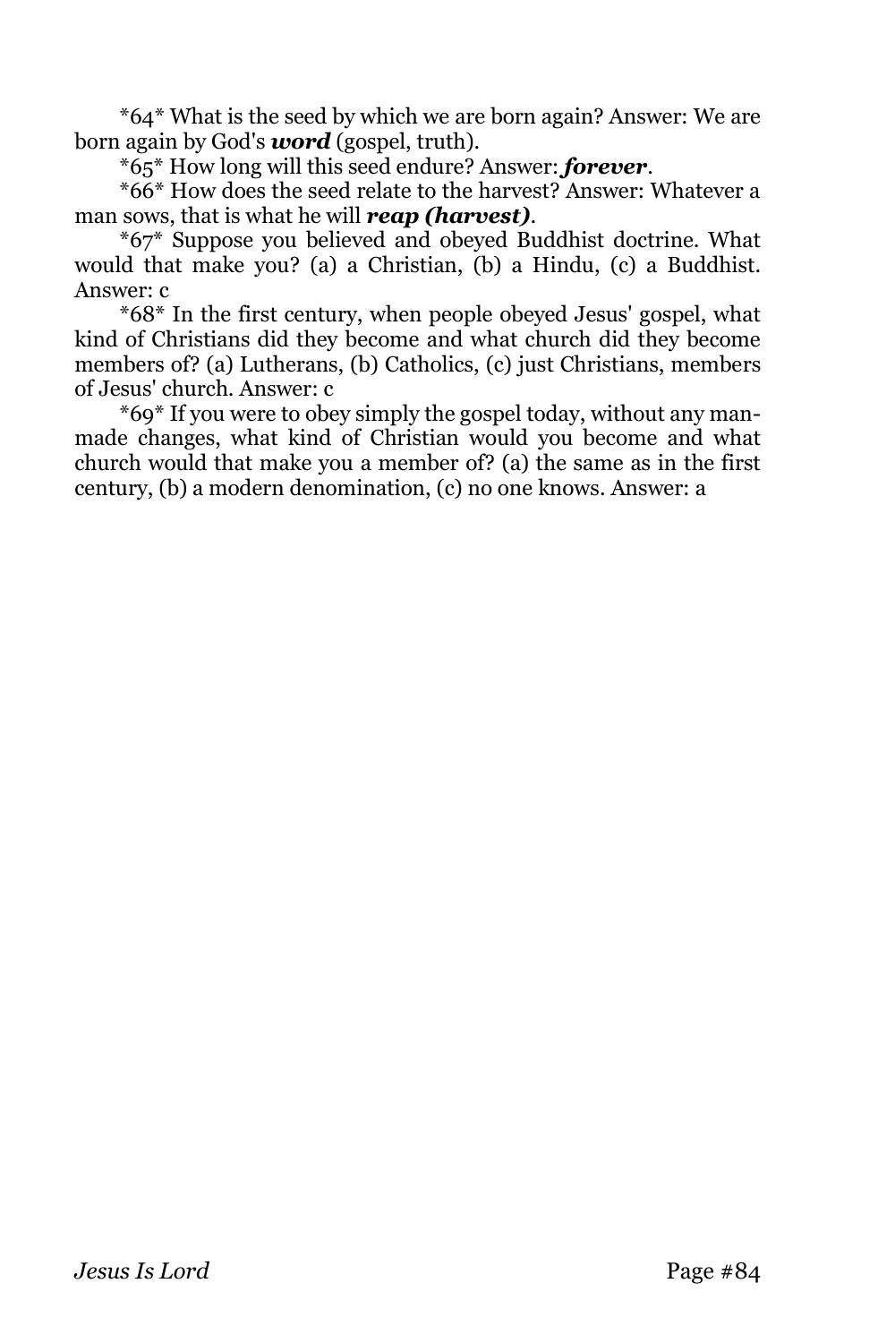*64* What is the seed by which we are born again? Answer: We are born again by God's ***word*** (gospel, truth).

*65* How long will this seed endure? Answer: ***forever***.

*66* How does the seed relate to the harvest? Answer: Whatever a man sows, that is what he will ***reap (harvest)***.

*67* Suppose you believed and obeyed Buddhist doctrine. What would that make you? (a) a Christian, (b) a Hindu, (c) a Buddhist. Answer: c

*68* In the first century, when people obeyed Jesus' gospel, what kind of Christians did they become and what church did they become members of? (a) Lutherans, (b) Catholics, (c) just Christians, members of Jesus' church. Answer: c

*69* If you were to obey simply the gospel today, without any man-made changes, what kind of Christian would you become and what church would that make you a member of? (a) the same as in the first century, (b) a modern denomination, (c) no one knows. Answer: a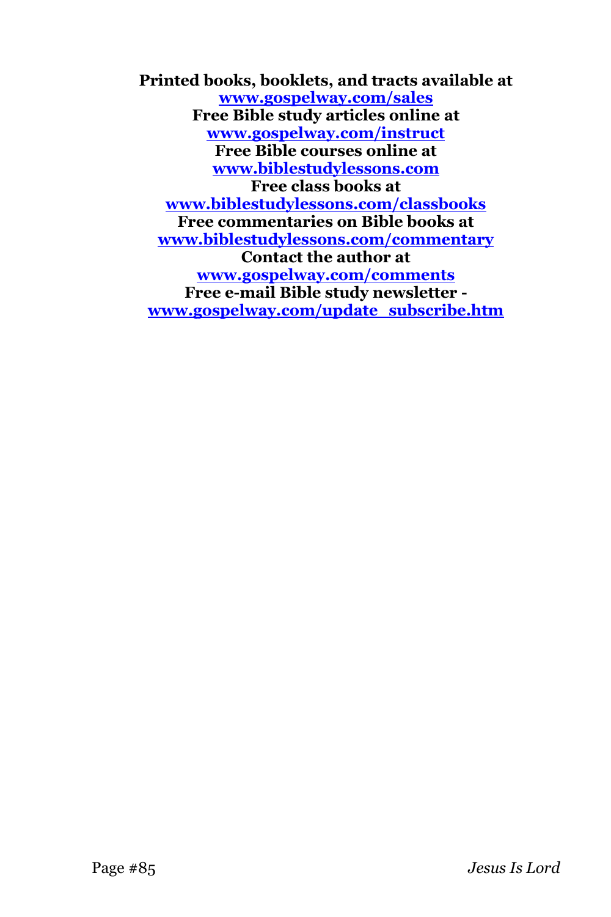**Printed books, booklets, and tracts available at**
**www.gospelway.com/sales**
**Free Bible study articles online at**
**www.gospelway.com/instruct**
**Free Bible courses online at**
**www.biblestudylessons.com**
**Free class books at**
**www.biblestudylessons.com/classbooks**
**Free commentaries on Bible books at**
**www.biblestudylessons.com/commentary**
**Contact the author at**
**www.gospelway.com/comments**
**Free e-mail Bible study newsletter -**
**www.gospelway.com/update_subscribe.htm**